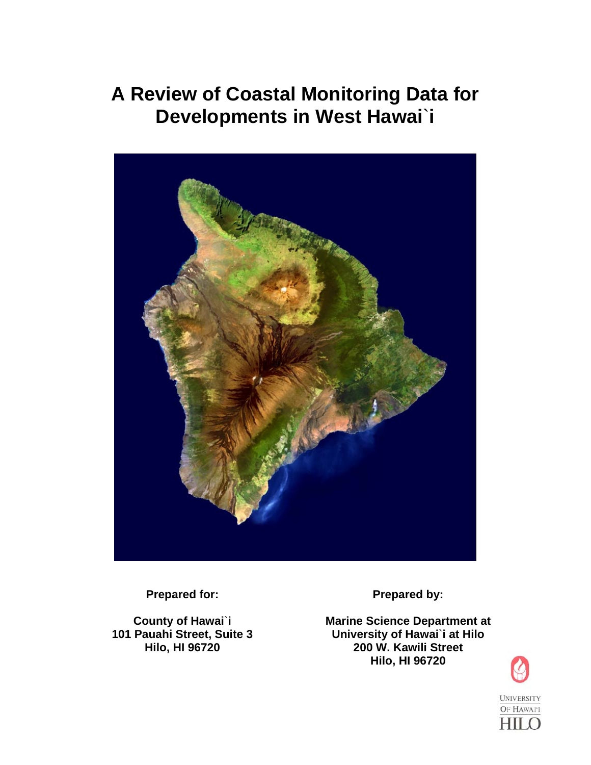# A Review of Coastal Monitoring Data for Developments in West Hawai`i

**Prepared for:**

**County of Hawai`i**
**101 Pauahi Street, Suite 3**
**Hilo, HI 96720**

**Prepared by:**

**Marine Science Department at**
**University of Hawai`i at Hilo**
**200 W. Kawili Street**
**Hilo, HI 96720**

UNIVERSITY OF HAWAI'I HILO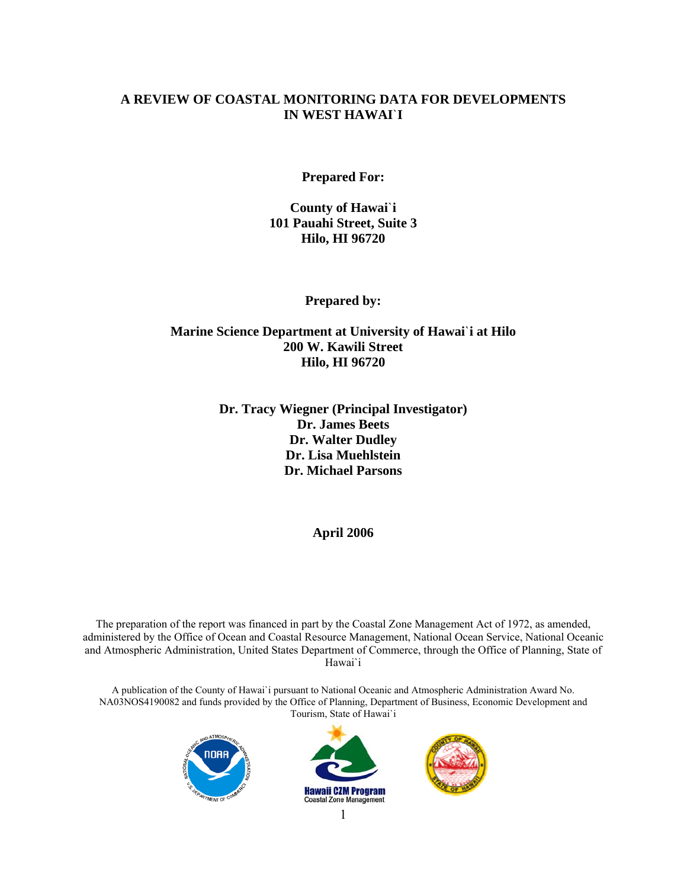# A REVIEW OF COASTAL MONITORING DATA FOR DEVELOPMENTS IN WEST HAWAI`I

**Prepared For:**

**County of Hawai`i**
**101 Pauahi Street, Suite 3**
**Hilo, HI 96720**

**Prepared by:**

**Marine Science Department at University of Hawai`i at Hilo**
**200 W. Kawili Street**
**Hilo, HI 96720**

**Dr. Tracy Wiegner (Principal Investigator)**
**Dr. James Beets**
**Dr. Walter Dudley**
**Dr. Lisa Muehlstein**
**Dr. Michael Parsons**

**April 2006**

The preparation of the report was financed in part by the Coastal Zone Management Act of 1972, as amended, administered by the Office of Ocean and Coastal Resource Management, National Ocean Service, National Oceanic and Atmospheric Administration, United States Department of Commerce, through the Office of Planning, State of Hawai`i

A publication of the County of Hawai`i pursuant to National Oceanic and Atmospheric Administration Award No. NA03NOS4190082 and funds provided by the Office of Planning, Department of Business, Economic Development and Tourism, State of Hawai`i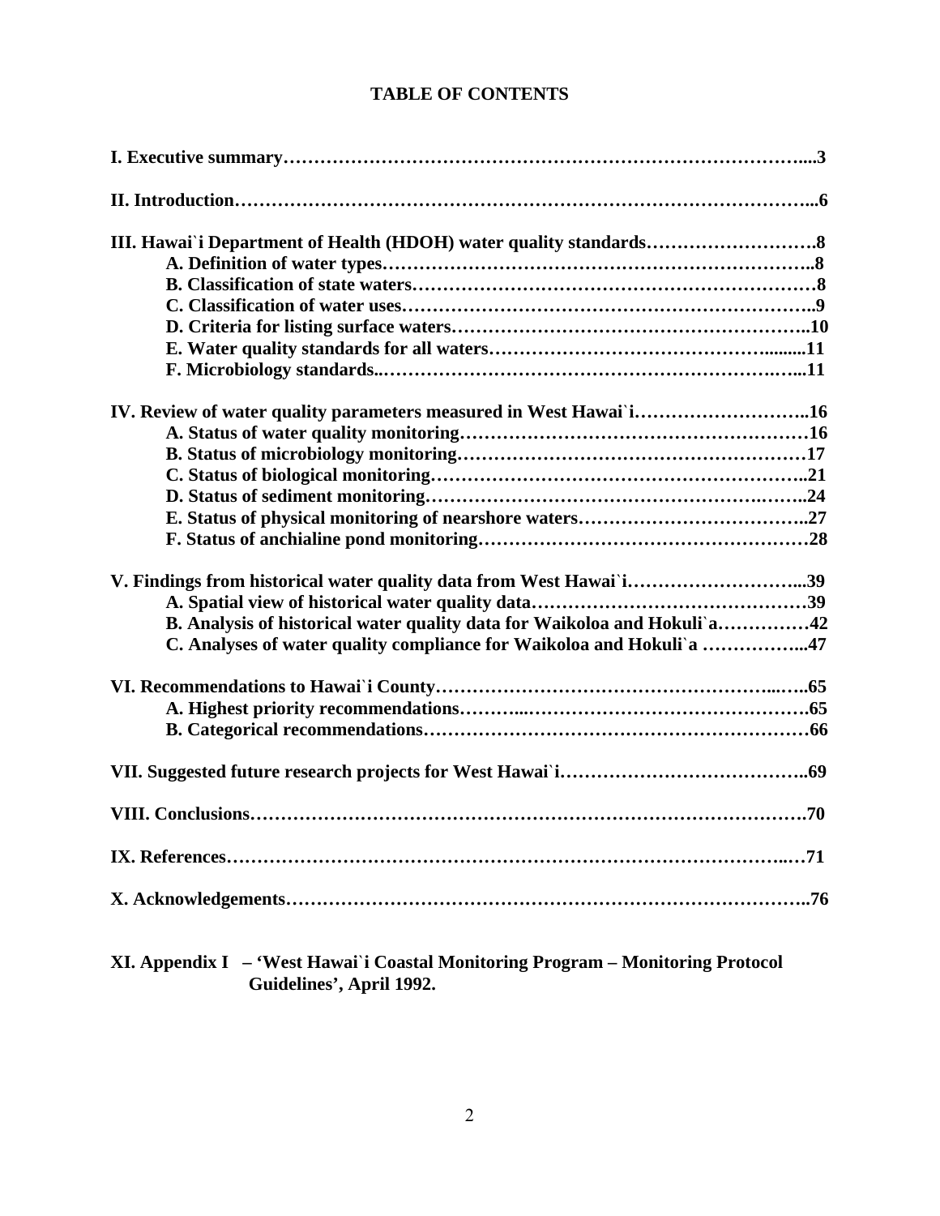# TABLE OF CONTENTS

**I. Executive summary……………………………………………………………………....3**

**II. Introduction………………………………………………………………………………...6**

**III. Hawai`i Department of Health (HDOH) water quality standards……………………….8**
- **A. Definition of water types……………………………………………………………..8**
- **B. Classification of state waters…………………………………………………………8**
- **C. Classification of water uses…………………………………………………………..9**
- **D. Criteria for listing surface waters……………………………………………………..10**
- **E. Water quality standards for all waters…………………………………….........11**
- **F. Microbiology standards..………………………………………………………….…...11**

**IV. Review of water quality parameters measured in West Hawai`i………………………..16**
- **A. Status of water quality monitoring………………………………………………………16**
- **B. Status of microbiology monitoring………………………………………………………17**
- **C. Status of biological monitoring…………………………………………………………..21**
- **D. Status of sediment monitoring…………………………………………………….……..24**
- **E. Status of physical monitoring of nearshore waters………………………………..27**
- **F. Status of anchialine pond monitoring……………………………………………………28**

**V. Findings from historical water quality data from West Hawai`i………………………...39**
- **A. Spatial view of historical water quality data…………………………………………39**
- **B. Analysis of historical water quality data for Waikoloa and Hokuli`a……………42**
- **C. Analyses of water quality compliance for Waikoloa and Hokuli`a ……………...47**

**VI. Recommendations to Hawai`i County…………………………………………...…..65**
- **A. Highest priority recommendations………...…………………………………………65**
- **B. Categorical recommendations……………………………………………………66**

**VII. Suggested future research projects for West Hawai`i…………………………………..69**

**VIII. Conclusions……………………………………………………………………………….70**

**IX. References………………………………………………………………………..…71**

**X. Acknowledgements…………………………………………………………………………..76**

**XI. Appendix I – 'West Hawai`i Coastal Monitoring Program – Monitoring Protocol Guidelines', April 1992.**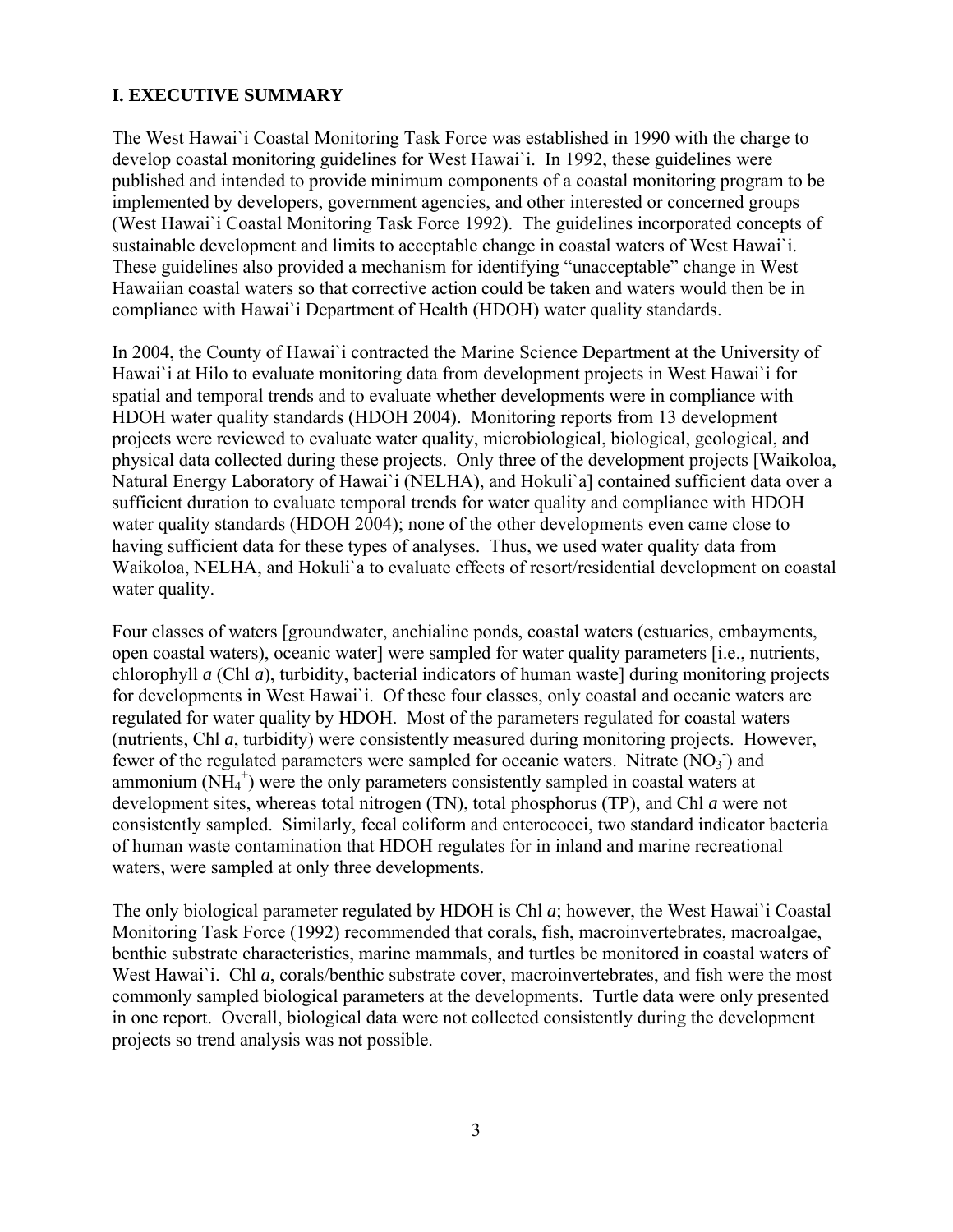## I. EXECUTIVE SUMMARY

The West Hawai`i Coastal Monitoring Task Force was established in 1990 with the charge to develop coastal monitoring guidelines for West Hawai`i. In 1992, these guidelines were published and intended to provide minimum components of a coastal monitoring program to be implemented by developers, government agencies, and other interested or concerned groups (West Hawai`i Coastal Monitoring Task Force 1992). The guidelines incorporated concepts of sustainable development and limits to acceptable change in coastal waters of West Hawai`i. These guidelines also provided a mechanism for identifying "unacceptable" change in West Hawaiian coastal waters so that corrective action could be taken and waters would then be in compliance with Hawai`i Department of Health (HDOH) water quality standards.

In 2004, the County of Hawai`i contracted the Marine Science Department at the University of Hawai`i at Hilo to evaluate monitoring data from development projects in West Hawai`i for spatial and temporal trends and to evaluate whether developments were in compliance with HDOH water quality standards (HDOH 2004). Monitoring reports from 13 development projects were reviewed to evaluate water quality, microbiological, biological, geological, and physical data collected during these projects. Only three of the development projects [Waikoloa, Natural Energy Laboratory of Hawai`i (NELHA), and Hokuli`a] contained sufficient data over a sufficient duration to evaluate temporal trends for water quality and compliance with HDOH water quality standards (HDOH 2004); none of the other developments even came close to having sufficient data for these types of analyses. Thus, we used water quality data from Waikoloa, NELHA, and Hokuli`a to evaluate effects of resort/residential development on coastal water quality.

Four classes of waters [groundwater, anchialine ponds, coastal waters (estuaries, embayments, open coastal waters), oceanic water] were sampled for water quality parameters [i.e., nutrients, chlorophyll *a* (Chl *a*), turbidity, bacterial indicators of human waste] during monitoring projects for developments in West Hawai`i. Of these four classes, only coastal and oceanic waters are regulated for water quality by HDOH. Most of the parameters regulated for coastal waters (nutrients, Chl *a*, turbidity) were consistently measured during monitoring projects. However, fewer of the regulated parameters were sampled for oceanic waters. Nitrate ($NO_3^-$) and ammonium ($NH_4^+$) were the only parameters consistently sampled in coastal waters at development sites, whereas total nitrogen (TN), total phosphorus (TP), and Chl *a* were not consistently sampled. Similarly, fecal coliform and enterococci, two standard indicator bacteria of human waste contamination that HDOH regulates for in inland and marine recreational waters, were sampled at only three developments.

The only biological parameter regulated by HDOH is Chl *a*; however, the West Hawai`i Coastal Monitoring Task Force (1992) recommended that corals, fish, macroinvertebrates, macroalgae, benthic substrate characteristics, marine mammals, and turtles be monitored in coastal waters of West Hawai`i. Chl *a*, corals/benthic substrate cover, macroinvertebrates, and fish were the most commonly sampled biological parameters at the developments. Turtle data were only presented in one report. Overall, biological data were not collected consistently during the development projects so trend analysis was not possible.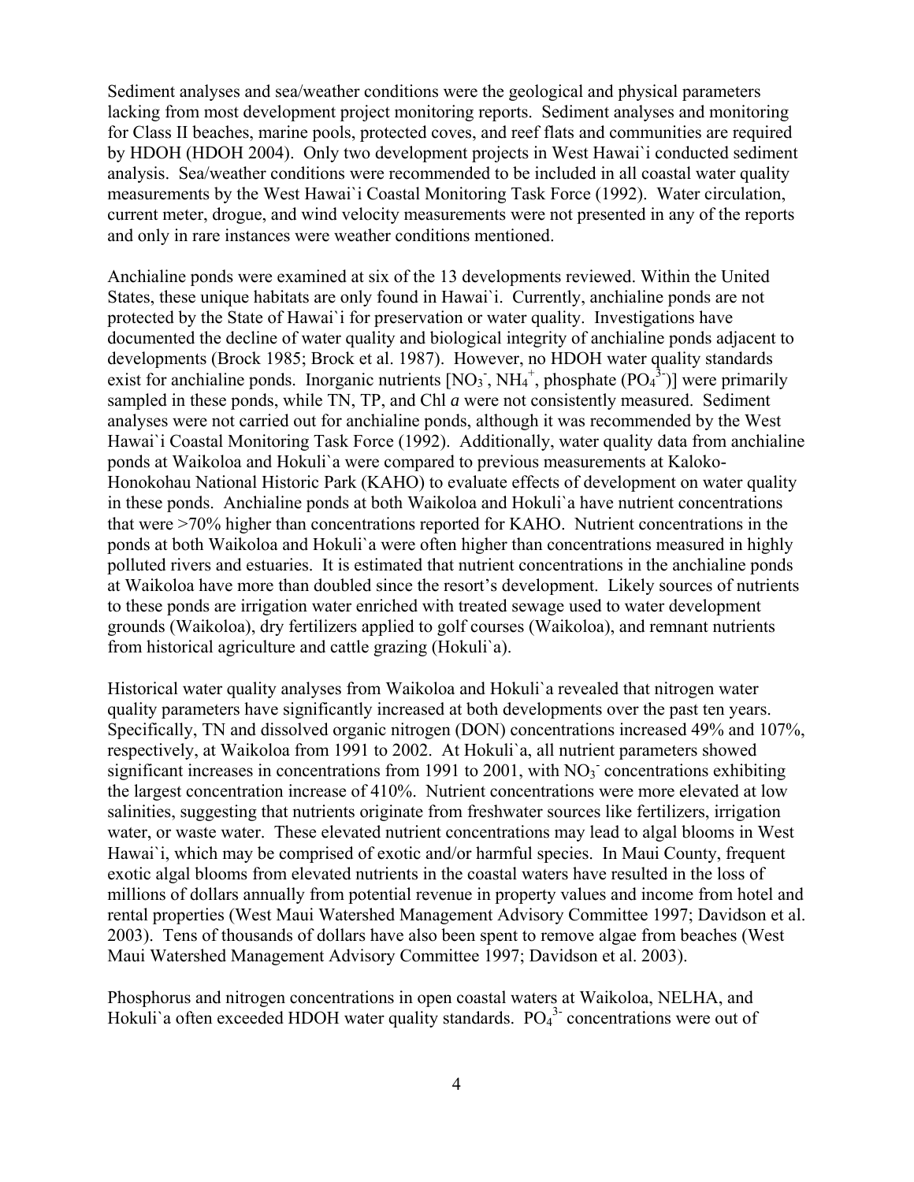Sediment analyses and sea/weather conditions were the geological and physical parameters lacking from most development project monitoring reports. Sediment analyses and monitoring for Class II beaches, marine pools, protected coves, and reef flats and communities are required by HDOH (HDOH 2004). Only two development projects in West Hawai`i conducted sediment analysis. Sea/weather conditions were recommended to be included in all coastal water quality measurements by the West Hawai`i Coastal Monitoring Task Force (1992). Water circulation, current meter, drogue, and wind velocity measurements were not presented in any of the reports and only in rare instances were weather conditions mentioned.

Anchialine ponds were examined at six of the 13 developments reviewed. Within the United States, these unique habitats are only found in Hawai`i. Currently, anchialine ponds are not protected by the State of Hawai`i for preservation or water quality. Investigations have documented the decline of water quality and biological integrity of anchialine ponds adjacent to developments (Brock 1985; Brock et al. 1987). However, no HDOH water quality standards exist for anchialine ponds. Inorganic nutrients [$NO_3^-$, $NH_4^+$, phosphate ($PO_4^{3-}$)] were primarily sampled in these ponds, while TN, TP, and Chl *a* were not consistently measured. Sediment analyses were not carried out for anchialine ponds, although it was recommended by the West Hawai`i Coastal Monitoring Task Force (1992). Additionally, water quality data from anchialine ponds at Waikoloa and Hokuli`a were compared to previous measurements at Kaloko-Honokohau National Historic Park (KAHO) to evaluate effects of development on water quality in these ponds. Anchialine ponds at both Waikoloa and Hokuli`a have nutrient concentrations that were >70% higher than concentrations reported for KAHO. Nutrient concentrations in the ponds at both Waikoloa and Hokuli`a were often higher than concentrations measured in highly polluted rivers and estuaries. It is estimated that nutrient concentrations in the anchialine ponds at Waikoloa have more than doubled since the resort's development. Likely sources of nutrients to these ponds are irrigation water enriched with treated sewage used to water development grounds (Waikoloa), dry fertilizers applied to golf courses (Waikoloa), and remnant nutrients from historical agriculture and cattle grazing (Hokuli`a).

Historical water quality analyses from Waikoloa and Hokuli`a revealed that nitrogen water quality parameters have significantly increased at both developments over the past ten years. Specifically, TN and dissolved organic nitrogen (DON) concentrations increased 49% and 107%, respectively, at Waikoloa from 1991 to 2002. At Hokuli`a, all nutrient parameters showed significant increases in concentrations from 1991 to 2001, with $NO_3^-$ concentrations exhibiting the largest concentration increase of 410%. Nutrient concentrations were more elevated at low salinities, suggesting that nutrients originate from freshwater sources like fertilizers, irrigation water, or waste water. These elevated nutrient concentrations may lead to algal blooms in West Hawai`i, which may be comprised of exotic and/or harmful species. In Maui County, frequent exotic algal blooms from elevated nutrients in the coastal waters have resulted in the loss of millions of dollars annually from potential revenue in property values and income from hotel and rental properties (West Maui Watershed Management Advisory Committee 1997; Davidson et al. 2003). Tens of thousands of dollars have also been spent to remove algae from beaches (West Maui Watershed Management Advisory Committee 1997; Davidson et al. 2003).

Phosphorus and nitrogen concentrations in open coastal waters at Waikoloa, NELHA, and Hokuli`a often exceeded HDOH water quality standards. $PO_4^{3-}$ concentrations were out of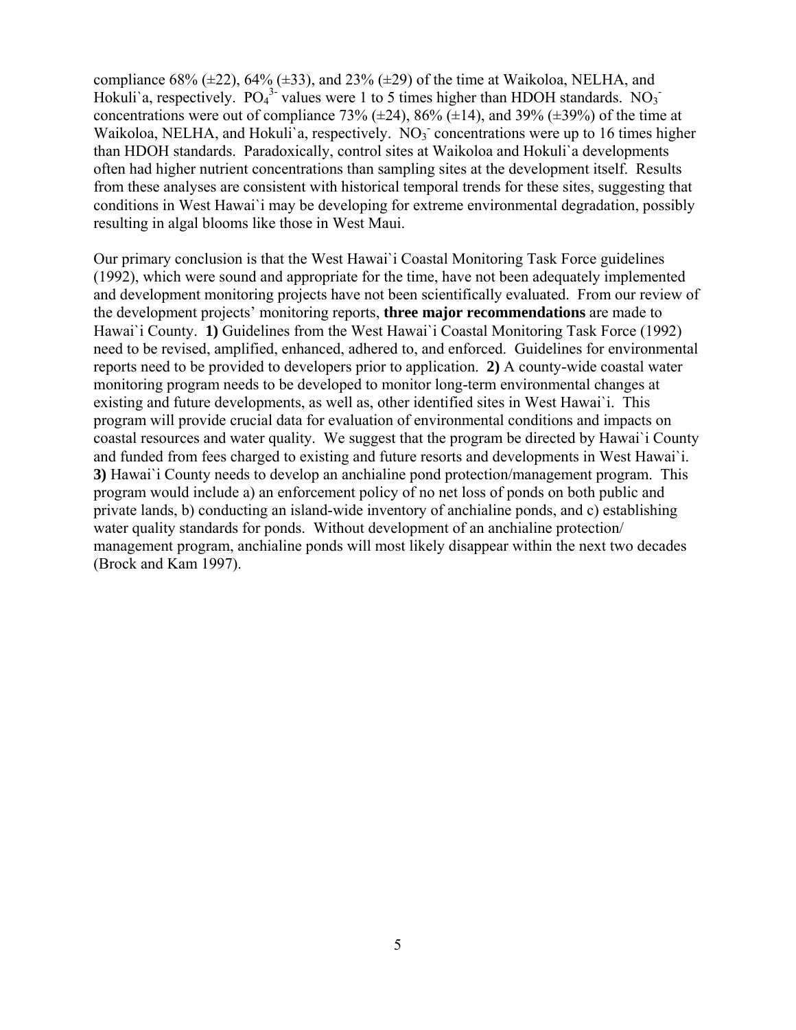compliance 68% (±22), 64% (±33), and 23% (±29) of the time at Waikoloa, NELHA, and Hokuli`a, respectively. $PO_4^{3-}$ values were 1 to 5 times higher than HDOH standards. $NO_3^-$ concentrations were out of compliance 73% (±24), 86% (±14), and 39% (±39%) of the time at Waikoloa, NELHA, and Hokuli`a, respectively. $NO_3^-$ concentrations were up to 16 times higher than HDOH standards. Paradoxically, control sites at Waikoloa and Hokuli`a developments often had higher nutrient concentrations than sampling sites at the development itself. Results from these analyses are consistent with historical temporal trends for these sites, suggesting that conditions in West Hawai`i may be developing for extreme environmental degradation, possibly resulting in algal blooms like those in West Maui.

Our primary conclusion is that the West Hawai`i Coastal Monitoring Task Force guidelines (1992), which were sound and appropriate for the time, have not been adequately implemented and development monitoring projects have not been scientifically evaluated. From our review of the development projects' monitoring reports, **three major recommendations** are made to Hawai`i County. **1)** Guidelines from the West Hawai`i Coastal Monitoring Task Force (1992) need to be revised, amplified, enhanced, adhered to, and enforced. Guidelines for environmental reports need to be provided to developers prior to application. **2)** A county-wide coastal water monitoring program needs to be developed to monitor long-term environmental changes at existing and future developments, as well as, other identified sites in West Hawai`i. This program will provide crucial data for evaluation of environmental conditions and impacts on coastal resources and water quality. We suggest that the program be directed by Hawai`i County and funded from fees charged to existing and future resorts and developments in West Hawai`i. **3)** Hawai`i County needs to develop an anchialine pond protection/management program. This program would include a) an enforcement policy of no net loss of ponds on both public and private lands, b) conducting an island-wide inventory of anchialine ponds, and c) establishing water quality standards for ponds. Without development of an anchialine protection/ management program, anchialine ponds will most likely disappear within the next two decades (Brock and Kam 1997).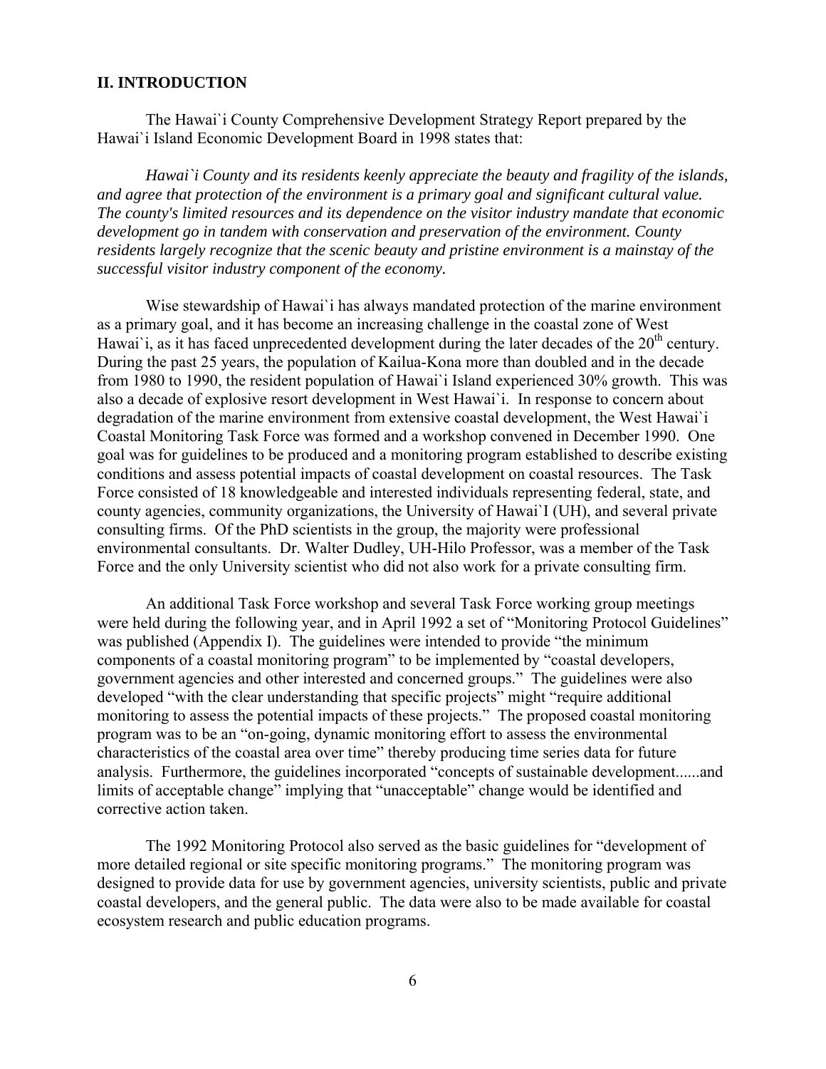## II. INTRODUCTION

The Hawai`i County Comprehensive Development Strategy Report prepared by the Hawai`i Island Economic Development Board in 1998 states that:

*Hawai`i County and its residents keenly appreciate the beauty and fragility of the islands, and agree that protection of the environment is a primary goal and significant cultural value. The county's limited resources and its dependence on the visitor industry mandate that economic development go in tandem with conservation and preservation of the environment. County residents largely recognize that the scenic beauty and pristine environment is a mainstay of the successful visitor industry component of the economy.*

Wise stewardship of Hawai`i has always mandated protection of the marine environment as a primary goal, and it has become an increasing challenge in the coastal zone of West Hawai`i, as it has faced unprecedented development during the later decades of the 20th century. During the past 25 years, the population of Kailua-Kona more than doubled and in the decade from 1980 to 1990, the resident population of Hawai`i Island experienced 30% growth. This was also a decade of explosive resort development in West Hawai`i. In response to concern about degradation of the marine environment from extensive coastal development, the West Hawai`i Coastal Monitoring Task Force was formed and a workshop convened in December 1990. One goal was for guidelines to be produced and a monitoring program established to describe existing conditions and assess potential impacts of coastal development on coastal resources. The Task Force consisted of 18 knowledgeable and interested individuals representing federal, state, and county agencies, community organizations, the University of Hawai`I (UH), and several private consulting firms. Of the PhD scientists in the group, the majority were professional environmental consultants. Dr. Walter Dudley, UH-Hilo Professor, was a member of the Task Force and the only University scientist who did not also work for a private consulting firm.

An additional Task Force workshop and several Task Force working group meetings were held during the following year, and in April 1992 a set of "Monitoring Protocol Guidelines" was published (Appendix I). The guidelines were intended to provide "the minimum components of a coastal monitoring program" to be implemented by "coastal developers, government agencies and other interested and concerned groups." The guidelines were also developed "with the clear understanding that specific projects" might "require additional monitoring to assess the potential impacts of these projects." The proposed coastal monitoring program was to be an "on-going, dynamic monitoring effort to assess the environmental characteristics of the coastal area over time" thereby producing time series data for future analysis. Furthermore, the guidelines incorporated "concepts of sustainable development......and limits of acceptable change" implying that "unacceptable" change would be identified and corrective action taken.

The 1992 Monitoring Protocol also served as the basic guidelines for "development of more detailed regional or site specific monitoring programs." The monitoring program was designed to provide data for use by government agencies, university scientists, public and private coastal developers, and the general public. The data were also to be made available for coastal ecosystem research and public education programs.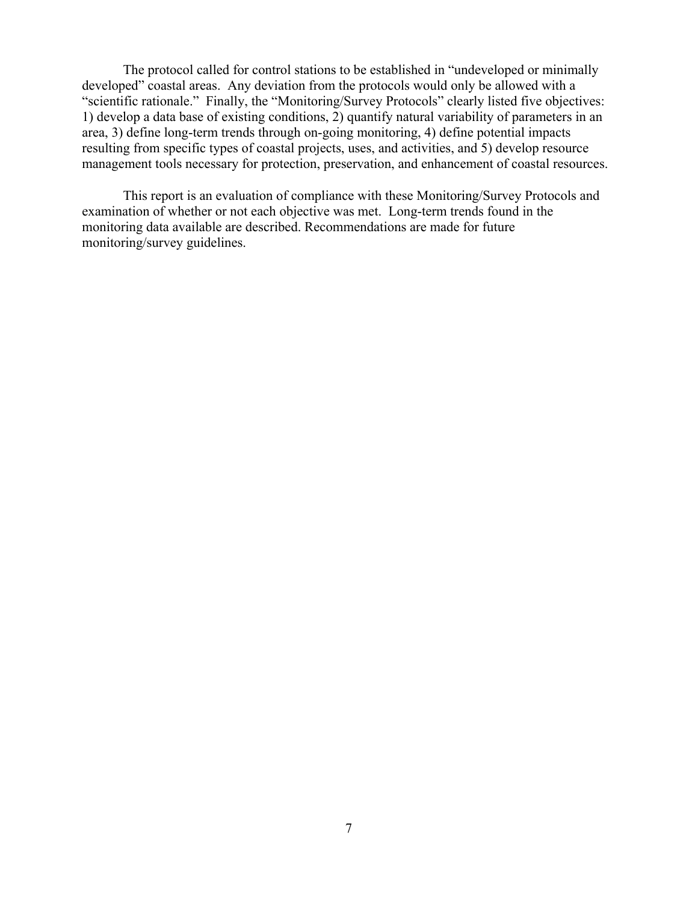The protocol called for control stations to be established in "undeveloped or minimally developed" coastal areas. Any deviation from the protocols would only be allowed with a "scientific rationale." Finally, the "Monitoring/Survey Protocols" clearly listed five objectives: 1) develop a data base of existing conditions, 2) quantify natural variability of parameters in an area, 3) define long-term trends through on-going monitoring, 4) define potential impacts resulting from specific types of coastal projects, uses, and activities, and 5) develop resource management tools necessary for protection, preservation, and enhancement of coastal resources.

This report is an evaluation of compliance with these Monitoring/Survey Protocols and examination of whether or not each objective was met. Long-term trends found in the monitoring data available are described. Recommendations are made for future monitoring/survey guidelines.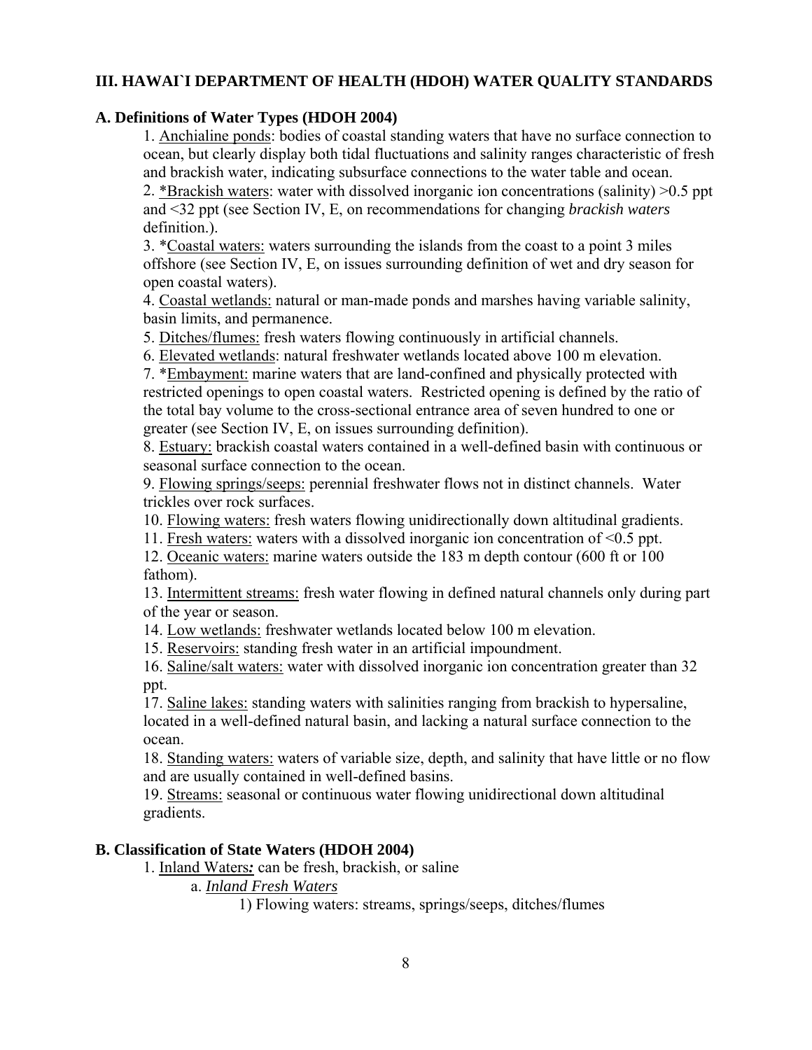## III. HAWAI`I DEPARTMENT OF HEALTH (HDOH) WATER QUALITY STANDARDS

### A. Definitions of Water Types (HDOH 2004)

1. Anchialine ponds: bodies of coastal standing waters that have no surface connection to ocean, but clearly display both tidal fluctuations and salinity ranges characteristic of fresh and brackish water, indicating subsurface connections to the water table and ocean.
2. *Brackish waters: water with dissolved inorganic ion concentrations (salinity) >0.5 ppt and <32 ppt (see Section IV, E, on recommendations for changing *brackish waters* definition.).
3. *Coastal waters: waters surrounding the islands from the coast to a point 3 miles offshore (see Section IV, E, on issues surrounding definition of wet and dry season for open coastal waters).
4. Coastal wetlands: natural or man-made ponds and marshes having variable salinity, basin limits, and permanence.
5. Ditches/flumes: fresh waters flowing continuously in artificial channels.
6. Elevated wetlands: natural freshwater wetlands located above 100 m elevation.
7. *Embayment: marine waters that are land-confined and physically protected with restricted openings to open coastal waters. Restricted opening is defined by the ratio of the total bay volume to the cross-sectional entrance area of seven hundred to one or greater (see Section IV, E, on issues surrounding definition).
8. Estuary: brackish coastal waters contained in a well-defined basin with continuous or seasonal surface connection to the ocean.
9. Flowing springs/seeps: perennial freshwater flows not in distinct channels. Water trickles over rock surfaces.
10. Flowing waters: fresh waters flowing unidirectionally down altitudinal gradients.
11. Fresh waters: waters with a dissolved inorganic ion concentration of <0.5 ppt.
12. Oceanic waters: marine waters outside the 183 m depth contour (600 ft or 100 fathom).
13. Intermittent streams: fresh water flowing in defined natural channels only during part of the year or season.
14. Low wetlands: freshwater wetlands located below 100 m elevation.
15. Reservoirs: standing fresh water in an artificial impoundment.
16. Saline/salt waters: water with dissolved inorganic ion concentration greater than 32 ppt.
17. Saline lakes: standing waters with salinities ranging from brackish to hypersaline, located in a well-defined natural basin, and lacking a natural surface connection to the ocean.
18. Standing waters: waters of variable size, depth, and salinity that have little or no flow and are usually contained in well-defined basins.
19. Streams: seasonal or continuous water flowing unidirectional down altitudinal gradients.

### B. Classification of State Waters (HDOH 2004)

1. Inland Waters***:*** can be fresh, brackish, or saline
   a. ***Inland Fresh Waters***
      1) Flowing waters: streams, springs/seeps, ditches/flumes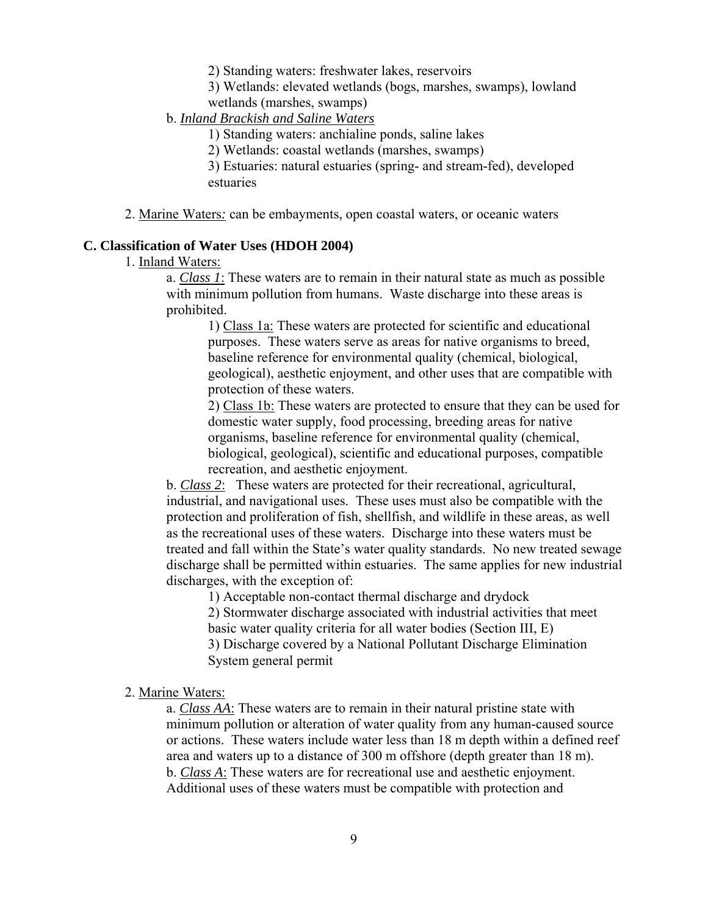2) Standing waters: freshwater lakes, reservoirs

3) Wetlands: elevated wetlands (bogs, marshes, swamps), lowland wetlands (marshes, swamps)

b. ***Inland Brackish and Saline Waters***

1) Standing waters: anchialine ponds, saline lakes

2) Wetlands: coastal wetlands (marshes, swamps)

3) Estuaries: natural estuaries (spring- and stream-fed), developed estuaries

2. Marine Waters*:* can be embayments, open coastal waters, or oceanic waters

### C. Classification of Water Uses (HDOH 2004)

1. Inland Waters:

a. ***Class 1***: These waters are to remain in their natural state as much as possible with minimum pollution from humans. Waste discharge into these areas is prohibited.

1) Class 1a: These waters are protected for scientific and educational purposes. These waters serve as areas for native organisms to breed, baseline reference for environmental quality (chemical, biological, geological), aesthetic enjoyment, and other uses that are compatible with protection of these waters.

2) Class 1b: These waters are protected to ensure that they can be used for domestic water supply, food processing, breeding areas for native organisms, baseline reference for environmental quality (chemical, biological, geological), scientific and educational purposes, compatible recreation, and aesthetic enjoyment.

b. ***Class 2***: These waters are protected for their recreational, agricultural, industrial, and navigational uses. These uses must also be compatible with the protection and proliferation of fish, shellfish, and wildlife in these areas, as well as the recreational uses of these waters. Discharge into these waters must be treated and fall within the State's water quality standards. No new treated sewage discharge shall be permitted within estuaries. The same applies for new industrial discharges, with the exception of:

1) Acceptable non-contact thermal discharge and drydock

2) Stormwater discharge associated with industrial activities that meet basic water quality criteria for all water bodies (Section III, E)

3) Discharge covered by a National Pollutant Discharge Elimination System general permit

2. Marine Waters:

a. ***Class AA***: These waters are to remain in their natural pristine state with minimum pollution or alteration of water quality from any human-caused source or actions. These waters include water less than 18 m depth within a defined reef area and waters up to a distance of 300 m offshore (depth greater than 18 m).

b. ***Class A***: These waters are for recreational use and aesthetic enjoyment. Additional uses of these waters must be compatible with protection and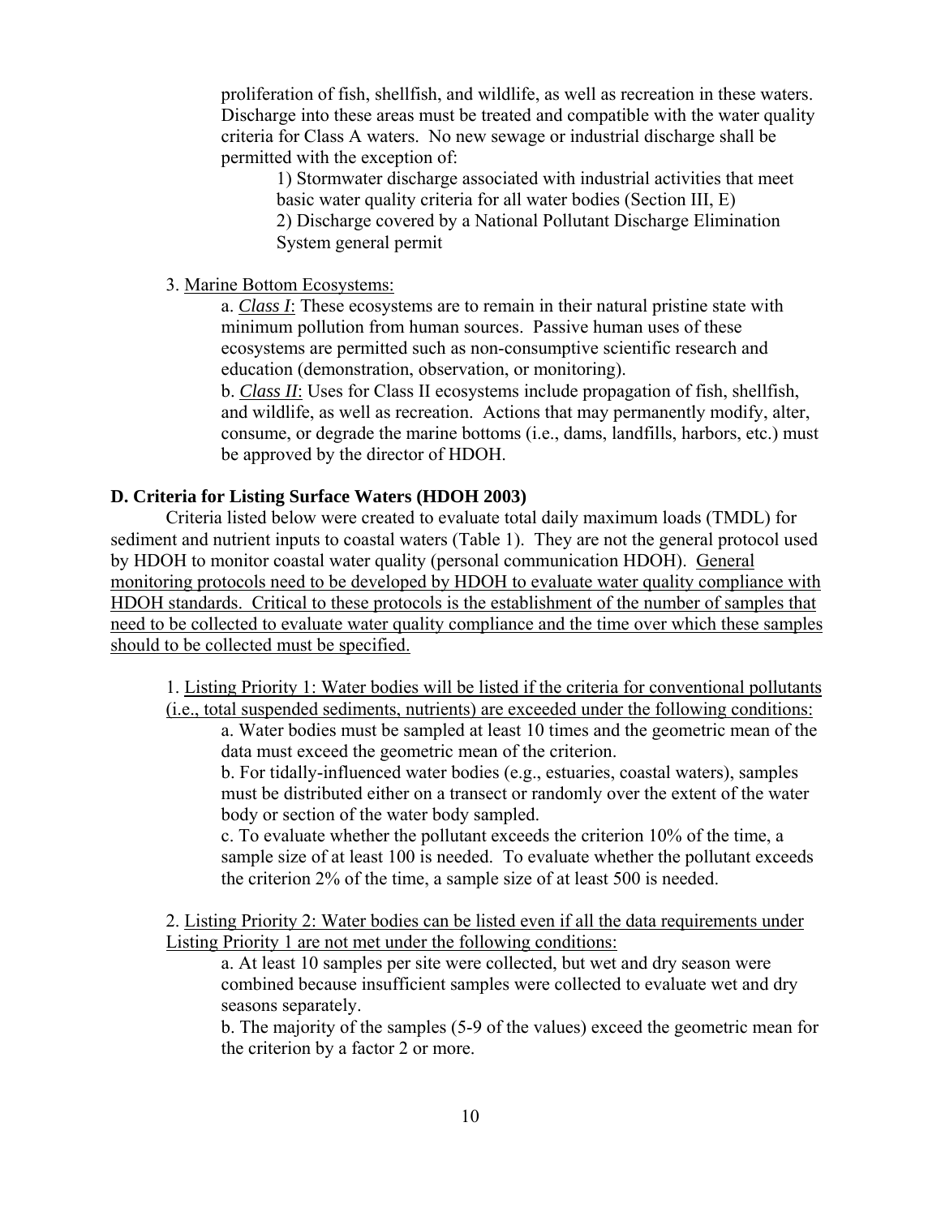proliferation of fish, shellfish, and wildlife, as well as recreation in these waters. Discharge into these areas must be treated and compatible with the water quality criteria for Class A waters. No new sewage or industrial discharge shall be permitted with the exception of:

1) Stormwater discharge associated with industrial activities that meet basic water quality criteria for all water bodies (Section III, E)
2) Discharge covered by a National Pollutant Discharge Elimination System general permit

3. <u>Marine Bottom Ecosystems:</u>

a. <u>*Class I*</u>: These ecosystems are to remain in their natural pristine state with minimum pollution from human sources. Passive human uses of these ecosystems are permitted such as non-consumptive scientific research and education (demonstration, observation, or monitoring).
b. <u>*Class II*</u>: Uses for Class II ecosystems include propagation of fish, shellfish, and wildlife, as well as recreation. Actions that may permanently modify, alter, consume, or degrade the marine bottoms (i.e., dams, landfills, harbors, etc.) must be approved by the director of HDOH.

**D. Criteria for Listing Surface Waters (HDOH 2003)**

Criteria listed below were created to evaluate total daily maximum loads (TMDL) for sediment and nutrient inputs to coastal waters (Table 1). They are not the general protocol used by HDOH to monitor coastal water quality (personal communication HDOH). <u>General monitoring protocols need to be developed by HDOH to evaluate water quality compliance with HDOH standards. Critical to these protocols is the establishment of the number of samples that need to be collected to evaluate water quality compliance and the time over which these samples should to be collected must be specified.</u>

1. <u>Listing Priority 1: Water bodies will be listed if the criteria for conventional pollutants (i.e., total suspended sediments, nutrients) are exceeded under the following conditions:</u>

a. Water bodies must be sampled at least 10 times and the geometric mean of the data must exceed the geometric mean of the criterion.
b. For tidally-influenced water bodies (e.g., estuaries, coastal waters), samples must be distributed either on a transect or randomly over the extent of the water body or section of the water body sampled.
c. To evaluate whether the pollutant exceeds the criterion 10% of the time, a sample size of at least 100 is needed. To evaluate whether the pollutant exceeds the criterion 2% of the time, a sample size of at least 500 is needed.

2. <u>Listing Priority 2: Water bodies can be listed even if all the data requirements under Listing Priority 1 are not met under the following conditions:</u>

a. At least 10 samples per site were collected, but wet and dry season were combined because insufficient samples were collected to evaluate wet and dry seasons separately.
b. The majority of the samples (5-9 of the values) exceed the geometric mean for the criterion by a factor 2 or more.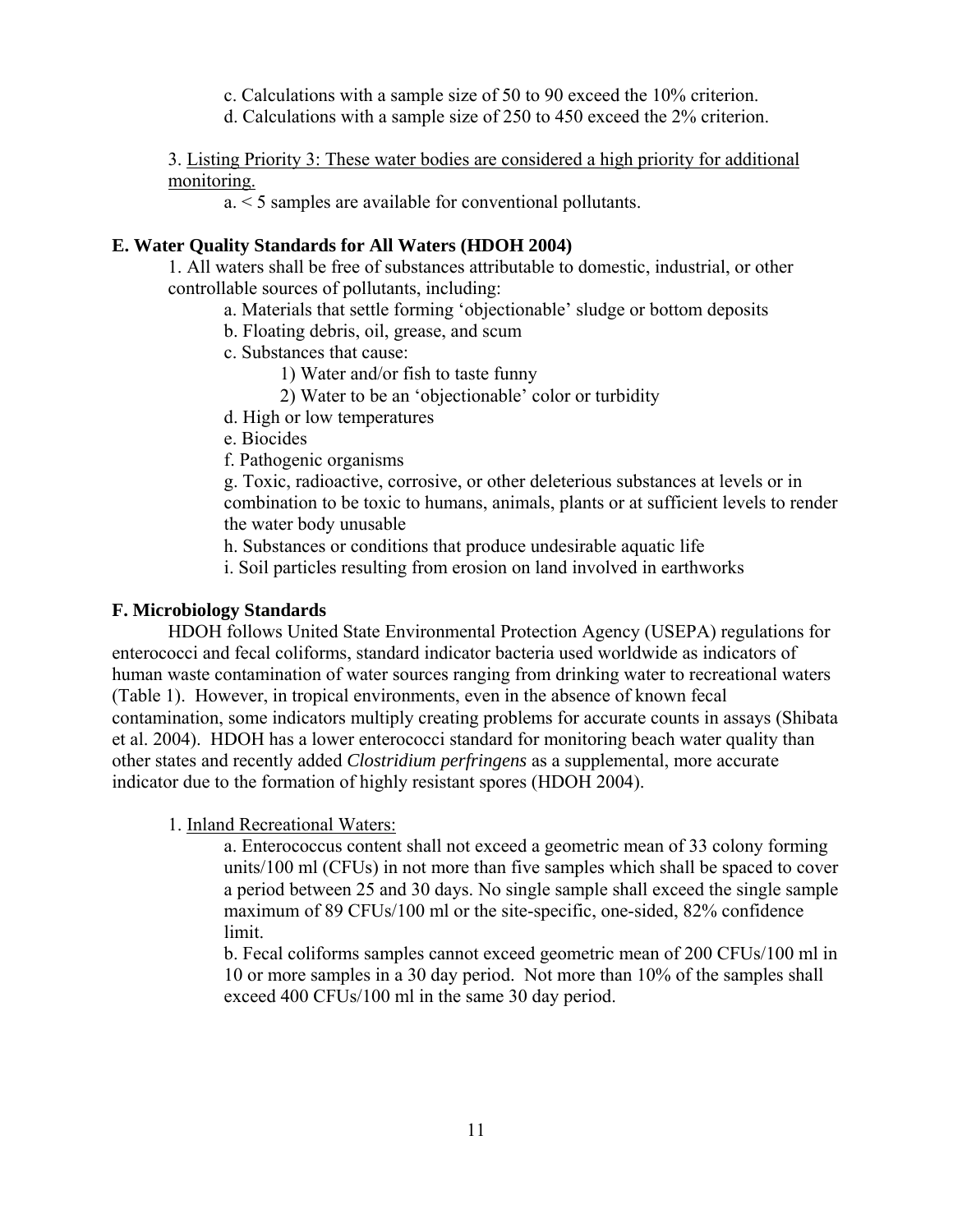c. Calculations with a sample size of 50 to 90 exceed the 10% criterion.

d. Calculations with a sample size of 250 to 450 exceed the 2% criterion.

3. Listing Priority 3: These water bodies are considered a high priority for additional monitoring.

   a. < 5 samples are available for conventional pollutants.

**E. Water Quality Standards for All Waters (HDOH 2004)**

1. All waters shall be free of substances attributable to domestic, industrial, or other controllable sources of pollutants, including:

   a. Materials that settle forming 'objectionable' sludge or bottom deposits

   b. Floating debris, oil, grease, and scum

   c. Substances that cause:

      1) Water and/or fish to taste funny

      2) Water to be an 'objectionable' color or turbidity

   d. High or low temperatures

   e. Biocides

   f. Pathogenic organisms

   g. Toxic, radioactive, corrosive, or other deleterious substances at levels or in combination to be toxic to humans, animals, plants or at sufficient levels to render the water body unusable

   h. Substances or conditions that produce undesirable aquatic life

   i. Soil particles resulting from erosion on land involved in earthworks

**F. Microbiology Standards**

HDOH follows United State Environmental Protection Agency (USEPA) regulations for enterococci and fecal coliforms, standard indicator bacteria used worldwide as indicators of human waste contamination of water sources ranging from drinking water to recreational waters (Table 1). However, in tropical environments, even in the absence of known fecal contamination, some indicators multiply creating problems for accurate counts in assays (Shibata et al. 2004). HDOH has a lower enterococci standard for monitoring beach water quality than other states and recently added *Clostridium perfringens* as a supplemental, more accurate indicator due to the formation of highly resistant spores (HDOH 2004).

1. Inland Recreational Waters:

   a. Enterococcus content shall not exceed a geometric mean of 33 colony forming units/100 ml (CFUs) in not more than five samples which shall be spaced to cover a period between 25 and 30 days. No single sample shall exceed the single sample maximum of 89 CFUs/100 ml or the site-specific, one-sided, 82% confidence limit.

   b. Fecal coliforms samples cannot exceed geometric mean of 200 CFUs/100 ml in 10 or more samples in a 30 day period. Not more than 10% of the samples shall exceed 400 CFUs/100 ml in the same 30 day period.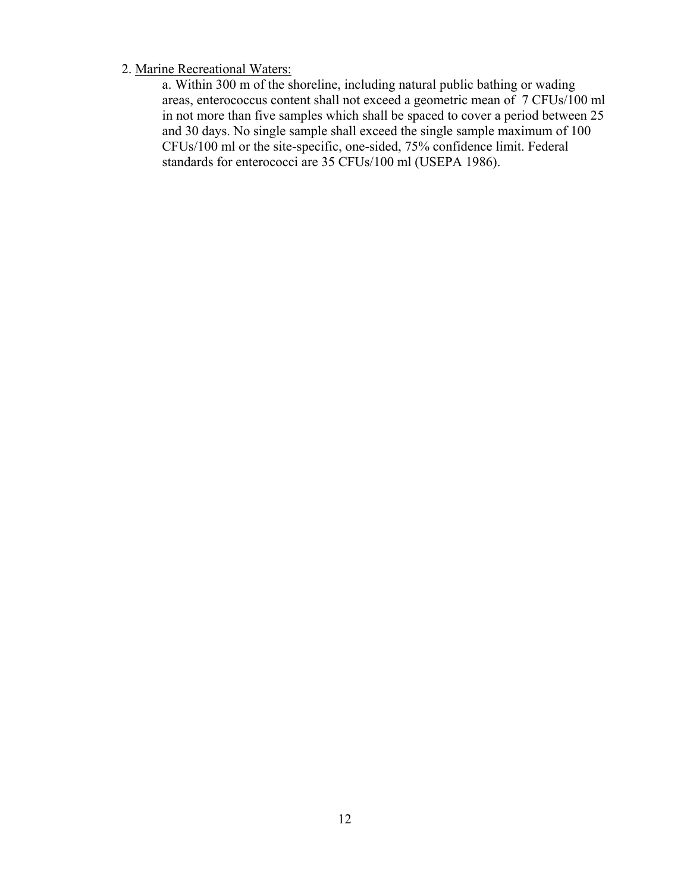2. Marine Recreational Waters:

a. Within 300 m of the shoreline, including natural public bathing or wading areas, enterococcus content shall not exceed a geometric mean of 7 CFUs/100 ml in not more than five samples which shall be spaced to cover a period between 25 and 30 days. No single sample shall exceed the single sample maximum of 100 CFUs/100 ml or the site-specific, one-sided, 75% confidence limit. Federal standards for enterococci are 35 CFUs/100 ml (USEPA 1986).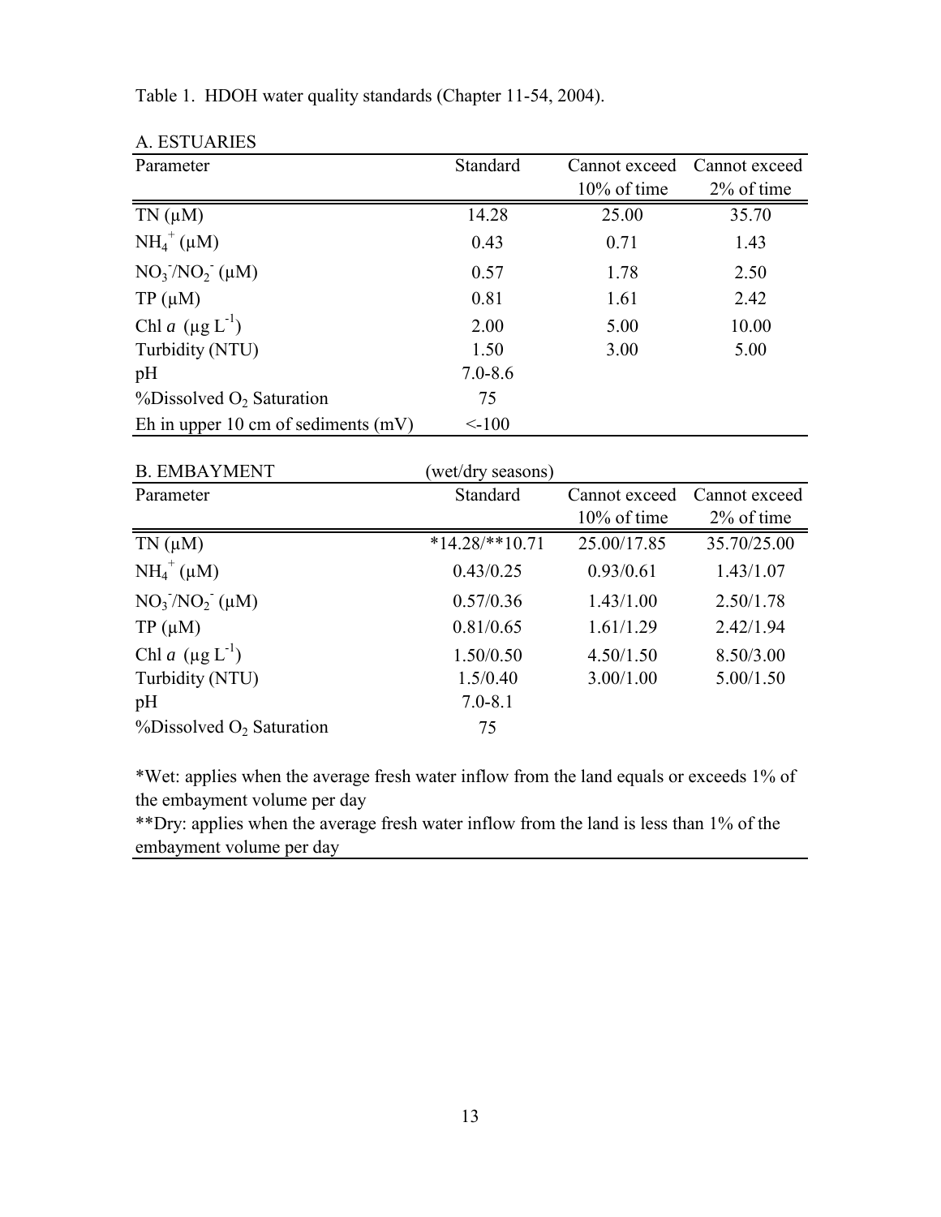Table 1. HDOH water quality standards (Chapter 11-54, 2004).

A. ESTUARIES

| Parameter | Standard | Cannot exceed 10% of time | Cannot exceed 2% of time |
|---|---|---|---|
| TN (μM) | 14.28 | 25.00 | 35.70 |
| $NH_4^+$ (μM) | 0.43 | 0.71 | 1.43 |
| $NO_3^-/NO_2^-$ (μM) | 0.57 | 1.78 | 2.50 |
| TP (μM) | 0.81 | 1.61 | 2.42 |
| Chl *a* (μg $L^{-1}$) | 2.00 | 5.00 | 10.00 |
| Turbidity (NTU) | 1.50 | 3.00 | 5.00 |
| pH | 7.0-8.6 | | |
| %Dissolved $O_2$ Saturation | 75 | | |
| Eh in upper 10 cm of sediments (mV) | <-100 | | |

B. EMBAYMENT (wet/dry seasons)

| Parameter | Standard | Cannot exceed 10% of time | Cannot exceed 2% of time |
|---|---|---|---|
| TN (μM) | *14.28/**10.71 | 25.00/17.85 | 35.70/25.00 |
| $NH_4^+$ (μM) | 0.43/0.25 | 0.93/0.61 | 1.43/1.07 |
| $NO_3^-/NO_2^-$ (μM) | 0.57/0.36 | 1.43/1.00 | 2.50/1.78 |
| TP (μM) | 0.81/0.65 | 1.61/1.29 | 2.42/1.94 |
| Chl *a* (μg $L^{-1}$) | 1.50/0.50 | 4.50/1.50 | 8.50/3.00 |
| Turbidity (NTU) | 1.5/0.40 | 3.00/1.00 | 5.00/1.50 |
| pH | 7.0-8.1 | | |
| %Dissolved $O_2$ Saturation | 75 | | |

*Wet: applies when the average fresh water inflow from the land equals or exceeds 1% of the embayment volume per day

**Dry: applies when the average fresh water inflow from the land is less than 1% of the embayment volume per day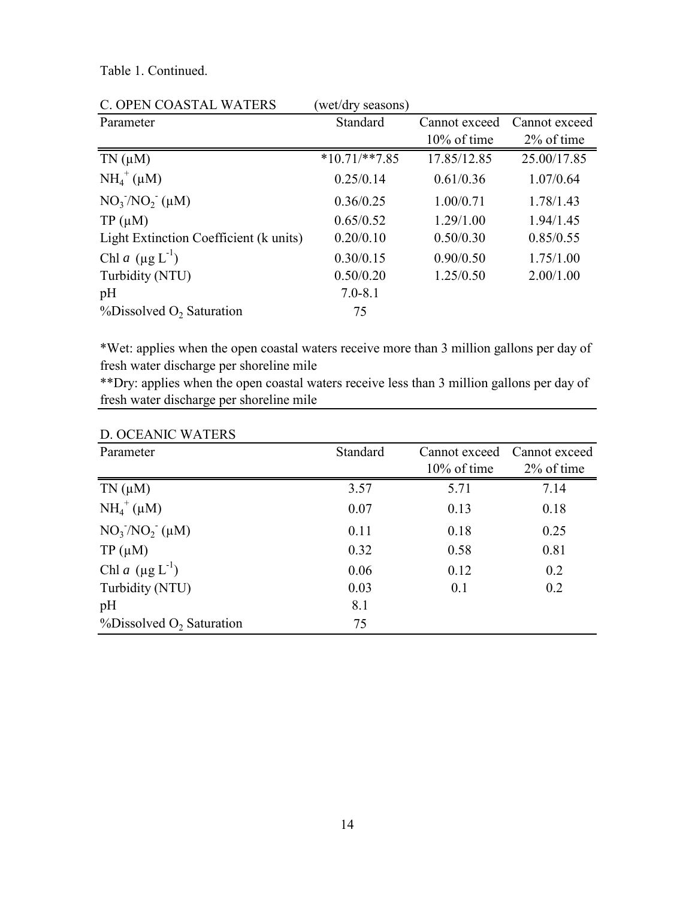Table 1. Continued.

| C. OPEN COASTAL WATERS | (wet/dry seasons) | | |
|---|---|---|---|
| Parameter | Standard | Cannot exceed 10% of time | Cannot exceed 2% of time |
| TN (μM) | *10.71/**7.85 | 17.85/12.85 | 25.00/17.85 |
| $NH_4^+$ (μM) | 0.25/0.14 | 0.61/0.36 | 1.07/0.64 |
| $NO_3^-/NO_2^-$ (μM) | 0.36/0.25 | 1.00/0.71 | 1.78/1.43 |
| TP (μM) | 0.65/0.52 | 1.29/1.00 | 1.94/1.45 |
| Light Extinction Coefficient (k units) | 0.20/0.10 | 0.50/0.30 | 0.85/0.55 |
| Chl *a* (μg $L^{-1}$) | 0.30/0.15 | 0.90/0.50 | 1.75/1.00 |
| Turbidity (NTU) | 0.50/0.20 | 1.25/0.50 | 2.00/1.00 |
| pH | 7.0-8.1 | | |
| %Dissolved $O_2$ Saturation | 75 | | |

*Wet: applies when the open coastal waters receive more than 3 million gallons per day of fresh water discharge per shoreline mile

**Dry: applies when the open coastal waters receive less than 3 million gallons per day of fresh water discharge per shoreline mile

| D. OCEANIC WATERS | | | |
|---|---|---|---|
| Parameter | Standard | Cannot exceed 10% of time | Cannot exceed 2% of time |
| TN (μM) | 3.57 | 5.71 | 7.14 |
| $NH_4^+$ (μM) | 0.07 | 0.13 | 0.18 |
| $NO_3^-/NO_2^-$ (μM) | 0.11 | 0.18 | 0.25 |
| TP (μM) | 0.32 | 0.58 | 0.81 |
| Chl *a* (μg $L^{-1}$) | 0.06 | 0.12 | 0.2 |
| Turbidity (NTU) | 0.03 | 0.1 | 0.2 |
| pH | 8.1 | | |
| %Dissolved $O_2$ Saturation | 75 | | |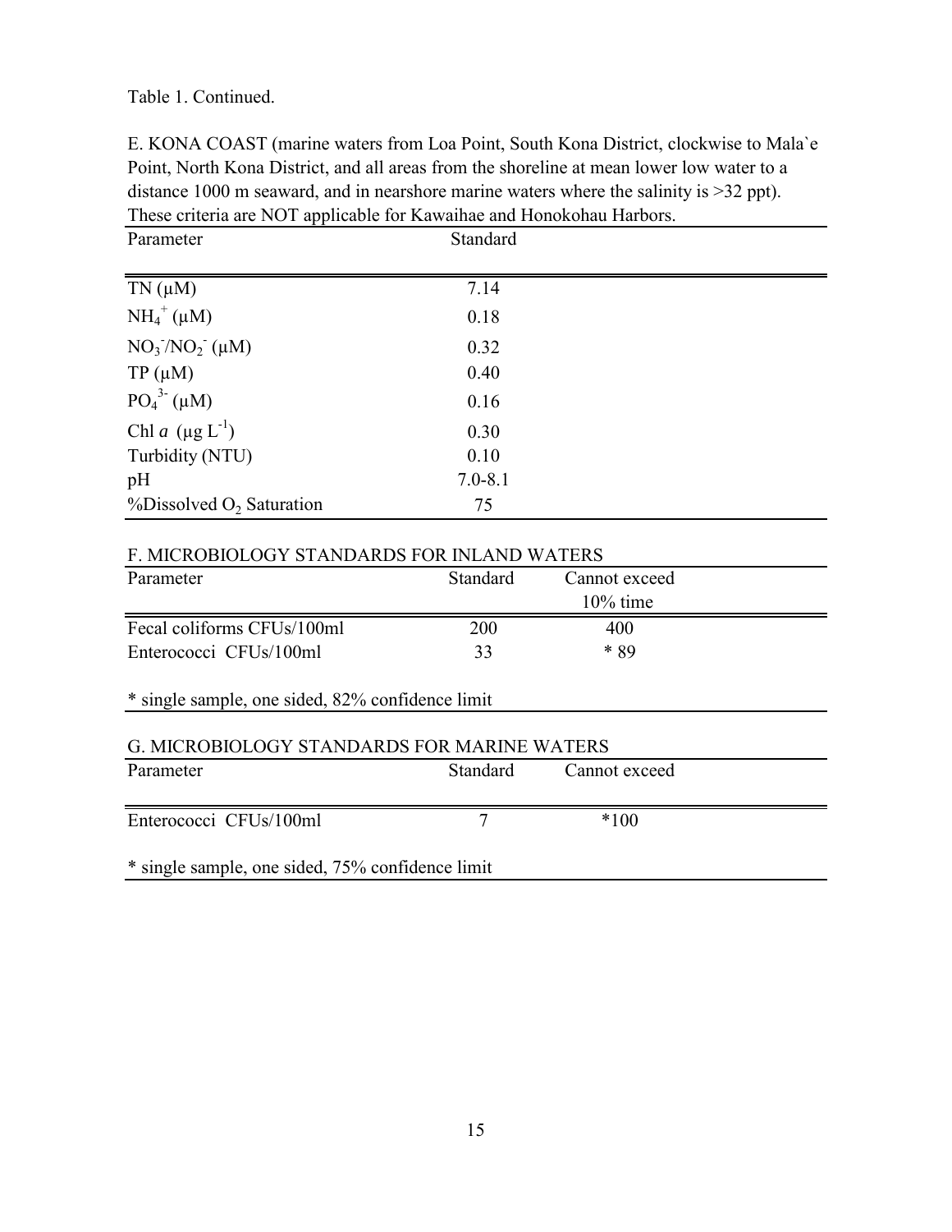Table 1. Continued.

E. KONA COAST (marine waters from Loa Point, South Kona District, clockwise to Mala`e Point, North Kona District, and all areas from the shoreline at mean lower low water to a distance 1000 m seaward, and in nearshore marine waters where the salinity is >32 ppt). These criteria are NOT applicable for Kawaihae and Honokohau Harbors.

| Parameter | Standard |
|---|---|
| TN (µM) | 7.14 |
| $NH_4^+$ (µM) | 0.18 |
| $NO_3^-/NO_2^-$ (µM) | 0.32 |
| TP (µM) | 0.40 |
| $PO_4^{3-}$ (µM) | 0.16 |
| Chl *a* (µg $L^{-1}$) | 0.30 |
| Turbidity (NTU) | 0.10 |
| pH | 7.0-8.1 |
| %Dissolved $O_2$ Saturation | 75 |

F. MICROBIOLOGY STANDARDS FOR INLAND WATERS

| Parameter | Standard | Cannot exceed 10% time |
|---|---|---|
| Fecal coliforms CFUs/100ml | 200 | 400 |
| Enterococci CFUs/100ml | 33 | * 89 |

* single sample, one sided, 82% confidence limit

G. MICROBIOLOGY STANDARDS FOR MARINE WATERS

| Parameter | Standard | Cannot exceed |
|---|---|---|
| Enterococci CFUs/100ml | 7 | *100 |

* single sample, one sided, 75% confidence limit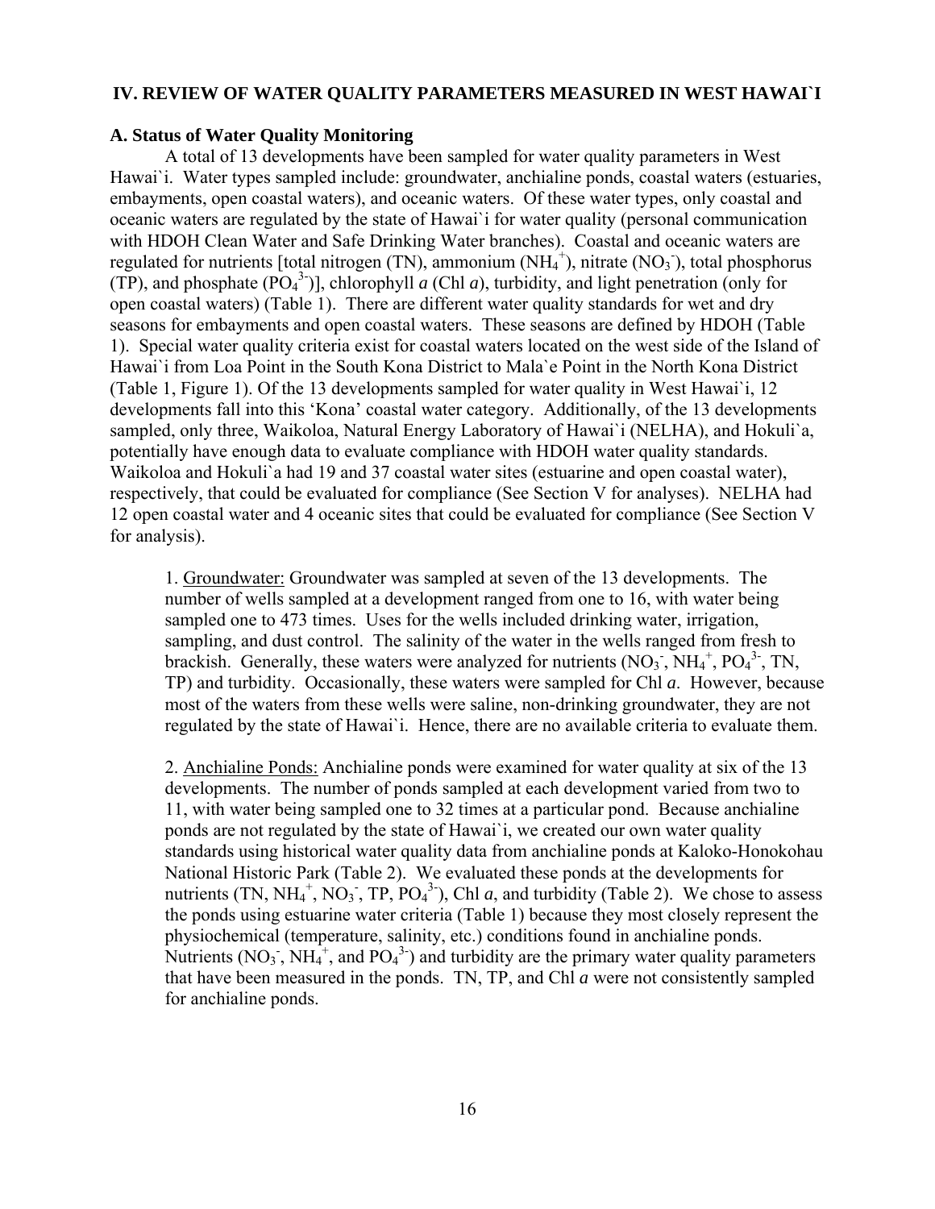## IV. REVIEW OF WATER QUALITY PARAMETERS MEASURED IN WEST HAWAI`I

### A. Status of Water Quality Monitoring

A total of 13 developments have been sampled for water quality parameters in West Hawai`i. Water types sampled include: groundwater, anchialine ponds, coastal waters (estuaries, embayments, open coastal waters), and oceanic waters. Of these water types, only coastal and oceanic waters are regulated by the state of Hawai`i for water quality (personal communication with HDOH Clean Water and Safe Drinking Water branches). Coastal and oceanic waters are regulated for nutrients [total nitrogen (TN), ammonium ($NH_4^+$), nitrate ($NO_3^-$), total phosphorus (TP), and phosphate ($PO_4^{3-}$)], chlorophyll *a* (Chl *a*), turbidity, and light penetration (only for open coastal waters) (Table 1). There are different water quality standards for wet and dry seasons for embayments and open coastal waters. These seasons are defined by HDOH (Table 1). Special water quality criteria exist for coastal waters located on the west side of the Island of Hawai`i from Loa Point in the South Kona District to Mala`e Point in the North Kona District (Table 1, Figure 1). Of the 13 developments sampled for water quality in West Hawai`i, 12 developments fall into this 'Kona' coastal water category. Additionally, of the 13 developments sampled, only three, Waikoloa, Natural Energy Laboratory of Hawai`i (NELHA), and Hokuli`a, potentially have enough data to evaluate compliance with HDOH water quality standards. Waikoloa and Hokuli`a had 19 and 37 coastal water sites (estuarine and open coastal water), respectively, that could be evaluated for compliance (See Section V for analyses). NELHA had 12 open coastal water and 4 oceanic sites that could be evaluated for compliance (See Section V for analysis).

1. Groundwater: Groundwater was sampled at seven of the 13 developments. The number of wells sampled at a development ranged from one to 16, with water being sampled one to 473 times. Uses for the wells included drinking water, irrigation, sampling, and dust control. The salinity of the water in the wells ranged from fresh to brackish. Generally, these waters were analyzed for nutrients ($NO_3^-$, $NH_4^+$, $PO_4^{3-}$, TN, TP) and turbidity. Occasionally, these waters were sampled for Chl *a*. However, because most of the waters from these wells were saline, non-drinking groundwater, they are not regulated by the state of Hawai`i. Hence, there are no available criteria to evaluate them.

2. Anchialine Ponds: Anchialine ponds were examined for water quality at six of the 13 developments. The number of ponds sampled at each development varied from two to 11, with water being sampled one to 32 times at a particular pond. Because anchialine ponds are not regulated by the state of Hawai`i, we created our own water quality standards using historical water quality data from anchialine ponds at Kaloko-Honokohau National Historic Park (Table 2). We evaluated these ponds at the developments for nutrients (TN, $NH_4^+$, $NO_3^-$, TP, $PO_4^{3-}$), Chl *a*, and turbidity (Table 2). We chose to assess the ponds using estuarine water criteria (Table 1) because they most closely represent the physiochemical (temperature, salinity, etc.) conditions found in anchialine ponds. Nutrients ($NO_3^-$, $NH_4^+$, and $PO_4^{3-}$) and turbidity are the primary water quality parameters that have been measured in the ponds. TN, TP, and Chl *a* were not consistently sampled for anchialine ponds.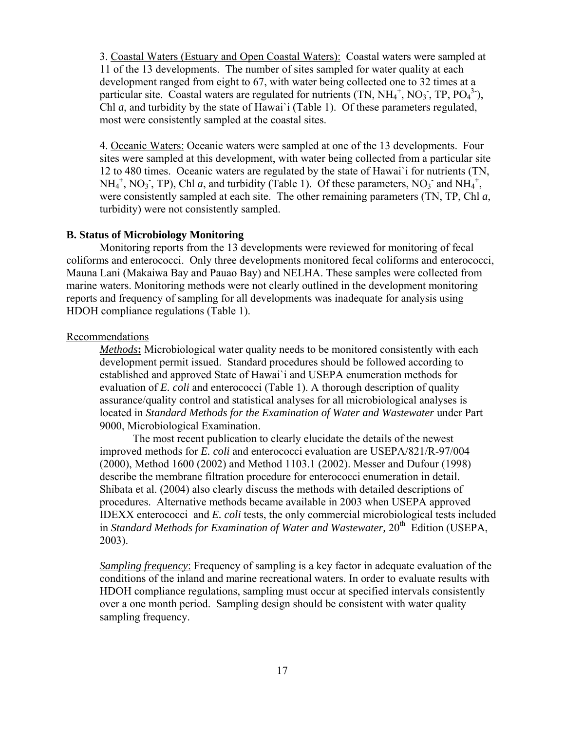3. Coastal Waters (Estuary and Open Coastal Waters): Coastal waters were sampled at 11 of the 13 developments. The number of sites sampled for water quality at each development ranged from eight to 67, with water being collected one to 32 times at a particular site. Coastal waters are regulated for nutrients (TN, $NH_4^+$, $NO_3^-$, TP, $PO_4^{3-}$), Chl *a*, and turbidity by the state of Hawai`i (Table 1). Of these parameters regulated, most were consistently sampled at the coastal sites.

4. Oceanic Waters: Oceanic waters were sampled at one of the 13 developments. Four sites were sampled at this development, with water being collected from a particular site 12 to 480 times. Oceanic waters are regulated by the state of Hawai`i for nutrients (TN, $NH_4^+$, $NO_3^-$, TP), Chl *a*, and turbidity (Table 1). Of these parameters, $NO_3^-$ and $NH_4^+$, were consistently sampled at each site. The other remaining parameters (TN, TP, Chl *a*, turbidity) were not consistently sampled.

**B. Status of Microbiology Monitoring**

Monitoring reports from the 13 developments were reviewed for monitoring of fecal coliforms and enterococci. Only three developments monitored fecal coliforms and enterococci, Mauna Lani (Makaiwa Bay and Pauao Bay) and NELHA. These samples were collected from marine waters. Monitoring methods were not clearly outlined in the development monitoring reports and frequency of sampling for all developments was inadequate for analysis using HDOH compliance regulations (Table 1).

Recommendations

***Methods*:** Microbiological water quality needs to be monitored consistently with each development permit issued. Standard procedures should be followed according to established and approved State of Hawai`i and USEPA enumeration methods for evaluation of *E. coli* and enterococci (Table 1). A thorough description of quality assurance/quality control and statistical analyses for all microbiological analyses is located in *Standard Methods for the Examination of Water and Wastewater* under Part 9000, Microbiological Examination.

The most recent publication to clearly elucidate the details of the newest improved methods for *E. coli* and enterococci evaluation are USEPA/821/R-97/004 (2000), Method 1600 (2002) and Method 1103.1 (2002). Messer and Dufour (1998) describe the membrane filtration procedure for enterococci enumeration in detail. Shibata et al. (2004) also clearly discuss the methods with detailed descriptions of procedures. Alternative methods became available in 2003 when USEPA approved IDEXX enterococci and *E. coli* tests, the only commercial microbiological tests included in *Standard Methods for Examination of Water and Wastewater,* 20th Edition (USEPA, 2003).

*Sampling frequency*: Frequency of sampling is a key factor in adequate evaluation of the conditions of the inland and marine recreational waters. In order to evaluate results with HDOH compliance regulations, sampling must occur at specified intervals consistently over a one month period. Sampling design should be consistent with water quality sampling frequency.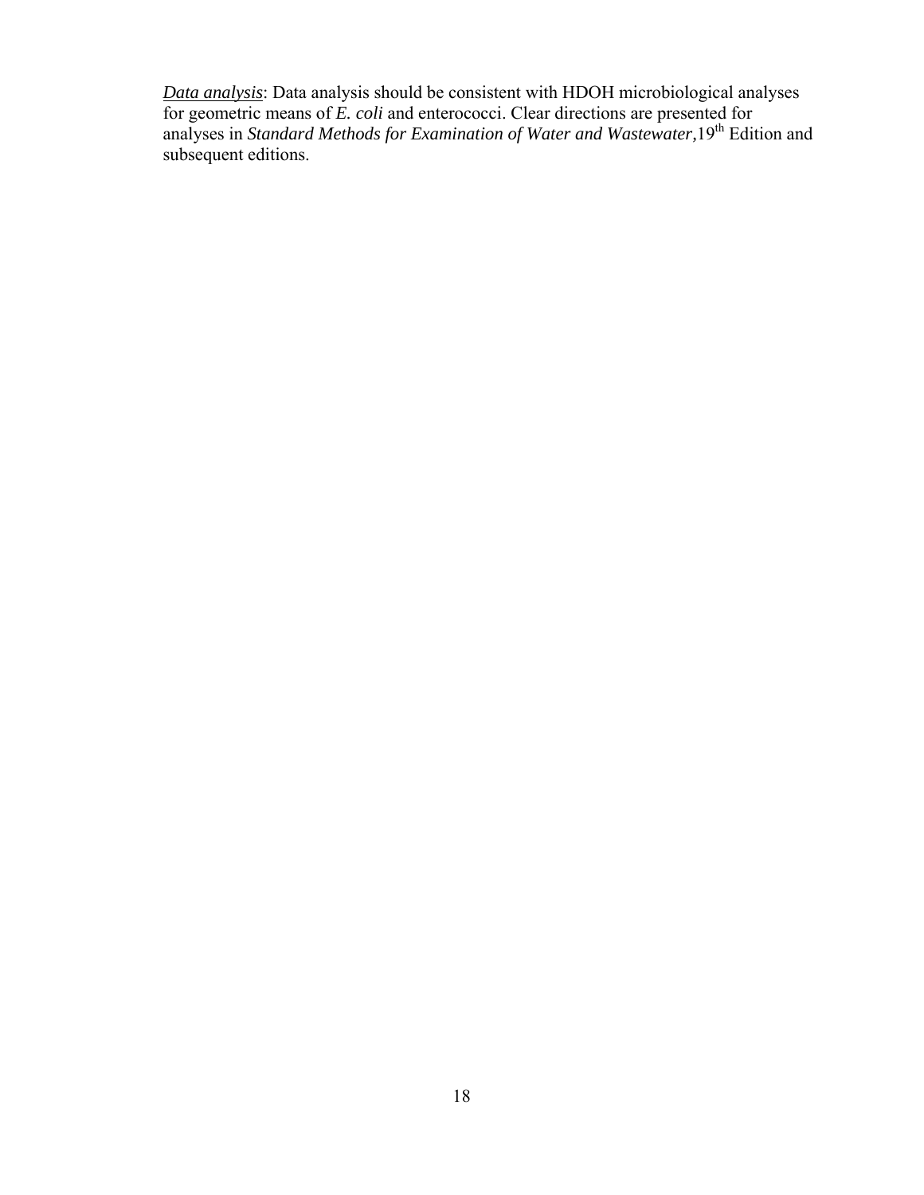*Data analysis*: Data analysis should be consistent with HDOH microbiological analyses for geometric means of *E. coli* and enterococci. Clear directions are presented for analyses in *Standard Methods for Examination of Water and Wastewater*,19$^{th}$ Edition and subsequent editions.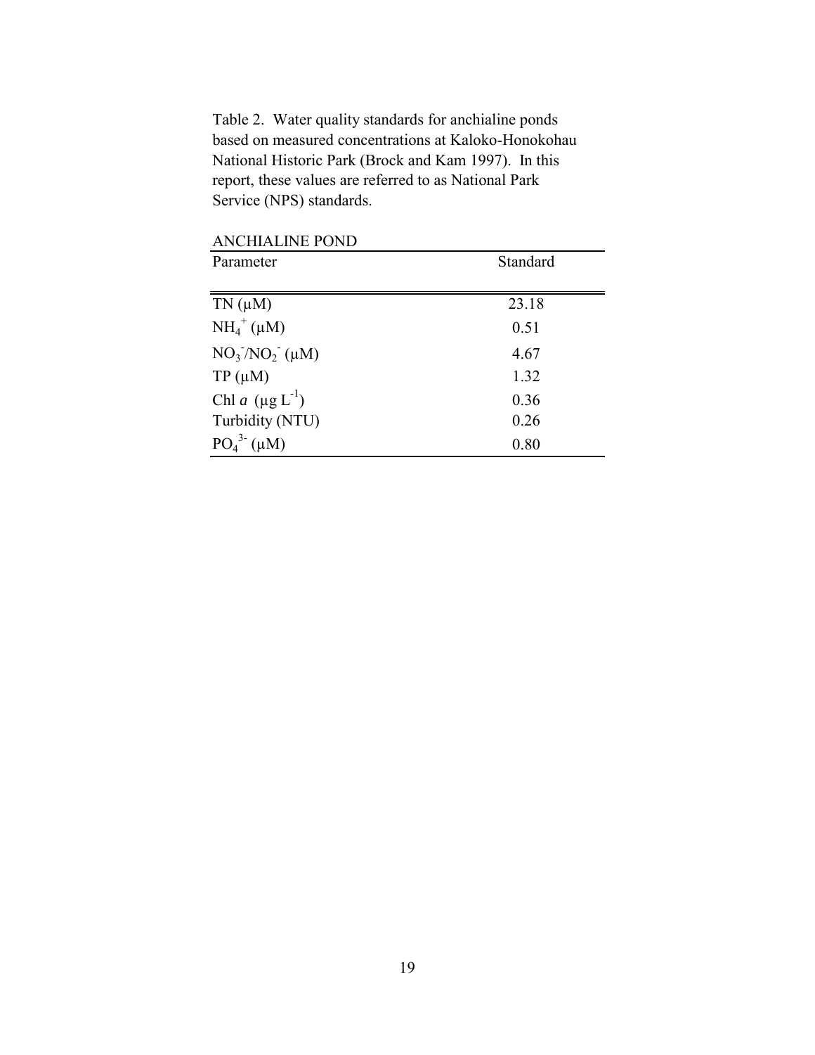Table 2. Water quality standards for anchialine ponds based on measured concentrations at Kaloko-Honokohau National Historic Park (Brock and Kam 1997). In this report, these values are referred to as National Park Service (NPS) standards.

| ANCHIALINE POND | |
|---|---|
| Parameter | Standard |
| TN (μM) | 23.18 |
| $NH_4^+$ (μM) | 0.51 |
| $NO_3^-/NO_2^-$ (μM) | 4.67 |
| TP (μM) | 1.32 |
| Chl *a* (μg $L^{-1}$) | 0.36 |
| Turbidity (NTU) | 0.26 |
| $PO_4^{3-}$ (μM) | 0.80 |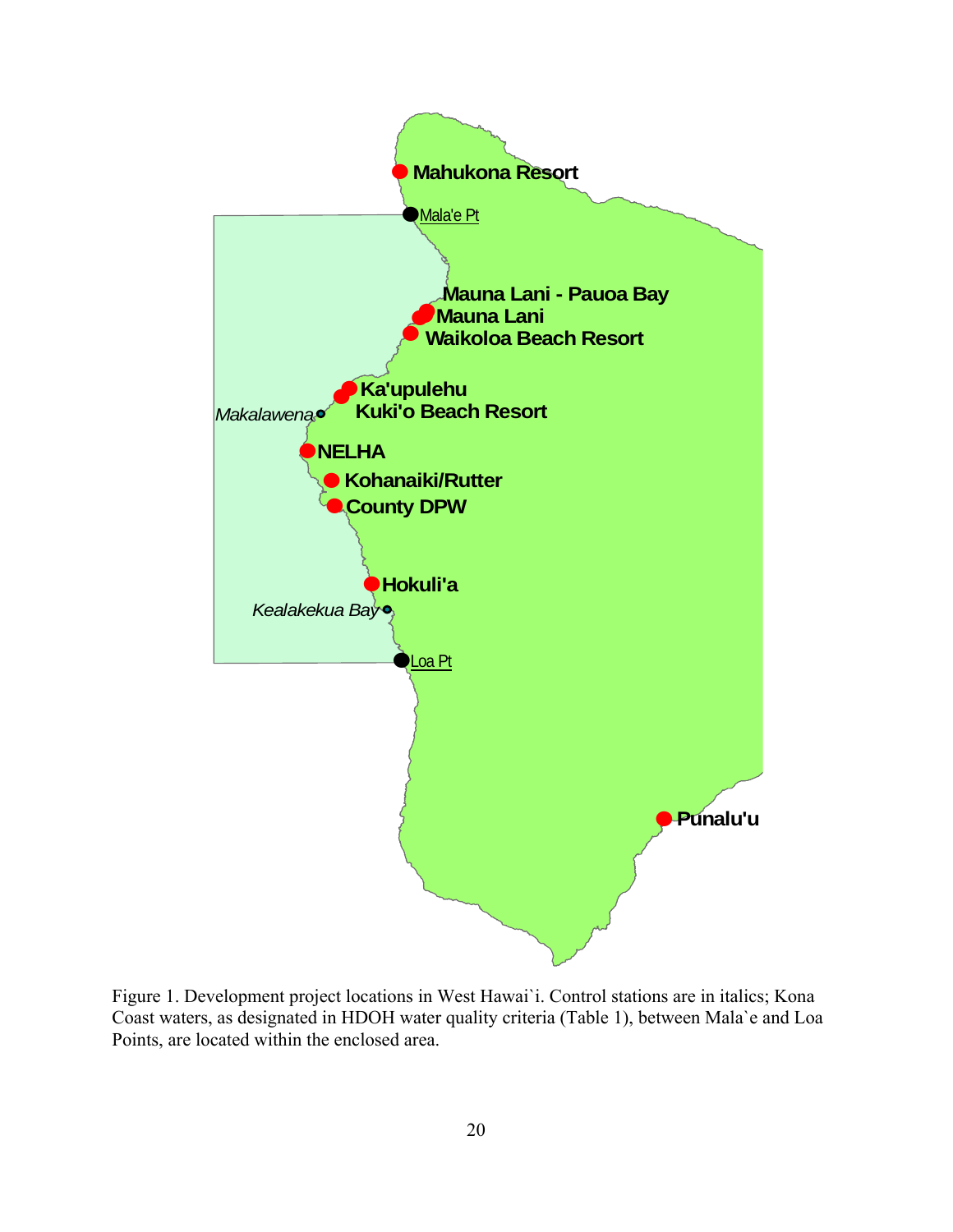Figure 1. Development project locations in West Hawai`i. Control stations are in italics; Kona Coast waters, as designated in HDOH water quality criteria (Table 1), between Mala`e and Loa Points, are located within the enclosed area.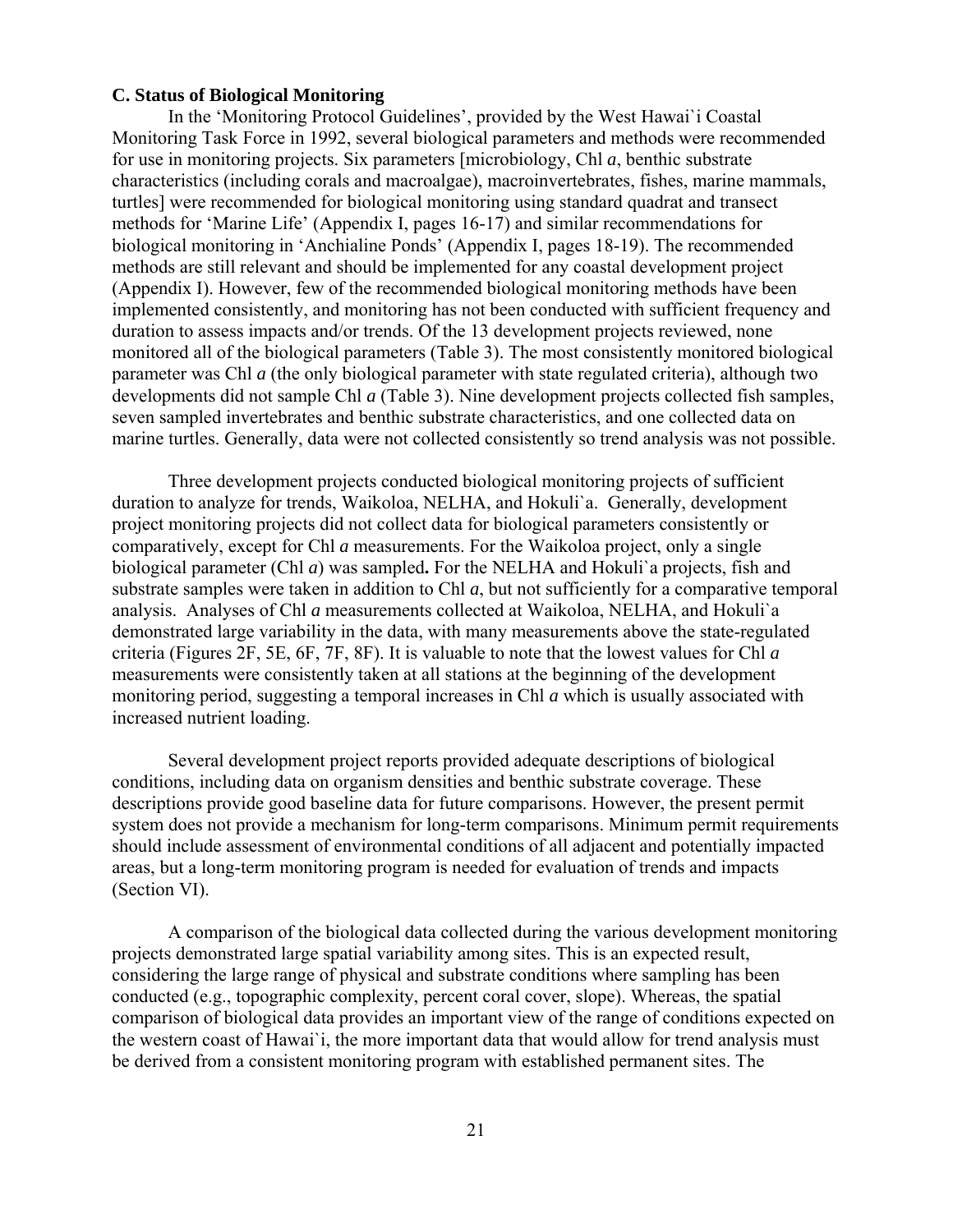**C. Status of Biological Monitoring**

In the 'Monitoring Protocol Guidelines', provided by the West Hawai`i Coastal Monitoring Task Force in 1992, several biological parameters and methods were recommended for use in monitoring projects. Six parameters [microbiology, Chl *a*, benthic substrate characteristics (including corals and macroalgae), macroinvertebrates, fishes, marine mammals, turtles] were recommended for biological monitoring using standard quadrat and transect methods for 'Marine Life' (Appendix I, pages 16-17) and similar recommendations for biological monitoring in 'Anchialine Ponds' (Appendix I, pages 18-19). The recommended methods are still relevant and should be implemented for any coastal development project (Appendix I). However, few of the recommended biological monitoring methods have been implemented consistently, and monitoring has not been conducted with sufficient frequency and duration to assess impacts and/or trends. Of the 13 development projects reviewed, none monitored all of the biological parameters (Table 3). The most consistently monitored biological parameter was Chl *a* (the only biological parameter with state regulated criteria), although two developments did not sample Chl *a* (Table 3). Nine development projects collected fish samples, seven sampled invertebrates and benthic substrate characteristics, and one collected data on marine turtles. Generally, data were not collected consistently so trend analysis was not possible.

Three development projects conducted biological monitoring projects of sufficient duration to analyze for trends, Waikoloa, NELHA, and Hokuli`a. Generally, development project monitoring projects did not collect data for biological parameters consistently or comparatively, except for Chl *a* measurements. For the Waikoloa project, only a single biological parameter (Chl *a*) was sampled**.** For the NELHA and Hokuli`a projects, fish and substrate samples were taken in addition to Chl *a*, but not sufficiently for a comparative temporal analysis. Analyses of Chl *a* measurements collected at Waikoloa, NELHA, and Hokuli`a demonstrated large variability in the data, with many measurements above the state-regulated criteria (Figures 2F, 5E, 6F, 7F, 8F). It is valuable to note that the lowest values for Chl *a* measurements were consistently taken at all stations at the beginning of the development monitoring period, suggesting a temporal increases in Chl *a* which is usually associated with increased nutrient loading.

Several development project reports provided adequate descriptions of biological conditions, including data on organism densities and benthic substrate coverage. These descriptions provide good baseline data for future comparisons. However, the present permit system does not provide a mechanism for long-term comparisons. Minimum permit requirements should include assessment of environmental conditions of all adjacent and potentially impacted areas, but a long-term monitoring program is needed for evaluation of trends and impacts (Section VI).

A comparison of the biological data collected during the various development monitoring projects demonstrated large spatial variability among sites. This is an expected result, considering the large range of physical and substrate conditions where sampling has been conducted (e.g., topographic complexity, percent coral cover, slope). Whereas, the spatial comparison of biological data provides an important view of the range of conditions expected on the western coast of Hawai`i, the more important data that would allow for trend analysis must be derived from a consistent monitoring program with established permanent sites. The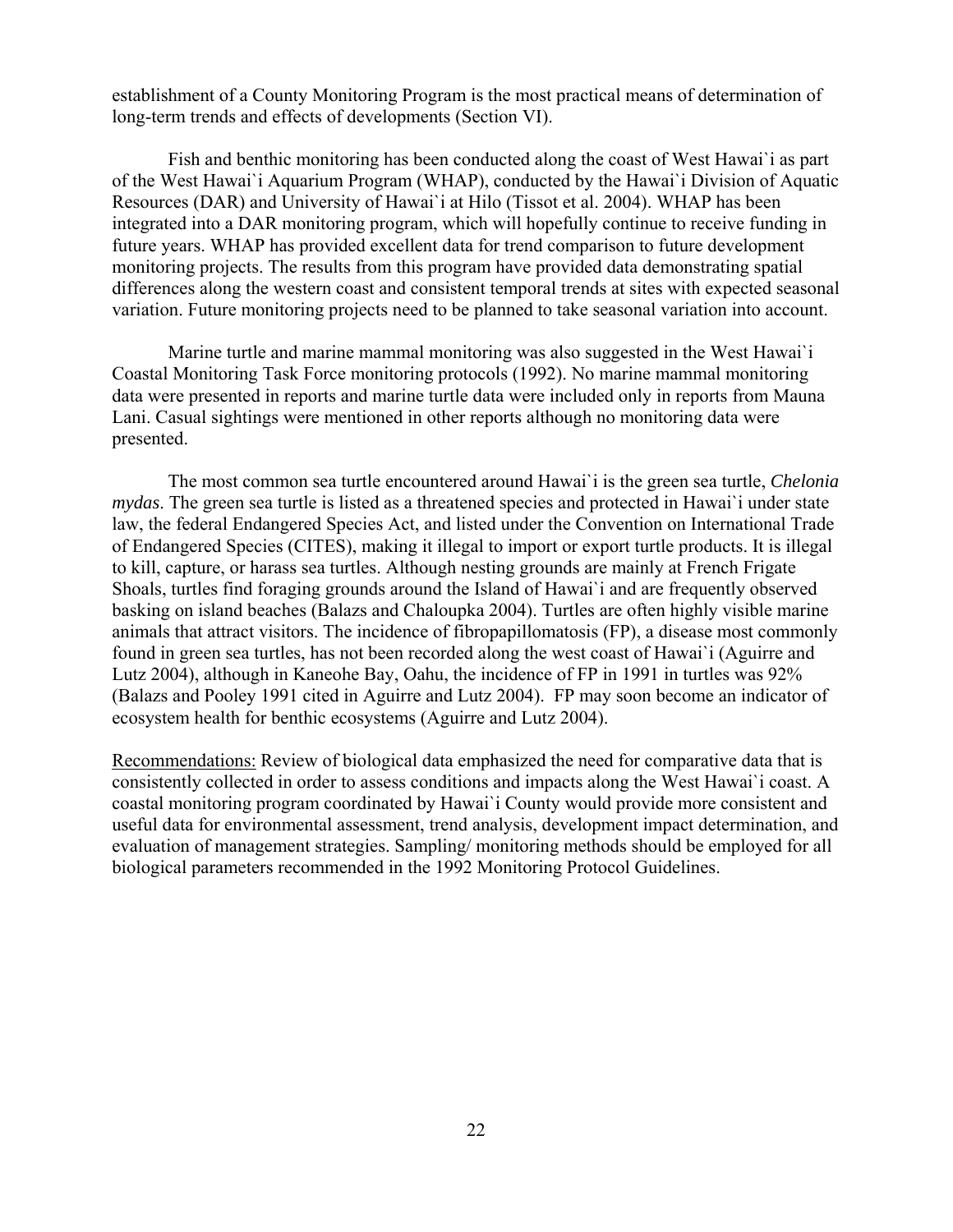establishment of a County Monitoring Program is the most practical means of determination of long-term trends and effects of developments (Section VI).

Fish and benthic monitoring has been conducted along the coast of West Hawai`i as part of the West Hawai`i Aquarium Program (WHAP), conducted by the Hawai`i Division of Aquatic Resources (DAR) and University of Hawai`i at Hilo (Tissot et al. 2004). WHAP has been integrated into a DAR monitoring program, which will hopefully continue to receive funding in future years. WHAP has provided excellent data for trend comparison to future development monitoring projects. The results from this program have provided data demonstrating spatial differences along the western coast and consistent temporal trends at sites with expected seasonal variation. Future monitoring projects need to be planned to take seasonal variation into account.

Marine turtle and marine mammal monitoring was also suggested in the West Hawai`i Coastal Monitoring Task Force monitoring protocols (1992). No marine mammal monitoring data were presented in reports and marine turtle data were included only in reports from Mauna Lani. Casual sightings were mentioned in other reports although no monitoring data were presented.

The most common sea turtle encountered around Hawai`i is the green sea turtle, *Chelonia mydas*. The green sea turtle is listed as a threatened species and protected in Hawai`i under state law, the federal Endangered Species Act, and listed under the Convention on International Trade of Endangered Species (CITES), making it illegal to import or export turtle products. It is illegal to kill, capture, or harass sea turtles. Although nesting grounds are mainly at French Frigate Shoals, turtles find foraging grounds around the Island of Hawai`i and are frequently observed basking on island beaches (Balazs and Chaloupka 2004). Turtles are often highly visible marine animals that attract visitors. The incidence of fibropapillomatosis (FP), a disease most commonly found in green sea turtles, has not been recorded along the west coast of Hawai`i (Aguirre and Lutz 2004), although in Kaneohe Bay, Oahu, the incidence of FP in 1991 in turtles was 92% (Balazs and Pooley 1991 cited in Aguirre and Lutz 2004). FP may soon become an indicator of ecosystem health for benthic ecosystems (Aguirre and Lutz 2004).

<u>Recommendations:</u> Review of biological data emphasized the need for comparative data that is consistently collected in order to assess conditions and impacts along the West Hawai`i coast. A coastal monitoring program coordinated by Hawai`i County would provide more consistent and useful data for environmental assessment, trend analysis, development impact determination, and evaluation of management strategies. Sampling/ monitoring methods should be employed for all biological parameters recommended in the 1992 Monitoring Protocol Guidelines.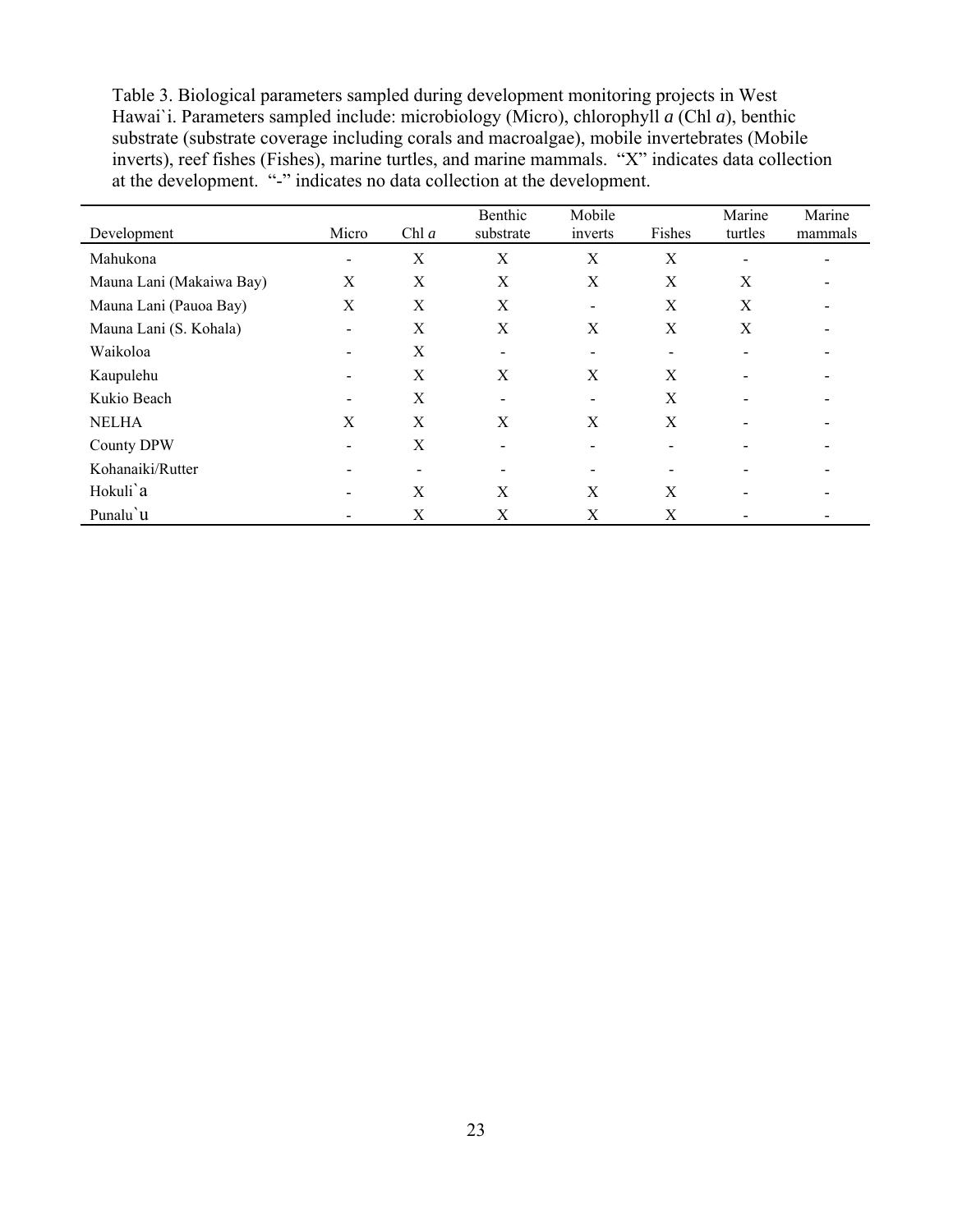Table 3. Biological parameters sampled during development monitoring projects in West Hawai`i. Parameters sampled include: microbiology (Micro), chlorophyll *a* (Chl *a*), benthic substrate (substrate coverage including corals and macroalgae), mobile invertebrates (Mobile inverts), reef fishes (Fishes), marine turtles, and marine mammals. "X" indicates data collection at the development. "-" indicates no data collection at the development.

| Development | Micro | Chl *a* | Benthic substrate | Mobile inverts | Fishes | Marine turtles | Marine mammals |
|---|---|---|---|---|---|---|---|
| Mahukona | - | X | X | X | X | - | - |
| Mauna Lani (Makaiwa Bay) | X | X | X | X | X | X | - |
| Mauna Lani (Pauoa Bay) | X | X | X | - | X | X | - |
| Mauna Lani (S. Kohala) | - | X | X | X | X | X | - |
| Waikoloa | - | X | - | - | - | - | - |
| Kaupulehu | - | X | X | X | X | - | - |
| Kukio Beach | - | X | - | - | X | - | - |
| NELHA | X | X | X | X | X | - | - |
| County DPW | - | X | - | - | - | - | - |
| Kohanaiki/Rutter | - | - | - | - | - | - | - |
| Hokuli`a | - | X | X | X | X | - | - |
| Punalu`u | - | X | X | X | X | - | - |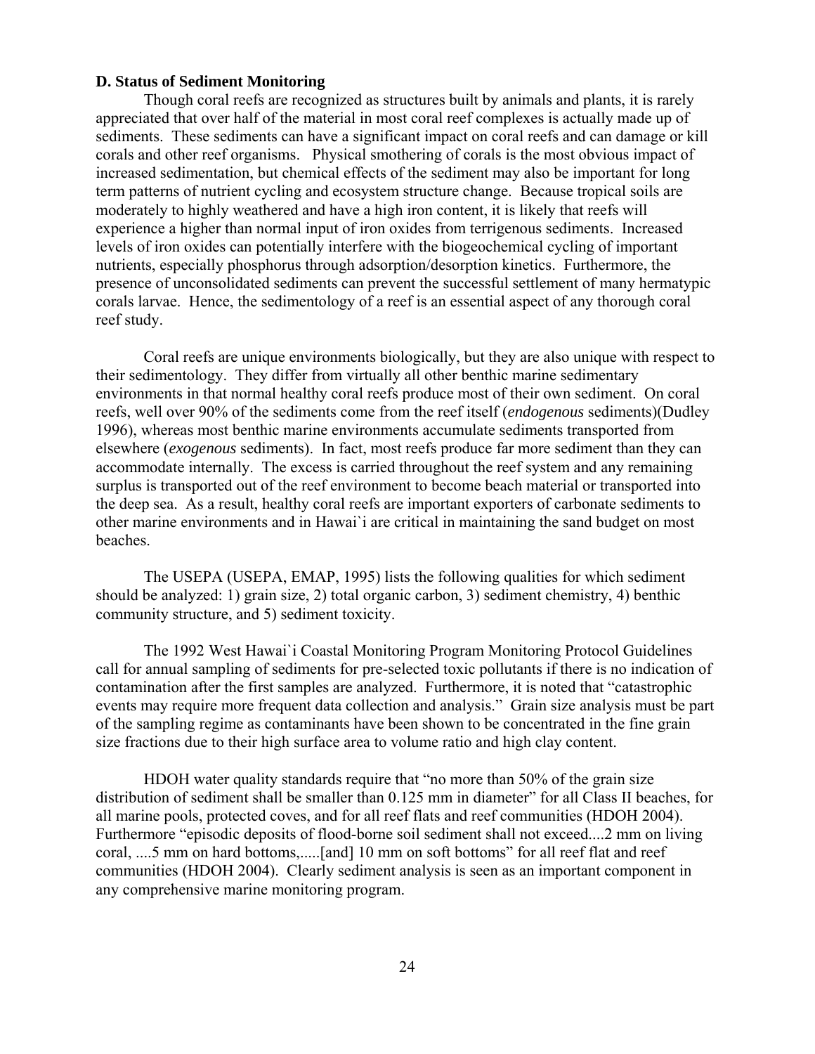### D. Status of Sediment Monitoring

Though coral reefs are recognized as structures built by animals and plants, it is rarely appreciated that over half of the material in most coral reef complexes is actually made up of sediments. These sediments can have a significant impact on coral reefs and can damage or kill corals and other reef organisms. Physical smothering of corals is the most obvious impact of increased sedimentation, but chemical effects of the sediment may also be important for long term patterns of nutrient cycling and ecosystem structure change. Because tropical soils are moderately to highly weathered and have a high iron content, it is likely that reefs will experience a higher than normal input of iron oxides from terrigenous sediments. Increased levels of iron oxides can potentially interfere with the biogeochemical cycling of important nutrients, especially phosphorus through adsorption/desorption kinetics. Furthermore, the presence of unconsolidated sediments can prevent the successful settlement of many hermatypic corals larvae. Hence, the sedimentology of a reef is an essential aspect of any thorough coral reef study.

Coral reefs are unique environments biologically, but they are also unique with respect to their sedimentology. They differ from virtually all other benthic marine sedimentary environments in that normal healthy coral reefs produce most of their own sediment. On coral reefs, well over 90% of the sediments come from the reef itself (*endogenous* sediments)(Dudley 1996), whereas most benthic marine environments accumulate sediments transported from elsewhere (*exogenous* sediments). In fact, most reefs produce far more sediment than they can accommodate internally. The excess is carried throughout the reef system and any remaining surplus is transported out of the reef environment to become beach material or transported into the deep sea. As a result, healthy coral reefs are important exporters of carbonate sediments to other marine environments and in Hawai`i are critical in maintaining the sand budget on most beaches.

The USEPA (USEPA, EMAP, 1995) lists the following qualities for which sediment should be analyzed: 1) grain size, 2) total organic carbon, 3) sediment chemistry, 4) benthic community structure, and 5) sediment toxicity.

The 1992 West Hawai`i Coastal Monitoring Program Monitoring Protocol Guidelines call for annual sampling of sediments for pre-selected toxic pollutants if there is no indication of contamination after the first samples are analyzed. Furthermore, it is noted that "catastrophic events may require more frequent data collection and analysis." Grain size analysis must be part of the sampling regime as contaminants have been shown to be concentrated in the fine grain size fractions due to their high surface area to volume ratio and high clay content.

HDOH water quality standards require that "no more than 50% of the grain size distribution of sediment shall be smaller than 0.125 mm in diameter" for all Class II beaches, for all marine pools, protected coves, and for all reef flats and reef communities (HDOH 2004). Furthermore "episodic deposits of flood-borne soil sediment shall not exceed....2 mm on living coral, ....5 mm on hard bottoms,.....[and] 10 mm on soft bottoms" for all reef flat and reef communities (HDOH 2004). Clearly sediment analysis is seen as an important component in any comprehensive marine monitoring program.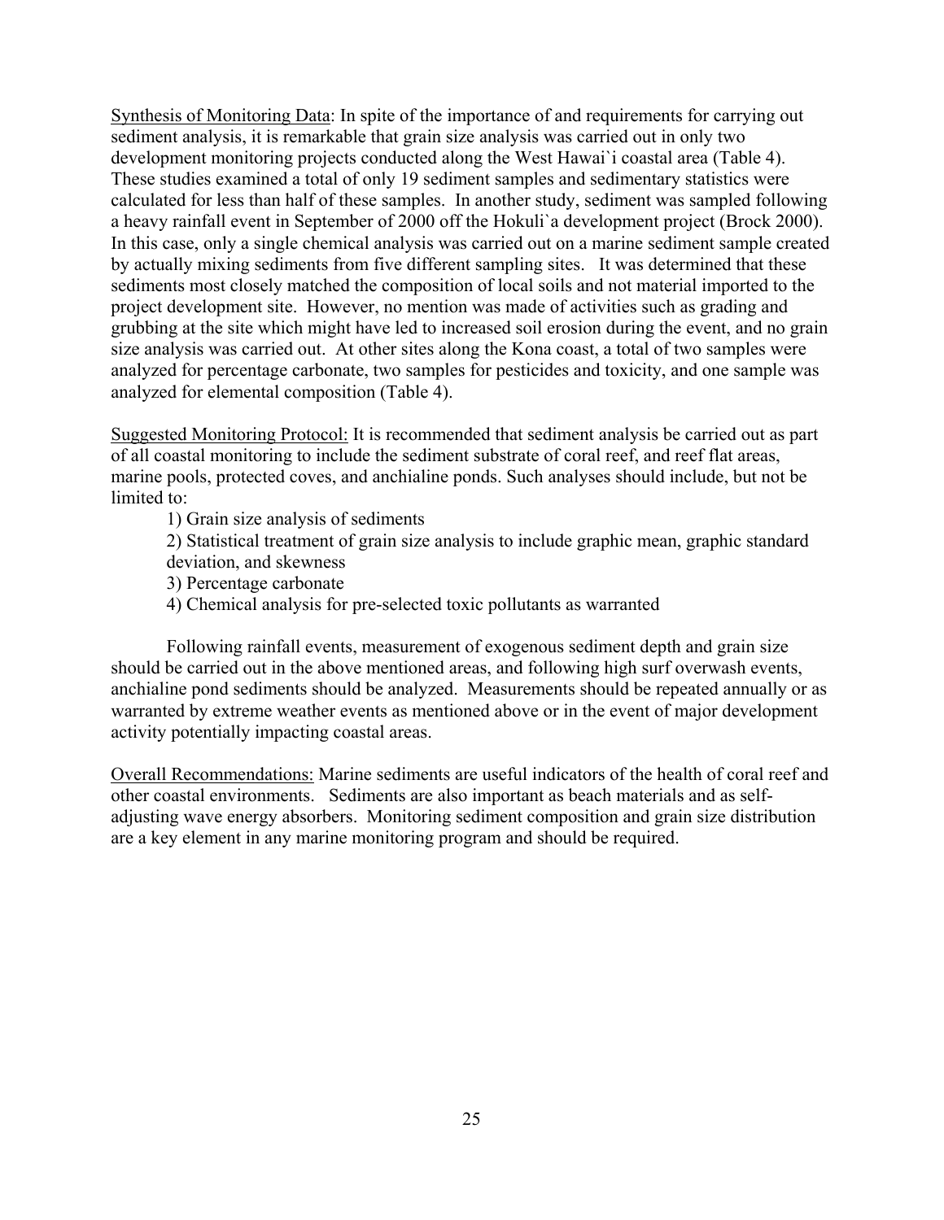Synthesis of Monitoring Data: In spite of the importance of and requirements for carrying out sediment analysis, it is remarkable that grain size analysis was carried out in only two development monitoring projects conducted along the West Hawai`i coastal area (Table 4). These studies examined a total of only 19 sediment samples and sedimentary statistics were calculated for less than half of these samples. In another study, sediment was sampled following a heavy rainfall event in September of 2000 off the Hokuli`a development project (Brock 2000). In this case, only a single chemical analysis was carried out on a marine sediment sample created by actually mixing sediments from five different sampling sites. It was determined that these sediments most closely matched the composition of local soils and not material imported to the project development site. However, no mention was made of activities such as grading and grubbing at the site which might have led to increased soil erosion during the event, and no grain size analysis was carried out. At other sites along the Kona coast, a total of two samples were analyzed for percentage carbonate, two samples for pesticides and toxicity, and one sample was analyzed for elemental composition (Table 4).

Suggested Monitoring Protocol: It is recommended that sediment analysis be carried out as part of all coastal monitoring to include the sediment substrate of coral reef, and reef flat areas, marine pools, protected coves, and anchialine ponds. Such analyses should include, but not be limited to:

1) Grain size analysis of sediments
2) Statistical treatment of grain size analysis to include graphic mean, graphic standard deviation, and skewness
3) Percentage carbonate
4) Chemical analysis for pre-selected toxic pollutants as warranted

Following rainfall events, measurement of exogenous sediment depth and grain size should be carried out in the above mentioned areas, and following high surf overwash events, anchialine pond sediments should be analyzed. Measurements should be repeated annually or as warranted by extreme weather events as mentioned above or in the event of major development activity potentially impacting coastal areas.

Overall Recommendations: Marine sediments are useful indicators of the health of coral reef and other coastal environments. Sediments are also important as beach materials and as self-adjusting wave energy absorbers. Monitoring sediment composition and grain size distribution are a key element in any marine monitoring program and should be required.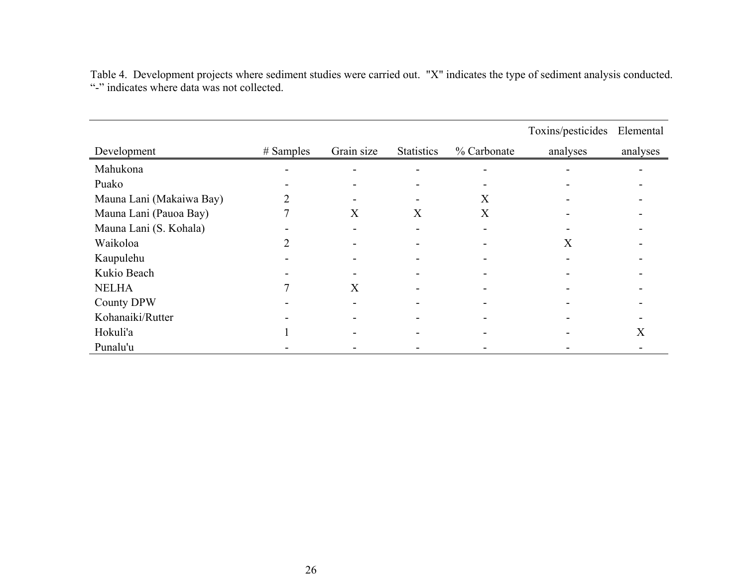Table 4. Development projects where sediment studies were carried out. "X" indicates the type of sediment analysis conducted. "-" indicates where data was not collected.

| Development | # Samples | Grain size | Statistics | % Carbonate | Toxins/pesticides analyses | Elemental analyses |
|---|---|---|---|---|---|---|
| Mahukona | - | - | - | - | - | - |
| Puako | - | - | - | - | - | - |
| Mauna Lani (Makaiwa Bay) | 2 | - | - | X | - | - |
| Mauna Lani (Pauoa Bay) | 7 | X | X | X | - | - |
| Mauna Lani (S. Kohala) | - | - | - | - | - | - |
| Waikoloa | 2 | - | - | - | X | - |
| Kaupulehu | - | - | - | - | - | - |
| Kukio Beach | - | - | - | - | - | - |
| NELHA | 7 | X | - | - | - | - |
| County DPW | - | - | - | - | - | - |
| Kohanaiki/Rutter | - | - | - | - | - | - |
| Hokuli'a | 1 | - | - | - | - | X |
| Punalu'u | - | - | - | - | - | - |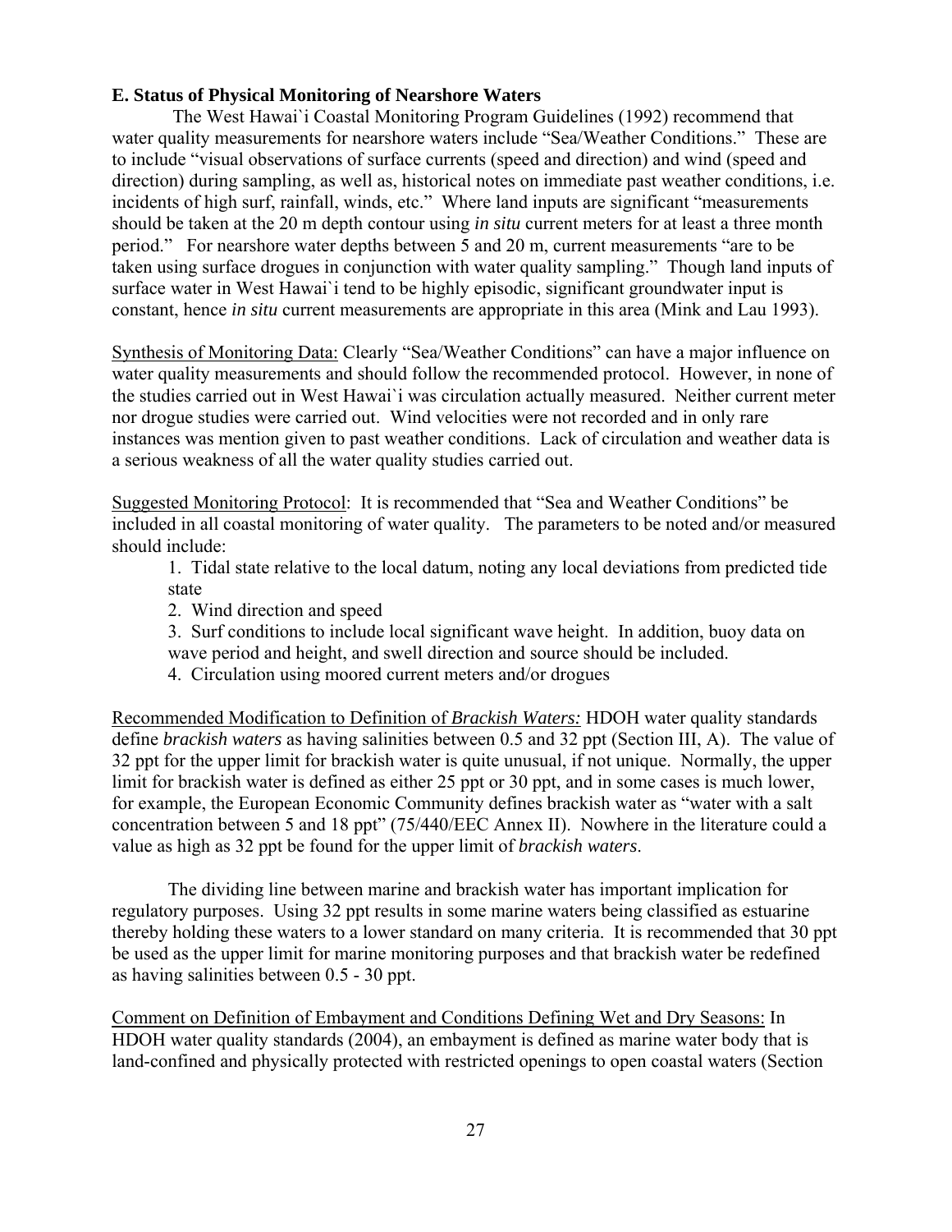## E. Status of Physical Monitoring of Nearshore Waters

The West Hawai`i Coastal Monitoring Program Guidelines (1992) recommend that water quality measurements for nearshore waters include "Sea/Weather Conditions." These are to include "visual observations of surface currents (speed and direction) and wind (speed and direction) during sampling, as well as, historical notes on immediate past weather conditions, i.e. incidents of high surf, rainfall, winds, etc." Where land inputs are significant "measurements should be taken at the 20 m depth contour using *in situ* current meters for at least a three month period." For nearshore water depths between 5 and 20 m, current measurements "are to be taken using surface drogues in conjunction with water quality sampling." Though land inputs of surface water in West Hawai`i tend to be highly episodic, significant groundwater input is constant, hence *in situ* current measurements are appropriate in this area (Mink and Lau 1993).

<u>Synthesis of Monitoring Data:</u> Clearly "Sea/Weather Conditions" can have a major influence on water quality measurements and should follow the recommended protocol. However, in none of the studies carried out in West Hawai`i was circulation actually measured. Neither current meter nor drogue studies were carried out. Wind velocities were not recorded and in only rare instances was mention given to past weather conditions. Lack of circulation and weather data is a serious weakness of all the water quality studies carried out.

<u>Suggested Monitoring Protocol</u>: It is recommended that "Sea and Weather Conditions" be included in all coastal monitoring of water quality. The parameters to be noted and/or measured should include:

1. Tidal state relative to the local datum, noting any local deviations from predicted tide state
2. Wind direction and speed
3. Surf conditions to include local significant wave height. In addition, buoy data on wave period and height, and swell direction and source should be included.
4. Circulation using moored current meters and/or drogues

<u>Recommended Modification to Definition of *Brackish Waters:*</u> HDOH water quality standards define *brackish waters* as having salinities between 0.5 and 32 ppt (Section III, A). The value of 32 ppt for the upper limit for brackish water is quite unusual, if not unique. Normally, the upper limit for brackish water is defined as either 25 ppt or 30 ppt, and in some cases is much lower, for example, the European Economic Community defines brackish water as "water with a salt concentration between 5 and 18 ppt" (75/440/EEC Annex II). Nowhere in the literature could a value as high as 32 ppt be found for the upper limit of *brackish waters*.

The dividing line between marine and brackish water has important implication for regulatory purposes. Using 32 ppt results in some marine waters being classified as estuarine thereby holding these waters to a lower standard on many criteria. It is recommended that 30 ppt be used as the upper limit for marine monitoring purposes and that brackish water be redefined as having salinities between 0.5 - 30 ppt.

<u>Comment on Definition of Embayment and Conditions Defining Wet and Dry Seasons:</u> In HDOH water quality standards (2004), an embayment is defined as marine water body that is land-confined and physically protected with restricted openings to open coastal waters (Section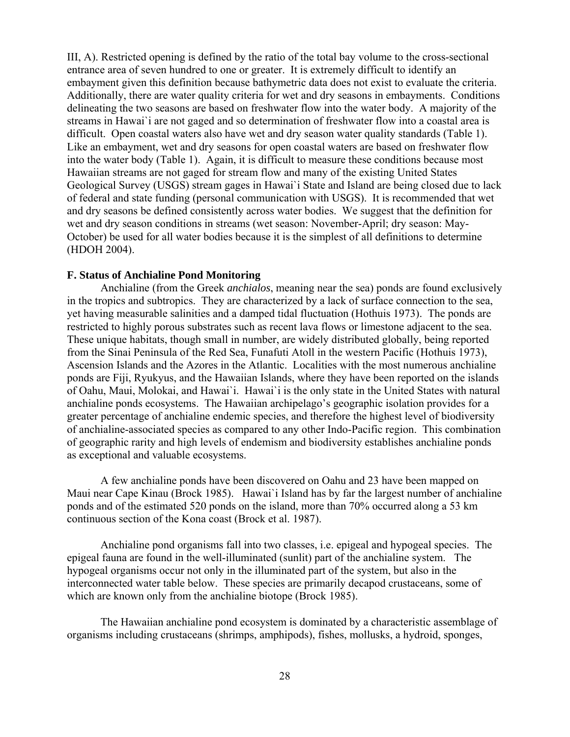III, A). Restricted opening is defined by the ratio of the total bay volume to the cross-sectional entrance area of seven hundred to one or greater. It is extremely difficult to identify an embayment given this definition because bathymetric data does not exist to evaluate the criteria. Additionally, there are water quality criteria for wet and dry seasons in embayments. Conditions delineating the two seasons are based on freshwater flow into the water body. A majority of the streams in Hawai`i are not gaged and so determination of freshwater flow into a coastal area is difficult. Open coastal waters also have wet and dry season water quality standards (Table 1). Like an embayment, wet and dry seasons for open coastal waters are based on freshwater flow into the water body (Table 1). Again, it is difficult to measure these conditions because most Hawaiian streams are not gaged for stream flow and many of the existing United States Geological Survey (USGS) stream gages in Hawai`i State and Island are being closed due to lack of federal and state funding (personal communication with USGS). It is recommended that wet and dry seasons be defined consistently across water bodies. We suggest that the definition for wet and dry season conditions in streams (wet season: November-April; dry season: May-October) be used for all water bodies because it is the simplest of all definitions to determine (HDOH 2004).

### F. Status of Anchialine Pond Monitoring

Anchialine (from the Greek *anchialos*, meaning near the sea) ponds are found exclusively in the tropics and subtropics. They are characterized by a lack of surface connection to the sea, yet having measurable salinities and a damped tidal fluctuation (Hothuis 1973). The ponds are restricted to highly porous substrates such as recent lava flows or limestone adjacent to the sea. These unique habitats, though small in number, are widely distributed globally, being reported from the Sinai Peninsula of the Red Sea, Funafuti Atoll in the western Pacific (Hothuis 1973), Ascension Islands and the Azores in the Atlantic. Localities with the most numerous anchialine ponds are Fiji, Ryukyus, and the Hawaiian Islands, where they have been reported on the islands of Oahu, Maui, Molokai, and Hawai`i. Hawai`i is the only state in the United States with natural anchialine ponds ecosystems. The Hawaiian archipelago's geographic isolation provides for a greater percentage of anchialine endemic species, and therefore the highest level of biodiversity of anchialine-associated species as compared to any other Indo-Pacific region. This combination of geographic rarity and high levels of endemism and biodiversity establishes anchialine ponds as exceptional and valuable ecosystems.

A few anchialine ponds have been discovered on Oahu and 23 have been mapped on Maui near Cape Kinau (Brock 1985). Hawai`i Island has by far the largest number of anchialine ponds and of the estimated 520 ponds on the island, more than 70% occurred along a 53 km continuous section of the Kona coast (Brock et al. 1987).

Anchialine pond organisms fall into two classes, i.e. epigeal and hypogeal species. The epigeal fauna are found in the well-illuminated (sunlit) part of the anchialine system. The hypogeal organisms occur not only in the illuminated part of the system, but also in the interconnected water table below. These species are primarily decapod crustaceans, some of which are known only from the anchialine biotope (Brock 1985).

The Hawaiian anchialine pond ecosystem is dominated by a characteristic assemblage of organisms including crustaceans (shrimps, amphipods), fishes, mollusks, a hydroid, sponges,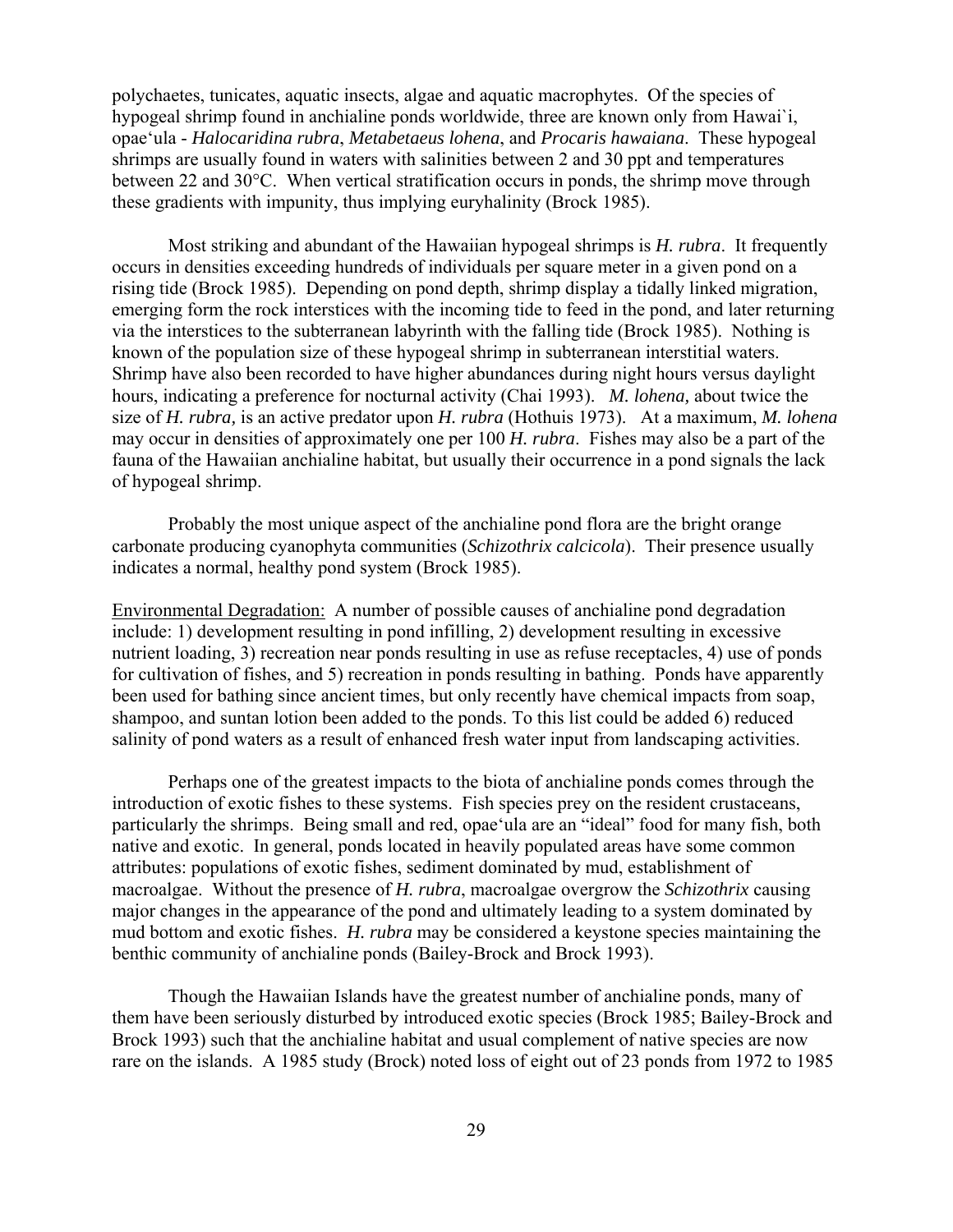polychaetes, tunicates, aquatic insects, algae and aquatic macrophytes. Of the species of hypogeal shrimp found in anchialine ponds worldwide, three are known only from Hawai`i, opae'ula - *Halocaridina rubra*, *Metabetaeus lohena*, and *Procaris hawaiana*. These hypogeal shrimps are usually found in waters with salinities between 2 and 30 ppt and temperatures between 22 and 30°C. When vertical stratification occurs in ponds, the shrimp move through these gradients with impunity, thus implying euryhalinity (Brock 1985).

Most striking and abundant of the Hawaiian hypogeal shrimps is *H. rubra*. It frequently occurs in densities exceeding hundreds of individuals per square meter in a given pond on a rising tide (Brock 1985). Depending on pond depth, shrimp display a tidally linked migration, emerging form the rock interstices with the incoming tide to feed in the pond, and later returning via the interstices to the subterranean labyrinth with the falling tide (Brock 1985). Nothing is known of the population size of these hypogeal shrimp in subterranean interstitial waters. Shrimp have also been recorded to have higher abundances during night hours versus daylight hours, indicating a preference for nocturnal activity (Chai 1993). *M. lohena,* about twice the size of *H. rubra,* is an active predator upon *H. rubra* (Hothuis 1973). At a maximum, *M. lohena* may occur in densities of approximately one per 100 *H. rubra*. Fishes may also be a part of the fauna of the Hawaiian anchialine habitat, but usually their occurrence in a pond signals the lack of hypogeal shrimp.

Probably the most unique aspect of the anchialine pond flora are the bright orange carbonate producing cyanophyta communities (*Schizothrix calcicola*). Their presence usually indicates a normal, healthy pond system (Brock 1985).

Environmental Degradation: A number of possible causes of anchialine pond degradation include: 1) development resulting in pond infilling, 2) development resulting in excessive nutrient loading, 3) recreation near ponds resulting in use as refuse receptacles, 4) use of ponds for cultivation of fishes, and 5) recreation in ponds resulting in bathing. Ponds have apparently been used for bathing since ancient times, but only recently have chemical impacts from soap, shampoo, and suntan lotion been added to the ponds. To this list could be added 6) reduced salinity of pond waters as a result of enhanced fresh water input from landscaping activities.

Perhaps one of the greatest impacts to the biota of anchialine ponds comes through the introduction of exotic fishes to these systems. Fish species prey on the resident crustaceans, particularly the shrimps. Being small and red, opae'ula are an "ideal" food for many fish, both native and exotic. In general, ponds located in heavily populated areas have some common attributes: populations of exotic fishes, sediment dominated by mud, establishment of macroalgae. Without the presence of *H. rubra*, macroalgae overgrow the *Schizothrix* causing major changes in the appearance of the pond and ultimately leading to a system dominated by mud bottom and exotic fishes. *H. rubra* may be considered a keystone species maintaining the benthic community of anchialine ponds (Bailey-Brock and Brock 1993).

Though the Hawaiian Islands have the greatest number of anchialine ponds, many of them have been seriously disturbed by introduced exotic species (Brock 1985; Bailey-Brock and Brock 1993) such that the anchialine habitat and usual complement of native species are now rare on the islands. A 1985 study (Brock) noted loss of eight out of 23 ponds from 1972 to 1985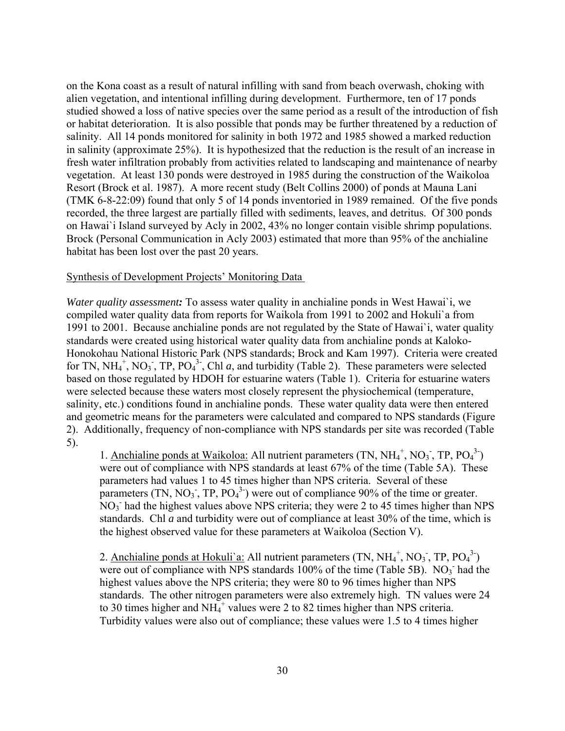on the Kona coast as a result of natural infilling with sand from beach overwash, choking with alien vegetation, and intentional infilling during development. Furthermore, ten of 17 ponds studied showed a loss of native species over the same period as a result of the introduction of fish or habitat deterioration. It is also possible that ponds may be further threatened by a reduction of salinity. All 14 ponds monitored for salinity in both 1972 and 1985 showed a marked reduction in salinity (approximate 25%). It is hypothesized that the reduction is the result of an increase in fresh water infiltration probably from activities related to landscaping and maintenance of nearby vegetation. At least 130 ponds were destroyed in 1985 during the construction of the Waikoloa Resort (Brock et al. 1987). A more recent study (Belt Collins 2000) of ponds at Mauna Lani (TMK 6-8-22:09) found that only 5 of 14 ponds inventoried in 1989 remained. Of the five ponds recorded, the three largest are partially filled with sediments, leaves, and detritus. Of 300 ponds on Hawai`i Island surveyed by Acly in 2002, 43% no longer contain visible shrimp populations. Brock (Personal Communication in Acly 2003) estimated that more than 95% of the anchialine habitat has been lost over the past 20 years.

<u>Synthesis of Development Projects' Monitoring Data</u>

***Water quality assessment:*** To assess water quality in anchialine ponds in West Hawai`i, we compiled water quality data from reports for Waikola from 1991 to 2002 and Hokuli`a from 1991 to 2001. Because anchialine ponds are not regulated by the State of Hawai`i, water quality standards were created using historical water quality data from anchialine ponds at Kaloko-Honokohau National Historic Park (NPS standards; Brock and Kam 1997). Criteria were created for TN, $NH_4^+$, $NO_3^-$, TP, $PO_4^{3-}$, Chl *a*, and turbidity (Table 2). These parameters were selected based on those regulated by HDOH for estuarine waters (Table 1). Criteria for estuarine waters were selected because these waters most closely represent the physiochemical (temperature, salinity, etc.) conditions found in anchialine ponds. These water quality data were then entered and geometric means for the parameters were calculated and compared to NPS standards (Figure 2). Additionally, frequency of non-compliance with NPS standards per site was recorded (Table 5).

1. <u>Anchialine ponds at Waikoloa:</u> All nutrient parameters (TN, $NH_4^+$, $NO_3^-$, TP, $PO_4^{3-}$) were out of compliance with NPS standards at least 67% of the time (Table 5A). These parameters had values 1 to 45 times higher than NPS criteria. Several of these parameters (TN, $NO_3^-$, TP, $PO_4^{3-}$) were out of compliance 90% of the time or greater. $NO_3^-$ had the highest values above NPS criteria; they were 2 to 45 times higher than NPS standards. Chl *a* and turbidity were out of compliance at least 30% of the time, which is the highest observed value for these parameters at Waikoloa (Section V).

2. <u>Anchialine ponds at Hokuli`a:</u> All nutrient parameters (TN, $NH_4^+$, $NO_3^-$, TP, $PO_4^{3-}$) were out of compliance with NPS standards 100% of the time (Table 5B). $NO_3^-$ had the highest values above the NPS criteria; they were 80 to 96 times higher than NPS standards. The other nitrogen parameters were also extremely high. TN values were 24 to 30 times higher and $NH_4^+$ values were 2 to 82 times higher than NPS criteria. Turbidity values were also out of compliance; these values were 1.5 to 4 times higher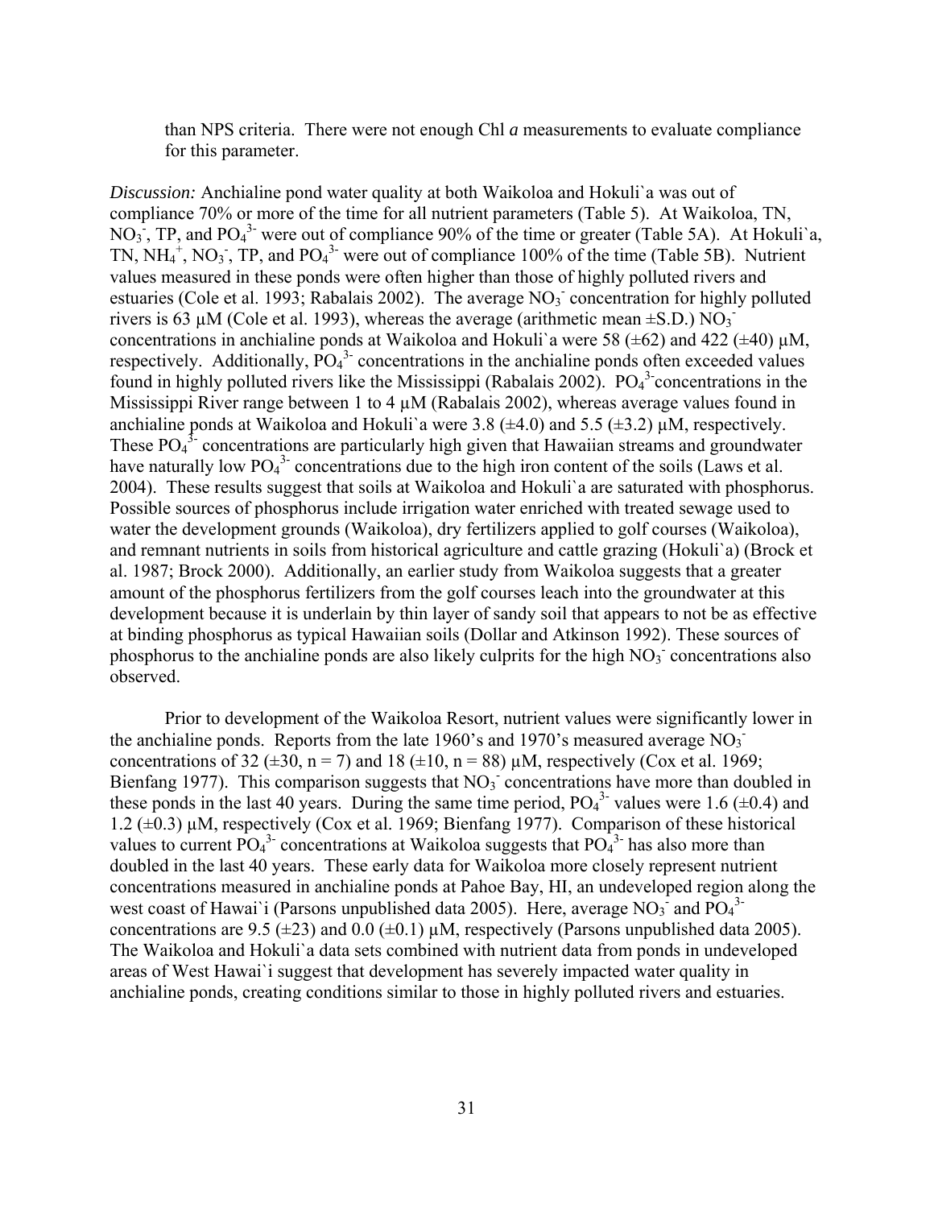than NPS criteria. There were not enough Chl *a* measurements to evaluate compliance for this parameter.

*Discussion:* Anchialine pond water quality at both Waikoloa and Hokuli`a was out of compliance 70% or more of the time for all nutrient parameters (Table 5). At Waikoloa, TN, $NO_3^-$, TP, and $PO_4^{3-}$ were out of compliance 90% of the time or greater (Table 5A). At Hokuli`a, TN, $NH_4^+$, $NO_3^-$, TP, and $PO_4^{3-}$ were out of compliance 100% of the time (Table 5B). Nutrient values measured in these ponds were often higher than those of highly polluted rivers and estuaries (Cole et al. 1993; Rabalais 2002). The average $NO_3^-$ concentration for highly polluted rivers is 63 µM (Cole et al. 1993), whereas the average (arithmetic mean ±S.D.) $NO_3^-$ concentrations in anchialine ponds at Waikoloa and Hokuli`a were 58 (±62) and 422 (±40) µM, respectively. Additionally, $PO_4^{3-}$ concentrations in the anchialine ponds often exceeded values found in highly polluted rivers like the Mississippi (Rabalais 2002). $PO_4^{3-}$ concentrations in the Mississippi River range between 1 to 4 µM (Rabalais 2002), whereas average values found in anchialine ponds at Waikoloa and Hokuli`a were 3.8 (±4.0) and 5.5 (±3.2) µM, respectively. These $PO_4^{3-}$ concentrations are particularly high given that Hawaiian streams and groundwater have naturally low $PO_4^{3-}$ concentrations due to the high iron content of the soils (Laws et al. 2004). These results suggest that soils at Waikoloa and Hokuli`a are saturated with phosphorus. Possible sources of phosphorus include irrigation water enriched with treated sewage used to water the development grounds (Waikoloa), dry fertilizers applied to golf courses (Waikoloa), and remnant nutrients in soils from historical agriculture and cattle grazing (Hokuli`a) (Brock et al. 1987; Brock 2000). Additionally, an earlier study from Waikoloa suggests that a greater amount of the phosphorus fertilizers from the golf courses leach into the groundwater at this development because it is underlain by thin layer of sandy soil that appears to not be as effective at binding phosphorus as typical Hawaiian soils (Dollar and Atkinson 1992). These sources of phosphorus to the anchialine ponds are also likely culprits for the high $NO_3^-$ concentrations also observed.

Prior to development of the Waikoloa Resort, nutrient values were significantly lower in the anchialine ponds. Reports from the late 1960's and 1970's measured average $NO_3^-$ concentrations of 32 (±30, n = 7) and 18 (±10, n = 88) µM, respectively (Cox et al. 1969; Bienfang 1977). This comparison suggests that $NO_3^-$ concentrations have more than doubled in these ponds in the last 40 years. During the same time period, $PO_4^{3-}$ values were 1.6 (±0.4) and 1.2 (±0.3) µM, respectively (Cox et al. 1969; Bienfang 1977). Comparison of these historical values to current $PO_4^{3-}$ concentrations at Waikoloa suggests that $PO_4^{3-}$ has also more than doubled in the last 40 years. These early data for Waikoloa more closely represent nutrient concentrations measured in anchialine ponds at Pahoe Bay, HI, an undeveloped region along the west coast of Hawai`i (Parsons unpublished data 2005). Here, average $NO_3^-$ and $PO_4^{3-}$ concentrations are 9.5 (±23) and 0.0 (±0.1) µM, respectively (Parsons unpublished data 2005). The Waikoloa and Hokuli`a data sets combined with nutrient data from ponds in undeveloped areas of West Hawai`i suggest that development has severely impacted water quality in anchialine ponds, creating conditions similar to those in highly polluted rivers and estuaries.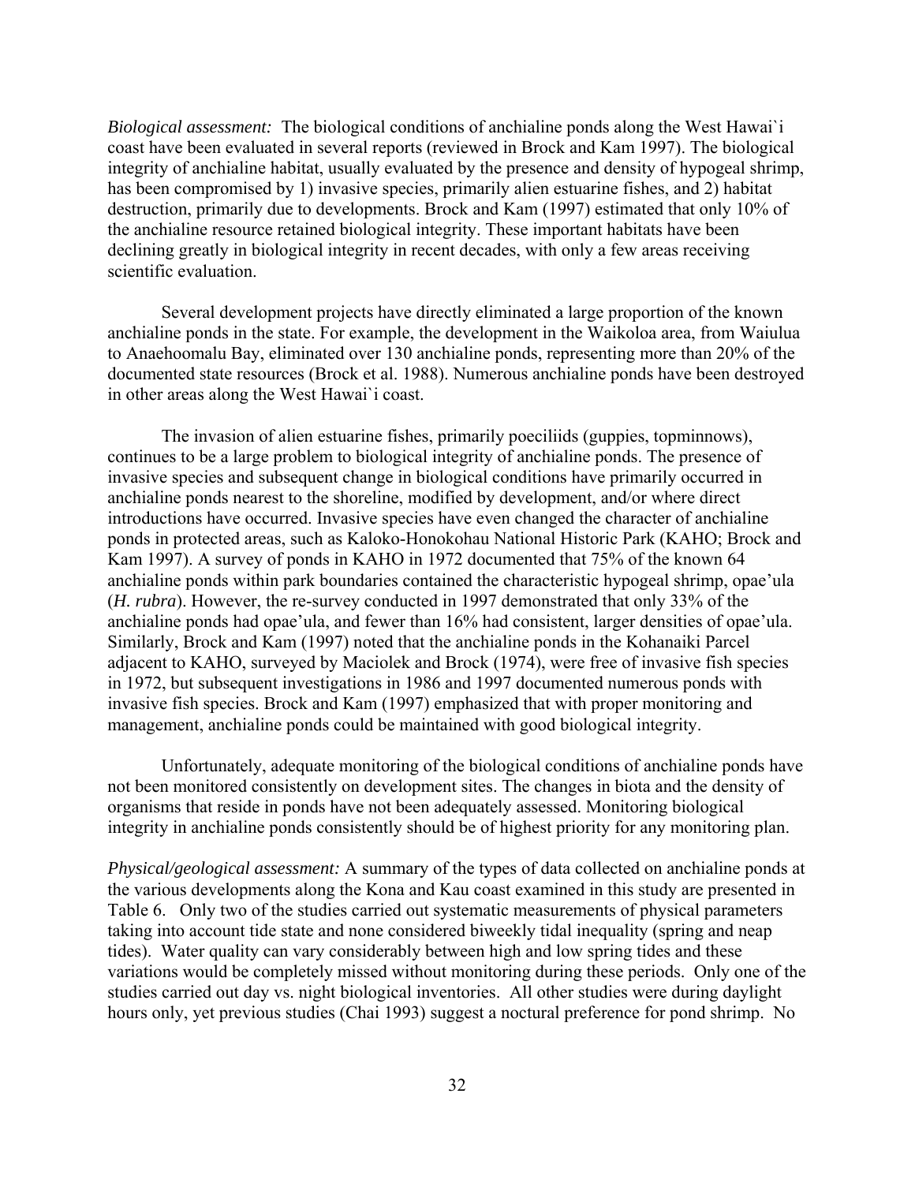*Biological assessment:* The biological conditions of anchialine ponds along the West Hawai`i coast have been evaluated in several reports (reviewed in Brock and Kam 1997). The biological integrity of anchialine habitat, usually evaluated by the presence and density of hypogeal shrimp, has been compromised by 1) invasive species, primarily alien estuarine fishes, and 2) habitat destruction, primarily due to developments. Brock and Kam (1997) estimated that only 10% of the anchialine resource retained biological integrity. These important habitats have been declining greatly in biological integrity in recent decades, with only a few areas receiving scientific evaluation.

Several development projects have directly eliminated a large proportion of the known anchialine ponds in the state. For example, the development in the Waikoloa area, from Waiulua to Anaehoomalu Bay, eliminated over 130 anchialine ponds, representing more than 20% of the documented state resources (Brock et al. 1988). Numerous anchialine ponds have been destroyed in other areas along the West Hawai`i coast.

The invasion of alien estuarine fishes, primarily poeciliids (guppies, topminnows), continues to be a large problem to biological integrity of anchialine ponds. The presence of invasive species and subsequent change in biological conditions have primarily occurred in anchialine ponds nearest to the shoreline, modified by development, and/or where direct introductions have occurred. Invasive species have even changed the character of anchialine ponds in protected areas, such as Kaloko-Honokohau National Historic Park (KAHO; Brock and Kam 1997). A survey of ponds in KAHO in 1972 documented that 75% of the known 64 anchialine ponds within park boundaries contained the characteristic hypogeal shrimp, opae'ula (*H. rubra*). However, the re-survey conducted in 1997 demonstrated that only 33% of the anchialine ponds had opae'ula, and fewer than 16% had consistent, larger densities of opae'ula. Similarly, Brock and Kam (1997) noted that the anchialine ponds in the Kohanaikí Parcel adjacent to KAHO, surveyed by Maciolek and Brock (1974), were free of invasive fish species in 1972, but subsequent investigations in 1986 and 1997 documented numerous ponds with invasive fish species. Brock and Kam (1997) emphasized that with proper monitoring and management, anchialine ponds could be maintained with good biological integrity.

Unfortunately, adequate monitoring of the biological conditions of anchialine ponds have not been monitored consistently on development sites. The changes in biota and the density of organisms that reside in ponds have not been adequately assessed. Monitoring biological integrity in anchialine ponds consistently should be of highest priority for any monitoring plan.

*Physical/geological assessment:* A summary of the types of data collected on anchialine ponds at the various developments along the Kona and Kau coast examined in this study are presented in Table 6. Only two of the studies carried out systematic measurements of physical parameters taking into account tide state and none considered biweekly tidal inequality (spring and neap tides). Water quality can vary considerably between high and low spring tides and these variations would be completely missed without monitoring during these periods. Only one of the studies carried out day vs. night biological inventories. All other studies were during daylight hours only, yet previous studies (Chai 1993) suggest a noctural preference for pond shrimp. No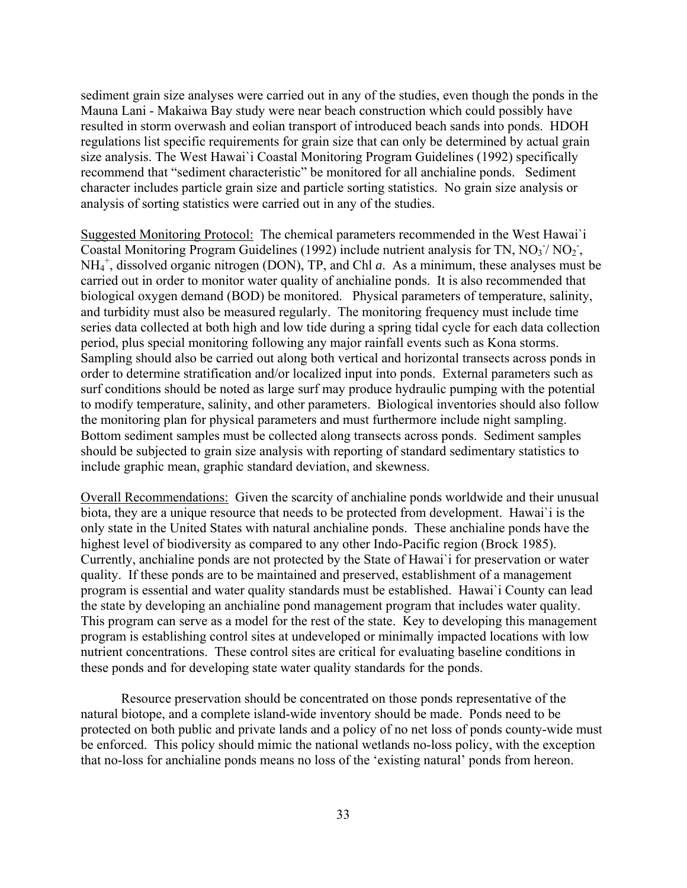sediment grain size analyses were carried out in any of the studies, even though the ponds in the Mauna Lani - Makaiwa Bay study were near beach construction which could possibly have resulted in storm overwash and eolian transport of introduced beach sands into ponds. HDOH regulations list specific requirements for grain size that can only be determined by actual grain size analysis. The West Hawai`i Coastal Monitoring Program Guidelines (1992) specifically recommend that "sediment characteristic" be monitored for all anchialine ponds. Sediment character includes particle grain size and particle sorting statistics. No grain size analysis or analysis of sorting statistics were carried out in any of the studies.

Suggested Monitoring Protocol: The chemical parameters recommended in the West Hawai`i Coastal Monitoring Program Guidelines (1992) include nutrient analysis for TN, $NO_3^-$/ $NO_2^-$, $NH_4^+$, dissolved organic nitrogen (DON), TP, and Chl *a*. As a minimum, these analyses must be carried out in order to monitor water quality of anchialine ponds. It is also recommended that biological oxygen demand (BOD) be monitored. Physical parameters of temperature, salinity, and turbidity must also be measured regularly. The monitoring frequency must include time series data collected at both high and low tide during a spring tidal cycle for each data collection period, plus special monitoring following any major rainfall events such as Kona storms. Sampling should also be carried out along both vertical and horizontal transects across ponds in order to determine stratification and/or localized input into ponds. External parameters such as surf conditions should be noted as large surf may produce hydraulic pumping with the potential to modify temperature, salinity, and other parameters. Biological inventories should also follow the monitoring plan for physical parameters and must furthermore include night sampling. Bottom sediment samples must be collected along transects across ponds. Sediment samples should be subjected to grain size analysis with reporting of standard sedimentary statistics to include graphic mean, graphic standard deviation, and skewness.

Overall Recommendations: Given the scarcity of anchialine ponds worldwide and their unusual biota, they are a unique resource that needs to be protected from development. Hawai`i is the only state in the United States with natural anchialine ponds. These anchialine ponds have the highest level of biodiversity as compared to any other Indo-Pacific region (Brock 1985). Currently, anchialine ponds are not protected by the State of Hawai`i for preservation or water quality. If these ponds are to be maintained and preserved, establishment of a management program is essential and water quality standards must be established. Hawai`i County can lead the state by developing an anchialine pond management program that includes water quality. This program can serve as a model for the rest of the state. Key to developing this management program is establishing control sites at undeveloped or minimally impacted locations with low nutrient concentrations. These control sites are critical for evaluating baseline conditions in these ponds and for developing state water quality standards for the ponds.

Resource preservation should be concentrated on those ponds representative of the natural biotope, and a complete island-wide inventory should be made. Ponds need to be protected on both public and private lands and a policy of no net loss of ponds county-wide must be enforced. This policy should mimic the national wetlands no-loss policy, with the exception that no-loss for anchialine ponds means no loss of the 'existing natural' ponds from hereon.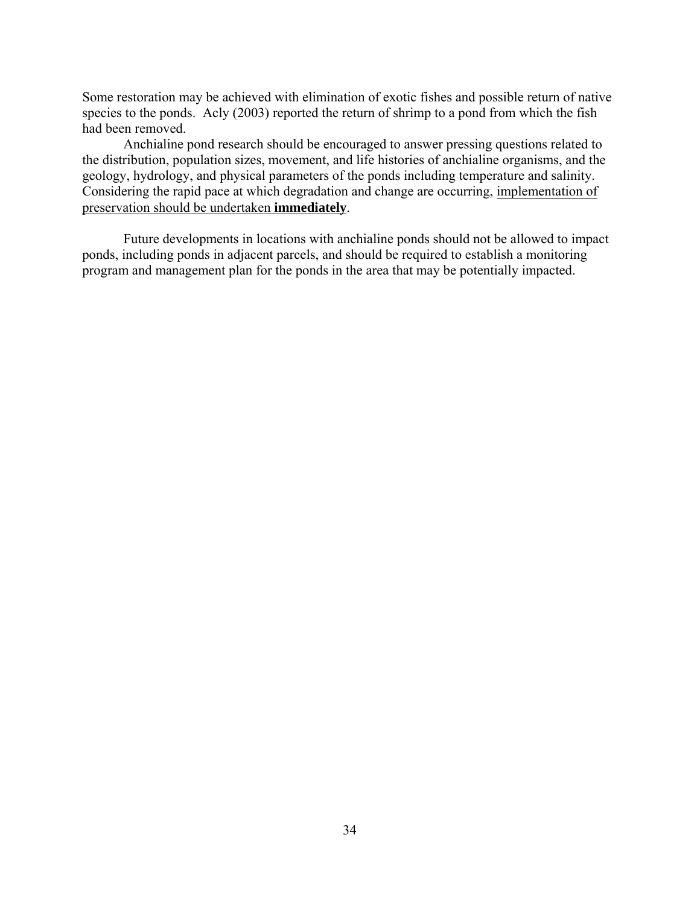Some restoration may be achieved with elimination of exotic fishes and possible return of native species to the ponds. Acly (2003) reported the return of shrimp to a pond from which the fish had been removed.

Anchialine pond research should be encouraged to answer pressing questions related to the distribution, population sizes, movement, and life histories of anchialine organisms, and the geology, hydrology, and physical parameters of the ponds including temperature and salinity. Considering the rapid pace at which degradation and change are occurring, <u>implementation of preservation should be undertaken **immediately**</u>.

Future developments in locations with anchialine ponds should not be allowed to impact ponds, including ponds in adjacent parcels, and should be required to establish a monitoring program and management plan for the ponds in the area that may be potentially impacted.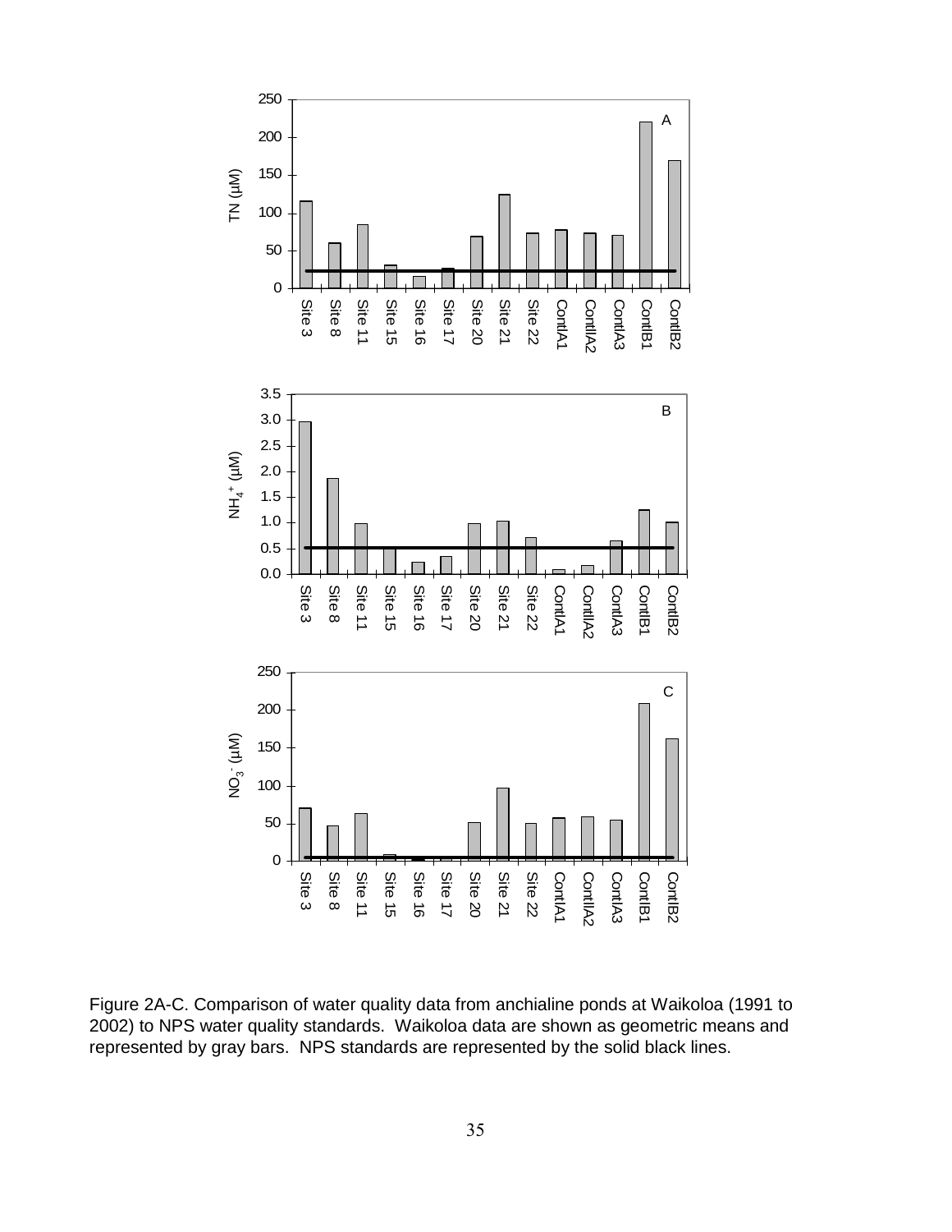Figure 2A-C. Comparison of water quality data from anchialine ponds at Waikoloa (1991 to 2002) to NPS water quality standards. Waikoloa data are shown as geometric means and represented by gray bars. NPS standards are represented by the solid black lines.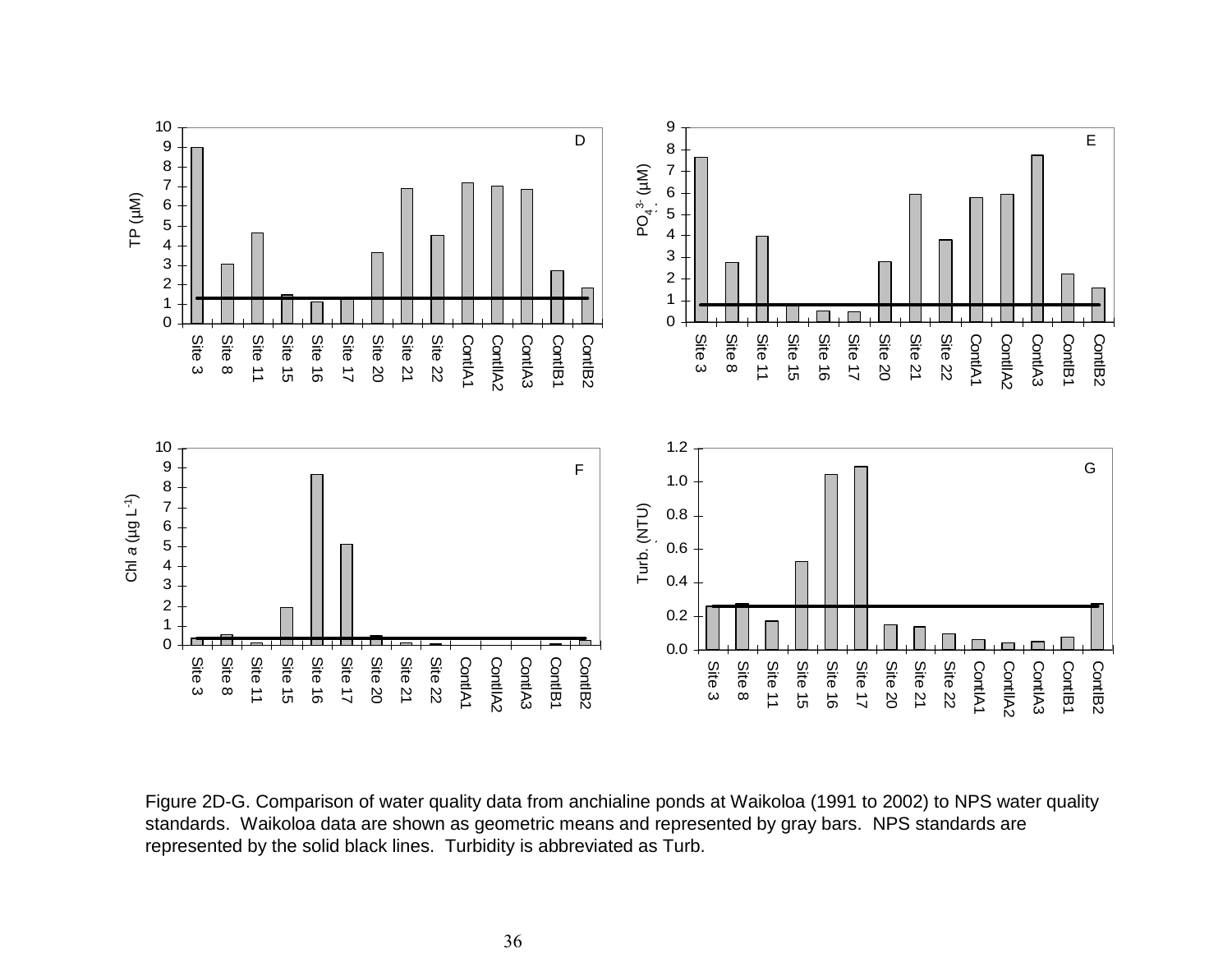Figure 2D-G. Comparison of water quality data from anchialine ponds at Waikoloa (1991 to 2002) to NPS water quality standards. Waikoloa data are shown as geometric means and represented by gray bars. NPS standards are represented by the solid black lines. Turbidity is abbreviated as Turb.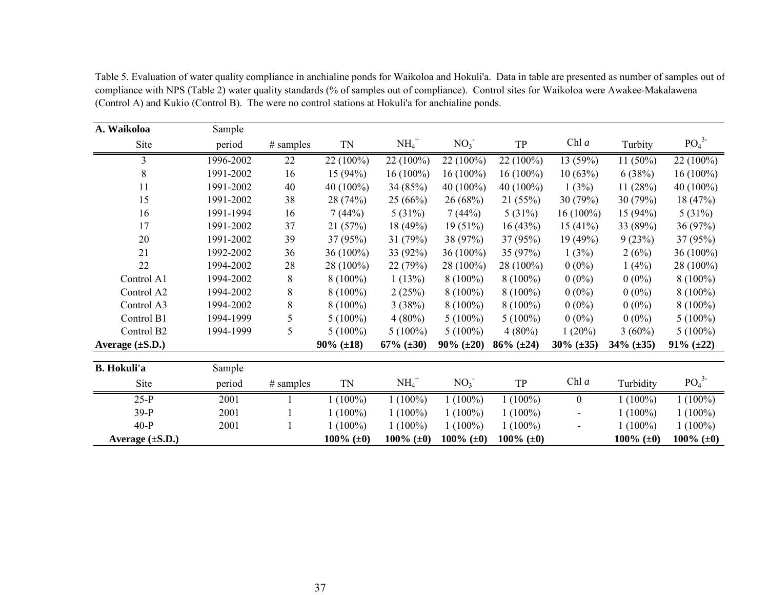Table 5. Evaluation of water quality compliance in anchialine ponds for Waikoloa and Hokuli'a. Data in table are presented as number of samples out of compliance with NPS (Table 2) water quality standards (% of samples out of compliance). Control sites for Waikoloa were Awakee-Makalawena (Control A) and Kukio (Control B). The were no control stations at Hokuli'a for anchialine ponds.

| **A. Waikoloa** Site | Sample period | # samples | TN | $NH_4^+$ | $NO_3^-$ | TP | Chl *a* | Turbity | $PO_4^{3-}$ |
|---|---|---|---|---|---|---|---|---|---|
| 3 | 1996-2002 | 22 | 22 (100%) | 22 (100%) | 22 (100%) | 22 (100%) | 13 (59%) | 11 (50%) | 22 (100%) |
| 8 | 1991-2002 | 16 | 15 (94%) | 16 (100%) | 16 (100%) | 16 (100%) | 10 (63%) | 6 (38%) | 16 (100%) |
| 11 | 1991-2002 | 40 | 40 (100%) | 34 (85%) | 40 (100%) | 40 (100%) | 1 (3%) | 11 (28%) | 40 (100%) |
| 15 | 1991-2002 | 38 | 28 (74%) | 25 (66%) | 26 (68%) | 21 (55%) | 30 (79%) | 30 (79%) | 18 (47%) |
| 16 | 1991-1994 | 16 | 7 (44%) | 5 (31%) | 7 (44%) | 5 (31%) | 16 (100%) | 15 (94%) | 5 (31%) |
| 17 | 1991-2002 | 37 | 21 (57%) | 18 (49%) | 19 (51%) | 16 (43%) | 15 (41%) | 33 (89%) | 36 (97%) |
| 20 | 1991-2002 | 39 | 37 (95%) | 31 (79%) | 38 (97%) | 37 (95%) | 19 (49%) | 9 (23%) | 37 (95%) |
| 21 | 1992-2002 | 36 | 36 (100%) | 33 (92%) | 36 (100%) | 35 (97%) | 1 (3%) | 2 (6%) | 36 (100%) |
| 22 | 1994-2002 | 28 | 28 (100%) | 22 (79%) | 28 (100%) | 28 (100%) | 0 (0%) | 1 (4%) | 28 (100%) |
| Control A1 | 1994-2002 | 8 | 8 (100%) | 1 (13%) | 8 (100%) | 8 (100%) | 0 (0%) | 0 (0%) | 8 (100%) |
| Control A2 | 1994-2002 | 8 | 8 (100%) | 2 (25%) | 8 (100%) | 8 (100%) | 0 (0%) | 0 (0%) | 8 (100%) |
| Control A3 | 1994-2002 | 8 | 8 (100%) | 3 (38%) | 8 (100%) | 8 (100%) | 0 (0%) | 0 (0%) | 8 (100%) |
| Control B1 | 1994-1999 | 5 | 5 (100%) | 4 (80%) | 5 (100%) | 5 (100%) | 0 (0%) | 0 (0%) | 5 (100%) |
| Control B2 | 1994-1999 | 5 | 5 (100%) | 5 (100%) | 5 (100%) | 4 (80%) | 1 (20%) | 3 (60%) | 5 (100%) |
| **Average (±S.D.)** | | | **90% (±18)** | **67% (±30)** | **90% (±20)** | **86% (±24)** | **30% (±35)** | **34% (±35)** | **91% (±22)** |

| **B. Hokuli'a** Site | Sample period | # samples | TN | $NH_4^+$ | $NO_3^-$ | TP | Chl *a* | Turbidity | $PO_4^{3-}$ |
|---|---|---|---|---|---|---|---|---|---|
| 25-P | 2001 | 1 | 1 (100%) | 1 (100%) | 1 (100%) | 1 (100%) | 0 | 1 (100%) | 1 (100%) |
| 39-P | 2001 | 1 | 1 (100%) | 1 (100%) | 1 (100%) | 1 (100%) | - | 1 (100%) | 1 (100%) |
| 40-P | 2001 | 1 | 1 (100%) | 1 (100%) | 1 (100%) | 1 (100%) | - | 1 (100%) | 1 (100%) |
| **Average (±S.D.)** | | | **100% (±0)** | **100% (±0)** | **100% (±0)** | **100% (±0)** | | **100% (±0)** | **100% (±0)** |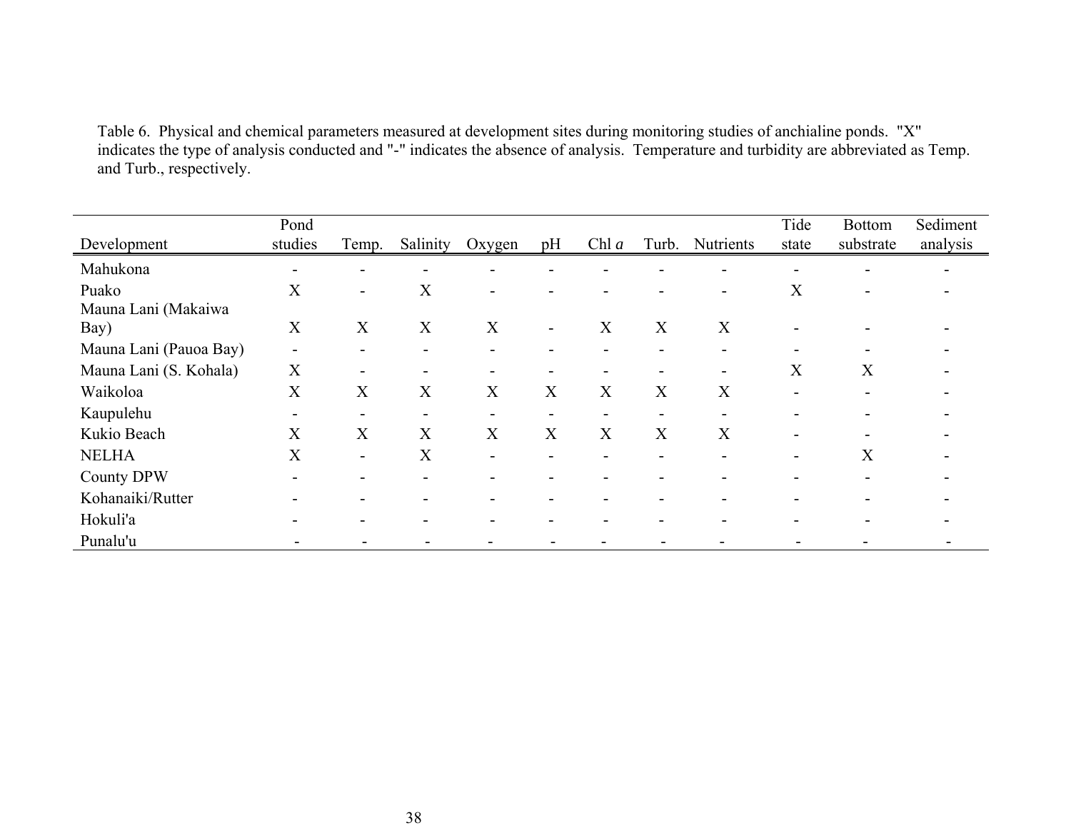Table 6. Physical and chemical parameters measured at development sites during monitoring studies of anchialine ponds. "X" indicates the type of analysis conducted and "-" indicates the absence of analysis. Temperature and turbidity are abbreviated as Temp. and Turb., respectively.

| Development | Pond studies | Temp. | Salinity | Oxygen | pH | Chl *a* | Turb. | Nutrients | Tide state | Bottom substrate | Sediment analysis |
|---|---|---|---|---|---|---|---|---|---|---|---|
| Mahukona | - | - | - | - | - | - | - | - | - | - | - |
| Puako | X | - | X | - | - | - | - | - | X | - | - |
| Mauna Lani (Makaiwa Bay) | X | X | X | X | - | X | X | X | - | - | - |
| Mauna Lani (Pauoa Bay) | - | - | - | - | - | - | - | - | - | - | - |
| Mauna Lani (S. Kohala) | X | - | - | - | - | - | - | - | X | X | - |
| Waikoloa | X | X | X | X | X | X | X | X | - | - | - |
| Kaupulehu | - | - | - | - | - | - | - | - | - | - | - |
| Kukio Beach | X | X | X | X | X | X | X | X | - | - | - |
| NELHA | X | - | X | - | - | - | - | - | - | X | - |
| County DPW | - | - | - | - | - | - | - | - | - | - | - |
| Kohanaiki/Rutter | - | - | - | - | - | - | - | - | - | - | - |
| Hokuli'a | - | - | - | - | - | - | - | - | - | - | - |
| Punalu'u | - | - | - | - | - | - | - | - | - | - | - |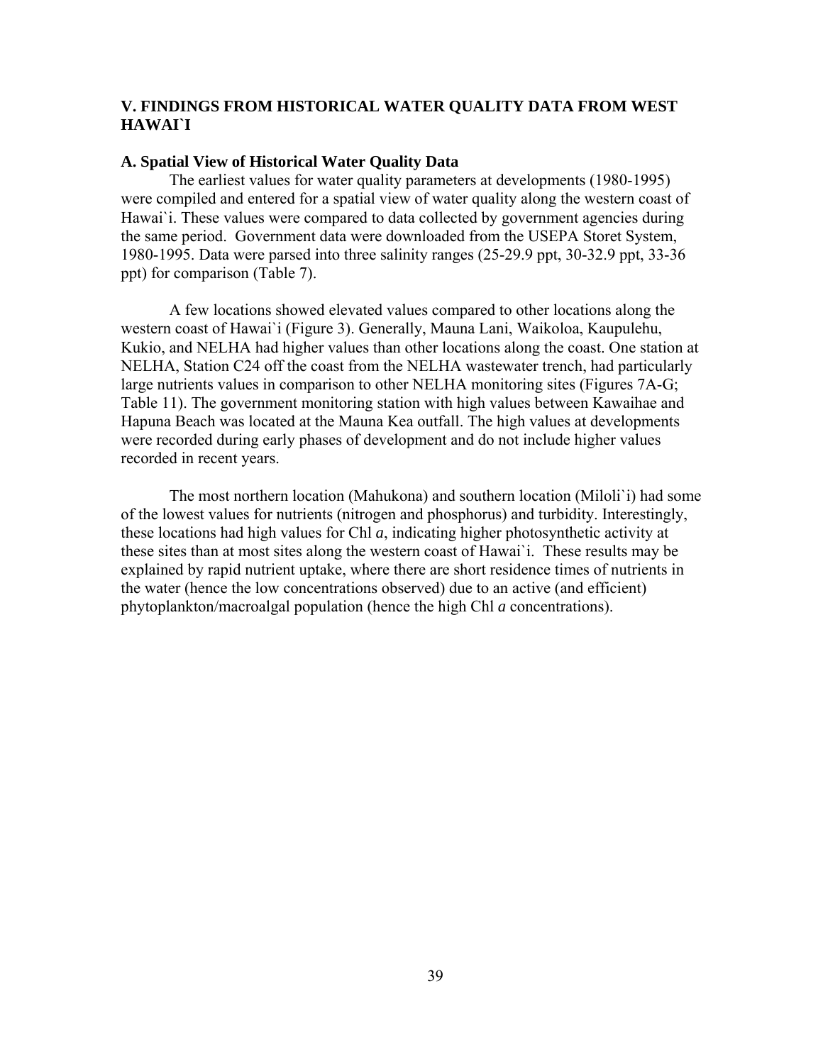## V. FINDINGS FROM HISTORICAL WATER QUALITY DATA FROM WEST HAWAI`I

### A. Spatial View of Historical Water Quality Data

The earliest values for water quality parameters at developments (1980-1995) were compiled and entered for a spatial view of water quality along the western coast of Hawai`i. These values were compared to data collected by government agencies during the same period. Government data were downloaded from the USEPA Storet System, 1980-1995. Data were parsed into three salinity ranges (25-29.9 ppt, 30-32.9 ppt, 33-36 ppt) for comparison (Table 7).

A few locations showed elevated values compared to other locations along the western coast of Hawai`i (Figure 3). Generally, Mauna Lani, Waikoloa, Kaupulehu, Kukio, and NELHA had higher values than other locations along the coast. One station at NELHA, Station C24 off the coast from the NELHA wastewater trench, had particularly large nutrients values in comparison to other NELHA monitoring sites (Figures 7A-G; Table 11). The government monitoring station with high values between Kawaihae and Hapuna Beach was located at the Mauna Kea outfall. The high values at developments were recorded during early phases of development and do not include higher values recorded in recent years.

The most northern location (Mahukona) and southern location (Miloli`i) had some of the lowest values for nutrients (nitrogen and phosphorus) and turbidity. Interestingly, these locations had high values for Chl *a*, indicating higher photosynthetic activity at these sites than at most sites along the western coast of Hawai`i. These results may be explained by rapid nutrient uptake, where there are short residence times of nutrients in the water (hence the low concentrations observed) due to an active (and efficient) phytoplankton/macroalgal population (hence the high Chl *a* concentrations).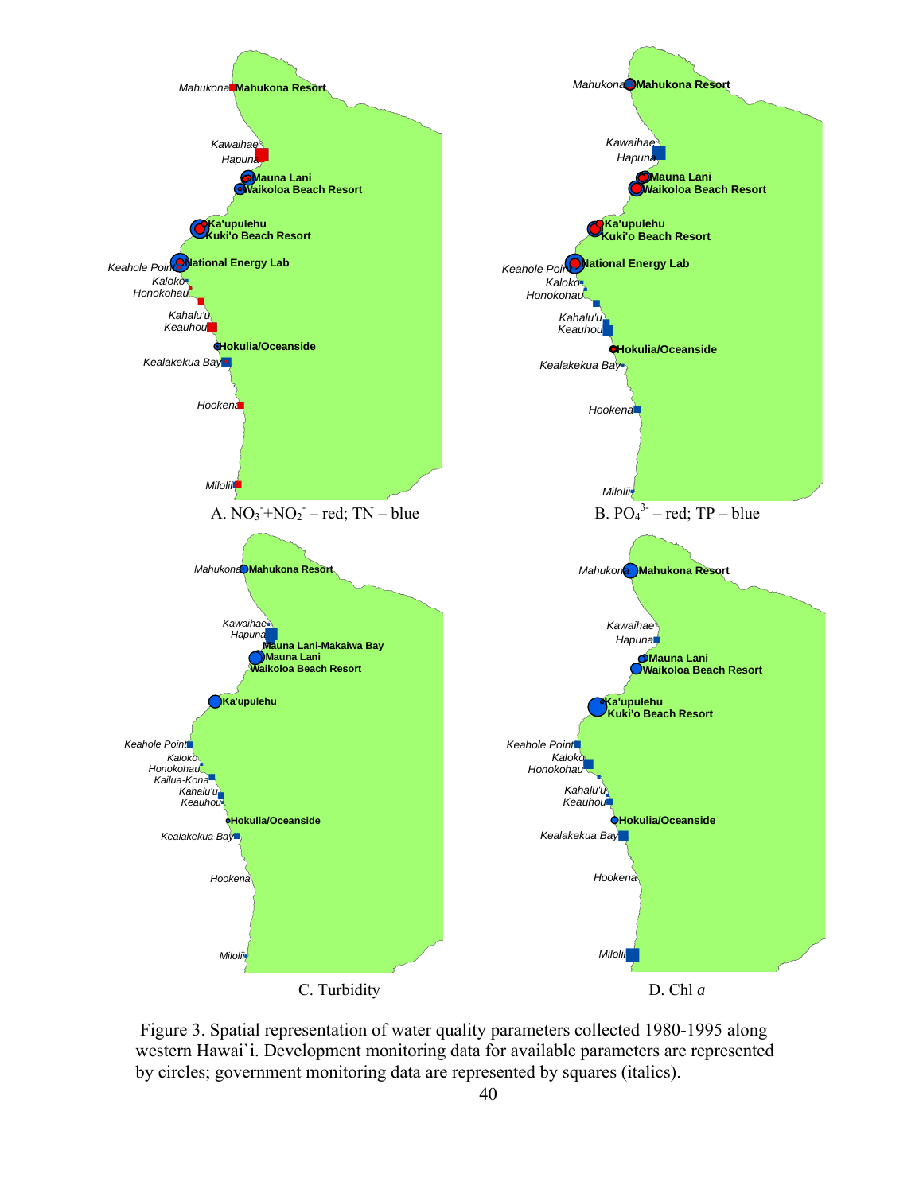A. $NO_3^- + NO_2^-$ – red; TN – blue

B. $PO_4^{3-}$ – red; TP – blue

C. Turbidity

D. Chl *a*

Figure 3. Spatial representation of water quality parameters collected 1980-1995 along western Hawai`i. Development monitoring data for available parameters are represented by circles; government monitoring data are represented by squares (italics).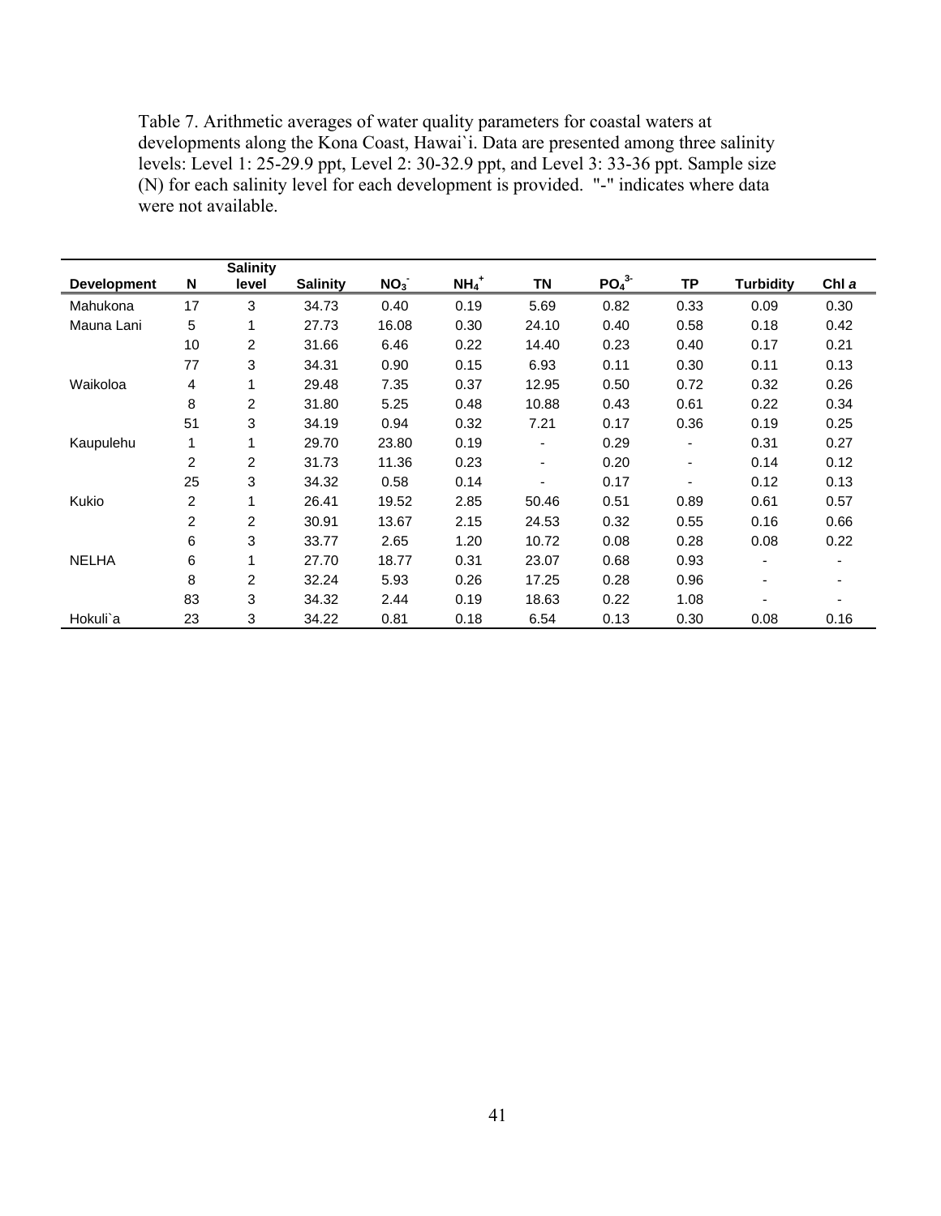Table 7. Arithmetic averages of water quality parameters for coastal waters at developments along the Kona Coast, Hawai`i. Data are presented among three salinity levels: Level 1: 25-29.9 ppt, Level 2: 30-32.9 ppt, and Level 3: 33-36 ppt. Sample size (N) for each salinity level for each development is provided. "-" indicates where data were not available.

| Development | N | Salinity level | Salinity | $NO_3^-$ | $NH_4^+$ | TN | $PO_4^{3-}$ | TP | Turbidity | Chl *a* |
|---|---|---|---|---|---|---|---|---|---|---|
| Mahukona | 17 | 3 | 34.73 | 0.40 | 0.19 | 5.69 | 0.82 | 0.33 | 0.09 | 0.30 |
| Mauna Lani | 5 | 1 | 27.73 | 16.08 | 0.30 | 24.10 | 0.40 | 0.58 | 0.18 | 0.42 |
| | 10 | 2 | 31.66 | 6.46 | 0.22 | 14.40 | 0.23 | 0.40 | 0.17 | 0.21 |
| | 77 | 3 | 34.31 | 0.90 | 0.15 | 6.93 | 0.11 | 0.30 | 0.11 | 0.13 |
| Waikoloa | 4 | 1 | 29.48 | 7.35 | 0.37 | 12.95 | 0.50 | 0.72 | 0.32 | 0.26 |
| | 8 | 2 | 31.80 | 5.25 | 0.48 | 10.88 | 0.43 | 0.61 | 0.22 | 0.34 |
| | 51 | 3 | 34.19 | 0.94 | 0.32 | 7.21 | 0.17 | 0.36 | 0.19 | 0.25 |
| Kaupulehu | 1 | 1 | 29.70 | 23.80 | 0.19 | - | 0.29 | - | 0.31 | 0.27 |
| | 2 | 2 | 31.73 | 11.36 | 0.23 | - | 0.20 | - | 0.14 | 0.12 |
| | 25 | 3 | 34.32 | 0.58 | 0.14 | - | 0.17 | - | 0.12 | 0.13 |
| Kukio | 2 | 1 | 26.41 | 19.52 | 2.85 | 50.46 | 0.51 | 0.89 | 0.61 | 0.57 |
| | 2 | 2 | 30.91 | 13.67 | 2.15 | 24.53 | 0.32 | 0.55 | 0.16 | 0.66 |
| | 6 | 3 | 33.77 | 2.65 | 1.20 | 10.72 | 0.08 | 0.28 | 0.08 | 0.22 |
| NELHA | 6 | 1 | 27.70 | 18.77 | 0.31 | 23.07 | 0.68 | 0.93 | - | - |
| | 8 | 2 | 32.24 | 5.93 | 0.26 | 17.25 | 0.28 | 0.96 | - | - |
| | 83 | 3 | 34.32 | 2.44 | 0.19 | 18.63 | 0.22 | 1.08 | - | - |
| Hokuli`a | 23 | 3 | 34.22 | 0.81 | 0.18 | 6.54 | 0.13 | 0.30 | 0.08 | 0.16 |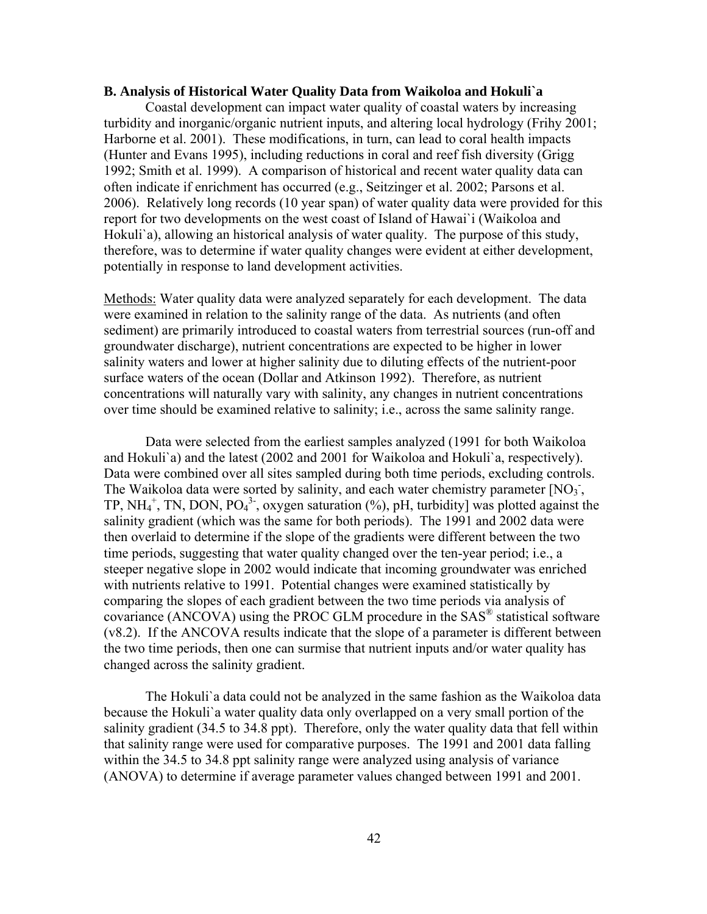### B. Analysis of Historical Water Quality Data from Waikoloa and Hokuli`a

Coastal development can impact water quality of coastal waters by increasing turbidity and inorganic/organic nutrient inputs, and altering local hydrology (Frihy 2001; Harborne et al. 2001). These modifications, in turn, can lead to coral health impacts (Hunter and Evans 1995), including reductions in coral and reef fish diversity (Grigg 1992; Smith et al. 1999). A comparison of historical and recent water quality data can often indicate if enrichment has occurred (e.g., Seitzinger et al. 2002; Parsons et al. 2006). Relatively long records (10 year span) of water quality data were provided for this report for two developments on the west coast of Island of Hawai`i (Waikoloa and Hokuli`a), allowing an historical analysis of water quality. The purpose of this study, therefore, was to determine if water quality changes were evident at either development, potentially in response to land development activities.

Methods: Water quality data were analyzed separately for each development. The data were examined in relation to the salinity range of the data. As nutrients (and often sediment) are primarily introduced to coastal waters from terrestrial sources (run-off and groundwater discharge), nutrient concentrations are expected to be higher in lower salinity waters and lower at higher salinity due to diluting effects of the nutrient-poor surface waters of the ocean (Dollar and Atkinson 1992). Therefore, as nutrient concentrations will naturally vary with salinity, any changes in nutrient concentrations over time should be examined relative to salinity; i.e., across the same salinity range.

Data were selected from the earliest samples analyzed (1991 for both Waikoloa and Hokuli`a) and the latest (2002 and 2001 for Waikoloa and Hokuli`a, respectively). Data were combined over all sites sampled during both time periods, excluding controls. The Waikoloa data were sorted by salinity, and each water chemistry parameter [$NO_3^-$, TP, $NH_4^+$, TN, DON, $PO_4^{3-}$, oxygen saturation (%), pH, turbidity] was plotted against the salinity gradient (which was the same for both periods). The 1991 and 2002 data were then overlaid to determine if the slope of the gradients were different between the two time periods, suggesting that water quality changed over the ten-year period; i.e., a steeper negative slope in 2002 would indicate that incoming groundwater was enriched with nutrients relative to 1991. Potential changes were examined statistically by comparing the slopes of each gradient between the two time periods via analysis of covariance (ANCOVA) using the PROC GLM procedure in the SAS® statistical software (v8.2). If the ANCOVA results indicate that the slope of a parameter is different between the two time periods, then one can surmise that nutrient inputs and/or water quality has changed across the salinity gradient.

The Hokuli`a data could not be analyzed in the same fashion as the Waikoloa data because the Hokuli`a water quality data only overlapped on a very small portion of the salinity gradient (34.5 to 34.8 ppt). Therefore, only the water quality data that fell within that salinity range were used for comparative purposes. The 1991 and 2001 data falling within the 34.5 to 34.8 ppt salinity range were analyzed using analysis of variance (ANOVA) to determine if average parameter values changed between 1991 and 2001.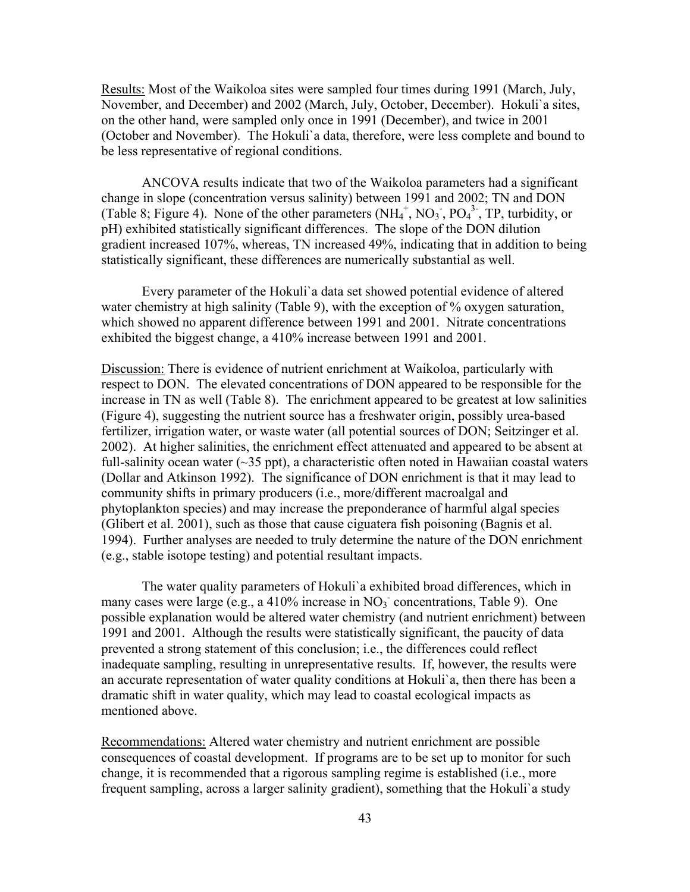Results: Most of the Waikoloa sites were sampled four times during 1991 (March, July, November, and December) and 2002 (March, July, October, December). Hokuli`a sites, on the other hand, were sampled only once in 1991 (December), and twice in 2001 (October and November). The Hokuli`a data, therefore, were less complete and bound to be less representative of regional conditions.

ANCOVA results indicate that two of the Waikoloa parameters had a significant change in slope (concentration versus salinity) between 1991 and 2002; TN and DON (Table 8; Figure 4). None of the other parameters ($NH_4^+$, $NO_3^-$, $PO_4^{3-}$, TP, turbidity, or pH) exhibited statistically significant differences. The slope of the DON dilution gradient increased 107%, whereas, TN increased 49%, indicating that in addition to being statistically significant, these differences are numerically substantial as well.

Every parameter of the Hokuli`a data set showed potential evidence of altered water chemistry at high salinity (Table 9), with the exception of % oxygen saturation, which showed no apparent difference between 1991 and 2001. Nitrate concentrations exhibited the biggest change, a 410% increase between 1991 and 2001.

Discussion: There is evidence of nutrient enrichment at Waikoloa, particularly with respect to DON. The elevated concentrations of DON appeared to be responsible for the increase in TN as well (Table 8). The enrichment appeared to be greatest at low salinities (Figure 4), suggesting the nutrient source has a freshwater origin, possibly urea-based fertilizer, irrigation water, or waste water (all potential sources of DON; Seitzinger et al. 2002). At higher salinities, the enrichment effect attenuated and appeared to be absent at full-salinity ocean water (~35 ppt), a characteristic often noted in Hawaiian coastal waters (Dollar and Atkinson 1992). The significance of DON enrichment is that it may lead to community shifts in primary producers (i.e., more/different macroalgal and phytoplankton species) and may increase the preponderance of harmful algal species (Glibert et al. 2001), such as those that cause ciguatera fish poisoning (Bagnis et al. 1994). Further analyses are needed to truly determine the nature of the DON enrichment (e.g., stable isotope testing) and potential resultant impacts.

The water quality parameters of Hokuli`a exhibited broad differences, which in many cases were large (e.g., a 410% increase in $NO_3^-$ concentrations, Table 9). One possible explanation would be altered water chemistry (and nutrient enrichment) between 1991 and 2001. Although the results were statistically significant, the paucity of data prevented a strong statement of this conclusion; i.e., the differences could reflect inadequate sampling, resulting in unrepresentative results. If, however, the results were an accurate representation of water quality conditions at Hokuli`a, then there has been a dramatic shift in water quality, which may lead to coastal ecological impacts as mentioned above.

Recommendations: Altered water chemistry and nutrient enrichment are possible consequences of coastal development. If programs are to be set up to monitor for such change, it is recommended that a rigorous sampling regime is established (i.e., more frequent sampling, across a larger salinity gradient), something that the Hokuli`a study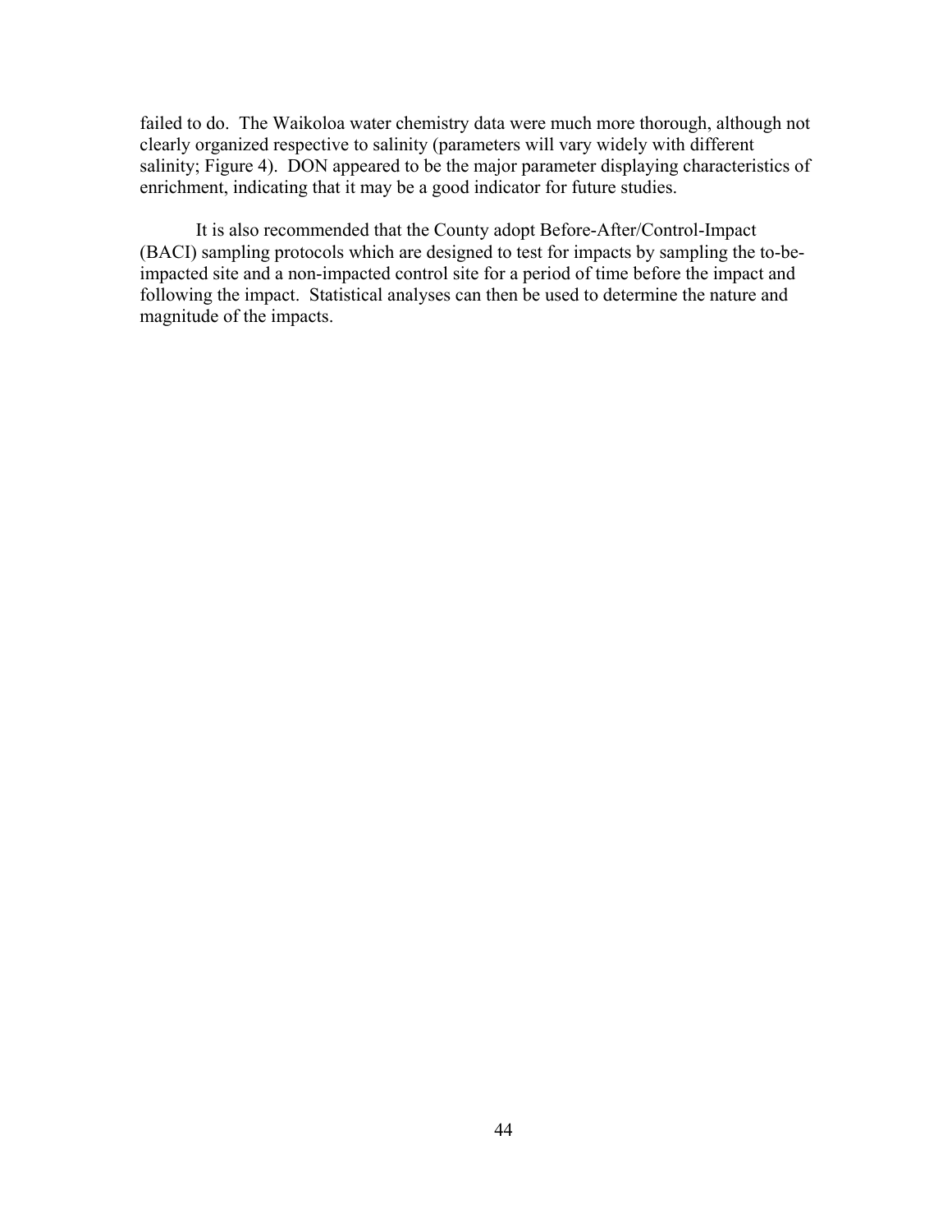failed to do. The Waikoloa water chemistry data were much more thorough, although not clearly organized respective to salinity (parameters will vary widely with different salinity; Figure 4). DON appeared to be the major parameter displaying characteristics of enrichment, indicating that it may be a good indicator for future studies.

It is also recommended that the County adopt Before-After/Control-Impact (BACI) sampling protocols which are designed to test for impacts by sampling the to-be-impacted site and a non-impacted control site for a period of time before the impact and following the impact. Statistical analyses can then be used to determine the nature and magnitude of the impacts.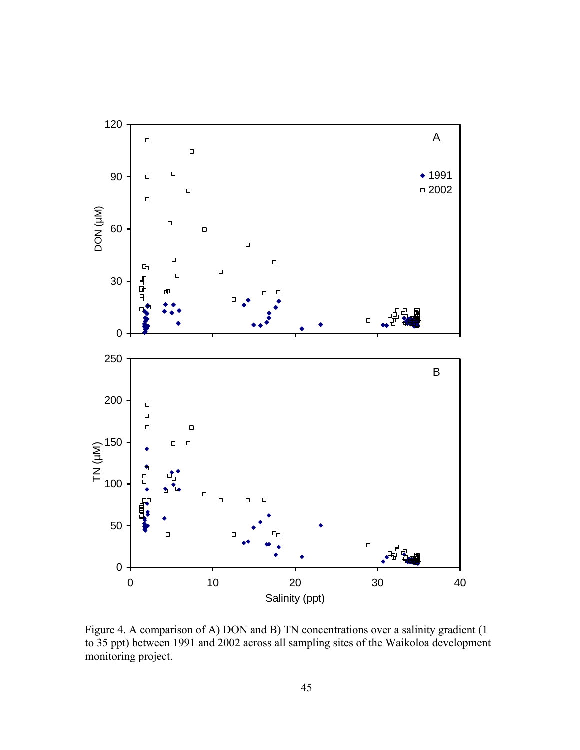Figure 4. A comparison of A) DON and B) TN concentrations over a salinity gradient (1 to 35 ppt) between 1991 and 2002 across all sampling sites of the Waikoloa development monitoring project.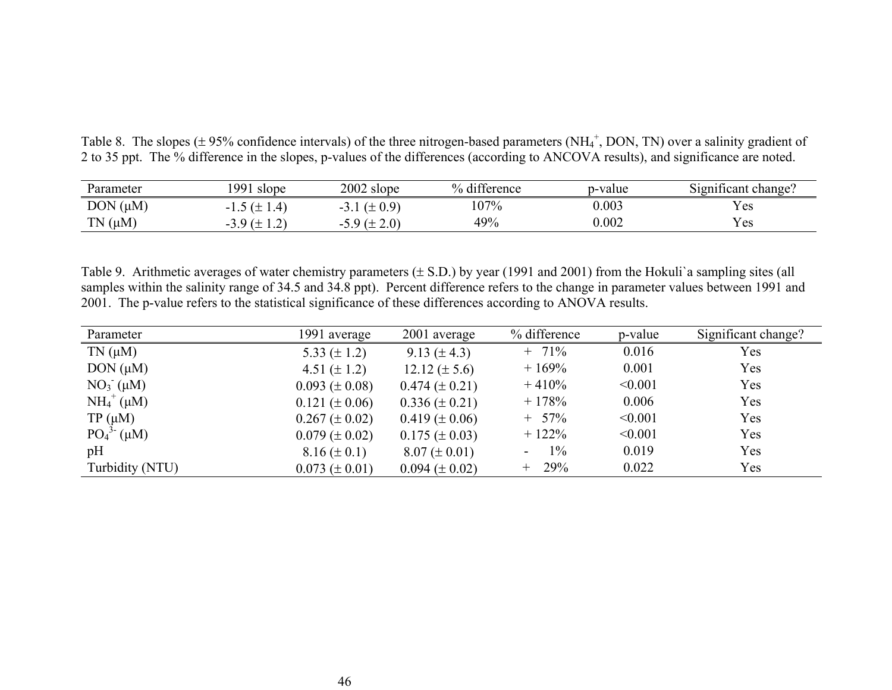Table 8. The slopes (± 95% confidence intervals) of the three nitrogen-based parameters ($NH_4^+$, DON, TN) over a salinity gradient of 2 to 35 ppt. The % difference in the slopes, p-values of the differences (according to ANCOVA results), and significance are noted.

| Parameter | 1991 slope | 2002 slope | % difference | p-value | Significant change? |
|---|---|---|---|---|---|
| DON (μM) | -1.5 (± 1.4) | -3.1 (± 0.9) | 107% | 0.003 | Yes |
| TN (μM) | -3.9 (± 1.2) | -5.9 (± 2.0) | 49% | 0.002 | Yes |

Table 9. Arithmetic averages of water chemistry parameters (± S.D.) by year (1991 and 2001) from the Hokuli`a sampling sites (all samples within the salinity range of 34.5 and 34.8 ppt). Percent difference refers to the change in parameter values between 1991 and 2001. The p-value refers to the statistical significance of these differences according to ANOVA results.

| Parameter | 1991 average | 2001 average | % difference | p-value | Significant change? |
|---|---|---|---|---|---|
| TN (μM) | 5.33 (± 1.2) | 9.13 (± 4.3) | + 71% | 0.016 | Yes |
| DON (μM) | 4.51 (± 1.2) | 12.12 (± 5.6) | + 169% | 0.001 | Yes |
| $NO_3^-$ (μM) | 0.093 (± 0.08) | 0.474 (± 0.21) | + 410% | <0.001 | Yes |
| $NH_4^+$ (μM) | 0.121 (± 0.06) | 0.336 (± 0.21) | + 178% | 0.006 | Yes |
| TP (μM) | 0.267 (± 0.02) | 0.419 (± 0.06) | + 57% | <0.001 | Yes |
| $PO_4^{3-}$ (μM) | 0.079 (± 0.02) | 0.175 (± 0.03) | + 122% | <0.001 | Yes |
| pH | 8.16 (± 0.1) | 8.07 (± 0.01) | - 1% | 0.019 | Yes |
| Turbidity (NTU) | 0.073 (± 0.01) | 0.094 (± 0.02) | + 29% | 0.022 | Yes |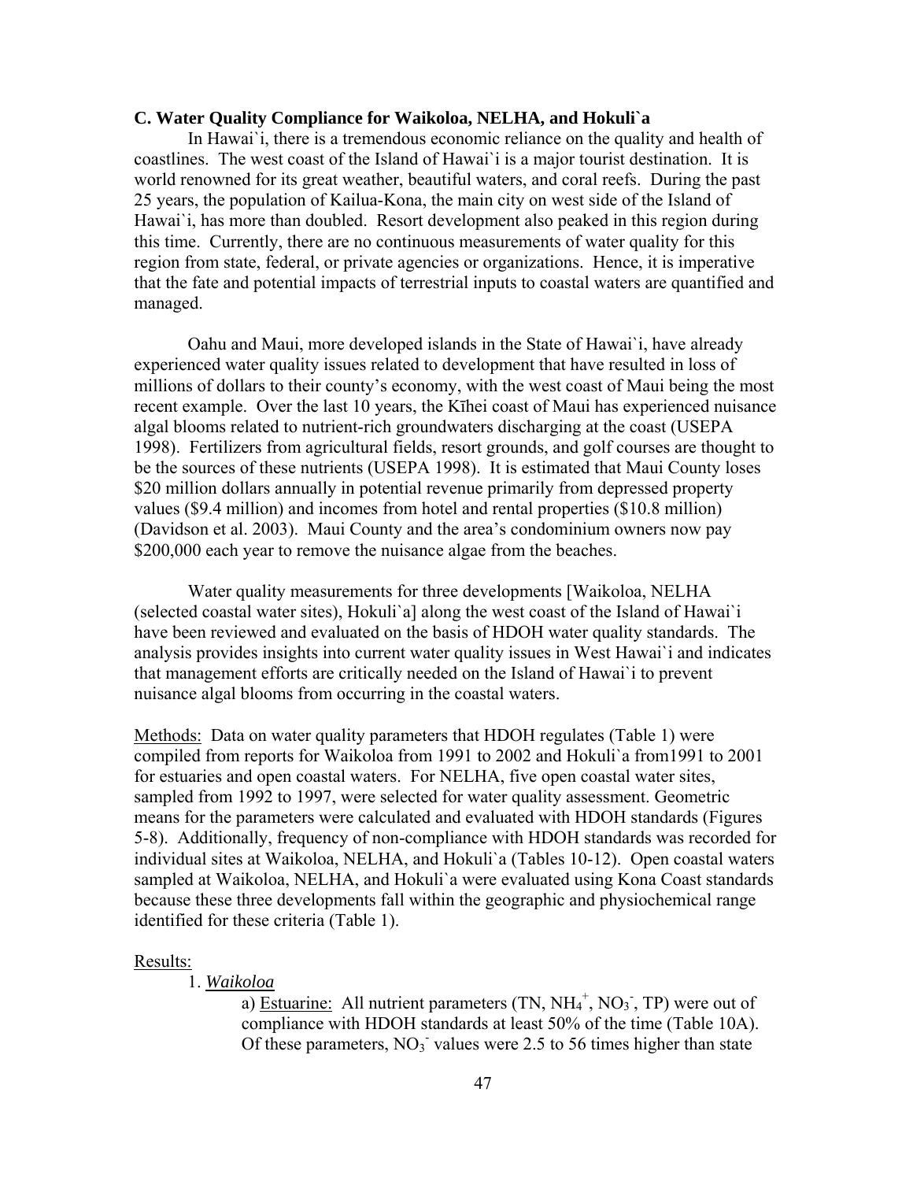### C. Water Quality Compliance for Waikoloa, NELHA, and Hokuli`a

In Hawai`i, there is a tremendous economic reliance on the quality and health of coastlines. The west coast of the Island of Hawai`i is a major tourist destination. It is world renowned for its great weather, beautiful waters, and coral reefs. During the past 25 years, the population of Kailua-Kona, the main city on west side of the Island of Hawai`i, has more than doubled. Resort development also peaked in this region during this time. Currently, there are no continuous measurements of water quality for this region from state, federal, or private agencies or organizations. Hence, it is imperative that the fate and potential impacts of terrestrial inputs to coastal waters are quantified and managed.

Oahu and Maui, more developed islands in the State of Hawai`i, have already experienced water quality issues related to development that have resulted in loss of millions of dollars to their county's economy, with the west coast of Maui being the most recent example. Over the last 10 years, the Kīhei coast of Maui has experienced nuisance algal blooms related to nutrient-rich groundwaters discharging at the coast (USEPA 1998). Fertilizers from agricultural fields, resort grounds, and golf courses are thought to be the sources of these nutrients (USEPA 1998). It is estimated that Maui County loses $20 million dollars annually in potential revenue primarily from depressed property values ($9.4 million) and incomes from hotel and rental properties ($10.8 million) (Davidson et al. 2003). Maui County and the area's condominium owners now pay $200,000 each year to remove the nuisance algae from the beaches.

Water quality measurements for three developments [Waikoloa, NELHA (selected coastal water sites), Hokuli`a] along the west coast of the Island of Hawai`i have been reviewed and evaluated on the basis of HDOH water quality standards. The analysis provides insights into current water quality issues in West Hawai`i and indicates that management efforts are critically needed on the Island of Hawai`i to prevent nuisance algal blooms from occurring in the coastal waters.

Methods: Data on water quality parameters that HDOH regulates (Table 1) were compiled from reports for Waikoloa from 1991 to 2002 and Hokuli`a from1991 to 2001 for estuaries and open coastal waters. For NELHA, five open coastal water sites, sampled from 1992 to 1997, were selected for water quality assessment. Geometric means for the parameters were calculated and evaluated with HDOH standards (Figures 5-8). Additionally, frequency of non-compliance with HDOH standards was recorded for individual sites at Waikoloa, NELHA, and Hokuli`a (Tables 10-12). Open coastal waters sampled at Waikoloa, NELHA, and Hokuli`a were evaluated using Kona Coast standards because these three developments fall within the geographic and physiochemical range identified for these criteria (Table 1).

Results:

1. *Waikoloa*

   a) Estuarine: All nutrient parameters (TN, $NH_4^+$, $NO_3^-$, TP) were out of compliance with HDOH standards at least 50% of the time (Table 10A). Of these parameters, $NO_3^-$ values were 2.5 to 56 times higher than state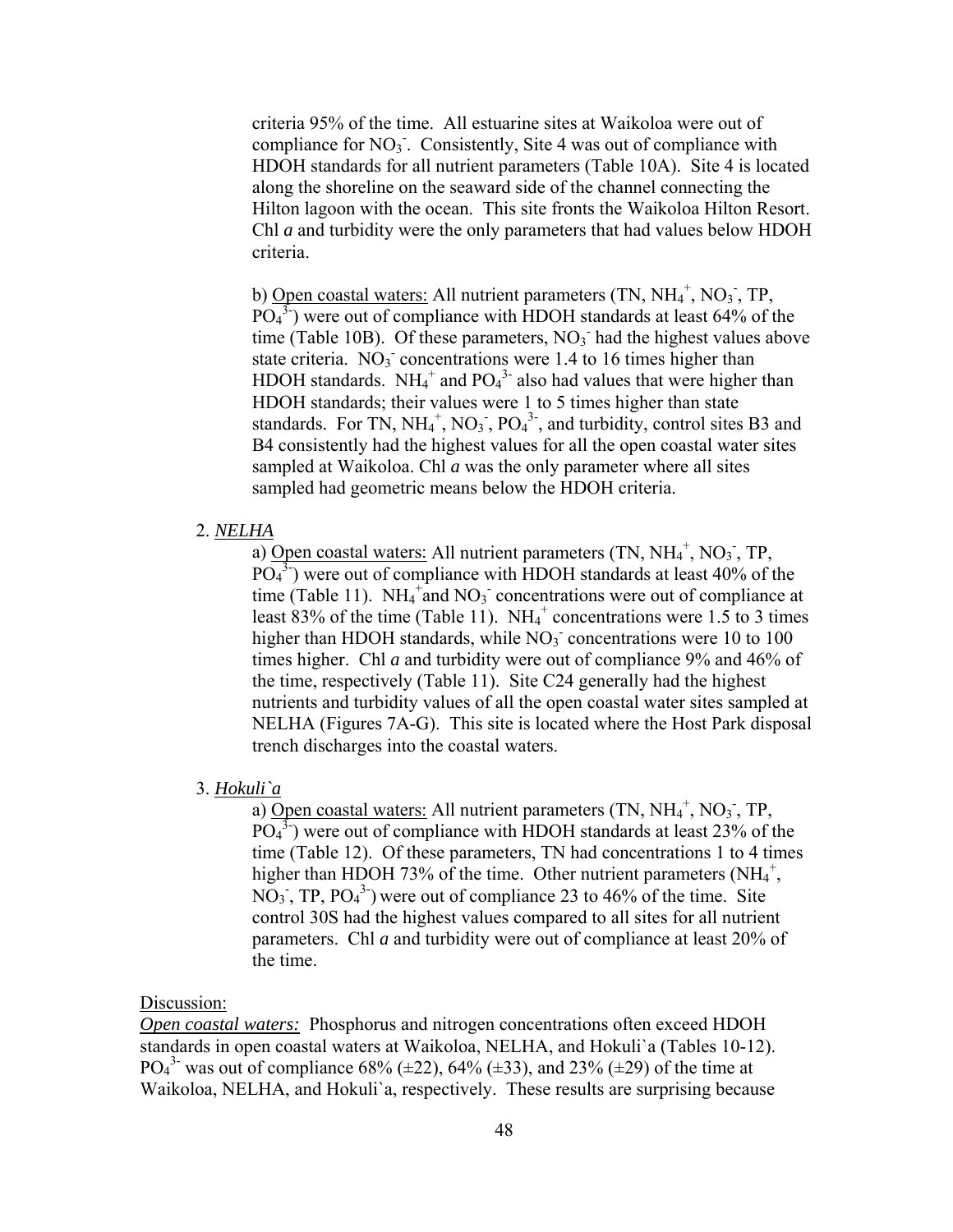criteria 95% of the time. All estuarine sites at Waikoloa were out of compliance for $NO_3^-$. Consistently, Site 4 was out of compliance with HDOH standards for all nutrient parameters (Table 10A). Site 4 is located along the shoreline on the seaward side of the channel connecting the Hilton lagoon with the ocean. This site fronts the Waikoloa Hilton Resort. Chl *a* and turbidity were the only parameters that had values below HDOH criteria.

b) Open coastal waters: All nutrient parameters (TN, $NH_4^+$, $NO_3^-$, TP, $PO_4^{3-}$) were out of compliance with HDOH standards at least 64% of the time (Table 10B). Of these parameters, $NO_3^-$ had the highest values above state criteria. $NO_3^-$ concentrations were 1.4 to 16 times higher than HDOH standards. $NH_4^+$ and $PO_4^{3-}$ also had values that were higher than HDOH standards; their values were 1 to 5 times higher than state standards. For TN, $NH_4^+$, $NO_3^-$, $PO_4^{3-}$, and turbidity, control sites B3 and B4 consistently had the highest values for all the open coastal water sites sampled at Waikoloa. Chl *a* was the only parameter where all sites sampled had geometric means below the HDOH criteria.

2. ***NELHA***

a) Open coastal waters: All nutrient parameters (TN, $NH_4^+$, $NO_3^-$, TP, $PO_4^{3-}$) were out of compliance with HDOH standards at least 40% of the time (Table 11). $NH_4^+$ and $NO_3^-$ concentrations were out of compliance at least 83% of the time (Table 11). $NH_4^+$ concentrations were 1.5 to 3 times higher than HDOH standards, while $NO_3^-$ concentrations were 10 to 100 times higher. Chl *a* and turbidity were out of compliance 9% and 46% of the time, respectively (Table 11). Site C24 generally had the highest nutrients and turbidity values of all the open coastal water sites sampled at NELHA (Figures 7A-G). This site is located where the Host Park disposal trench discharges into the coastal waters.

3. ***Hokuli`a***

a) Open coastal waters: All nutrient parameters (TN, $NH_4^+$, $NO_3^-$, TP, $PO_4^{3-}$) were out of compliance with HDOH standards at least 23% of the time (Table 12). Of these parameters, TN had concentrations 1 to 4 times higher than HDOH 73% of the time. Other nutrient parameters ($NH_4^+$, $NO_3^-$, TP, $PO_4^{3-}$) were out of compliance 23 to 46% of the time. Site control 30S had the highest values compared to all sites for all nutrient parameters. Chl *a* and turbidity were out of compliance at least 20% of the time.

Discussion:

***Open coastal waters:*** Phosphorus and nitrogen concentrations often exceed HDOH standards in open coastal waters at Waikoloa, NELHA, and Hokuli`a (Tables 10-12). $PO_4^{3-}$ was out of compliance 68% (±22), 64% (±33), and 23% (±29) of the time at Waikoloa, NELHA, and Hokuli`a, respectively. These results are surprising because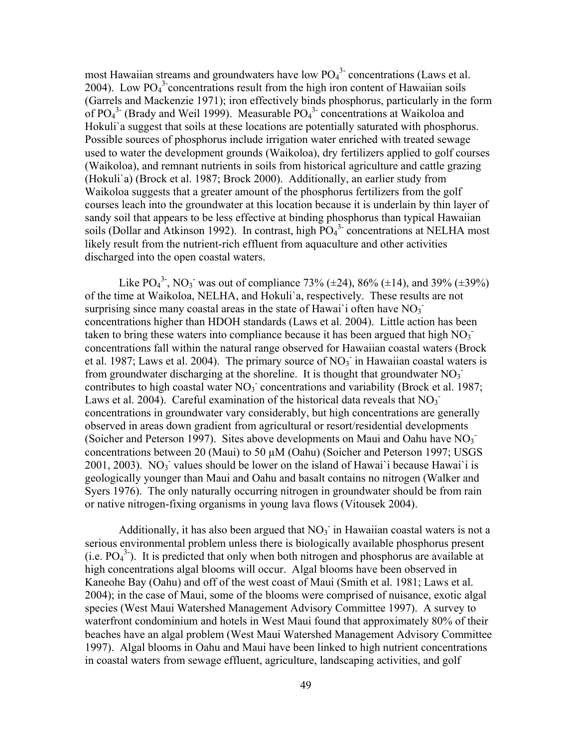most Hawaiian streams and groundwaters have low $PO_4^{3-}$ concentrations (Laws et al. 2004). Low $PO_4^{3-}$concentrations result from the high iron content of Hawaiian soils (Garrels and Mackenzie 1971); iron effectively binds phosphorus, particularly in the form of $PO_4^{3-}$ (Brady and Weil 1999). Measurable $PO_4^{3-}$ concentrations at Waikoloa and Hokuli`a suggest that soils at these locations are potentially saturated with phosphorus. Possible sources of phosphorus include irrigation water enriched with treated sewage used to water the development grounds (Waikoloa), dry fertilizers applied to golf courses (Waikoloa), and remnant nutrients in soils from historical agriculture and cattle grazing (Hokuli`a) (Brock et al. 1987; Brock 2000). Additionally, an earlier study from Waikoloa suggests that a greater amount of the phosphorus fertilizers from the golf courses leach into the groundwater at this location because it is underlain by thin layer of sandy soil that appears to be less effective at binding phosphorus than typical Hawaiian soils (Dollar and Atkinson 1992). In contrast, high $PO_4^{3-}$ concentrations at NELHA most likely result from the nutrient-rich effluent from aquaculture and other activities discharged into the open coastal waters.

Like $PO_4^{3-}$, $NO_3^-$ was out of compliance 73% (±24), 86% (±14), and 39% (±39%) of the time at Waikoloa, NELHA, and Hokuli`a, respectively. These results are not surprising since many coastal areas in the state of Hawai`i often have $NO_3^-$ concentrations higher than HDOH standards (Laws et al. 2004). Little action has been taken to bring these waters into compliance because it has been argued that high $NO_3^-$ concentrations fall within the natural range observed for Hawaiian coastal waters (Brock et al. 1987; Laws et al. 2004). The primary source of $NO_3^-$ in Hawaiian coastal waters is from groundwater discharging at the shoreline. It is thought that groundwater $NO_3^-$ contributes to high coastal water $NO_3^-$ concentrations and variability (Brock et al. 1987; Laws et al. 2004). Careful examination of the historical data reveals that $NO_3^-$ concentrations in groundwater vary considerably, but high concentrations are generally observed in areas down gradient from agricultural or resort/residential developments (Soicher and Peterson 1997). Sites above developments on Maui and Oahu have $NO_3^-$ concentrations between 20 (Maui) to 50 µM (Oahu) (Soicher and Peterson 1997; USGS 2001, 2003). $NO_3^-$ values should be lower on the island of Hawai`i because Hawai`i is geologically younger than Maui and Oahu and basalt contains no nitrogen (Walker and Syers 1976). The only naturally occurring nitrogen in groundwater should be from rain or native nitrogen-fixing organisms in young lava flows (Vitousek 2004).

Additionally, it has also been argued that $NO_3^-$ in Hawaiian coastal waters is not a serious environmental problem unless there is biologically available phosphorus present (i.e. $PO_4^{3-}$). It is predicted that only when both nitrogen and phosphorus are available at high concentrations algal blooms will occur. Algal blooms have been observed in Kaneohe Bay (Oahu) and off of the west coast of Maui (Smith et al. 1981; Laws et al. 2004); in the case of Maui, some of the blooms were comprised of nuisance, exotic algal species (West Maui Watershed Management Advisory Committee 1997). A survey to waterfront condominium and hotels in West Maui found that approximately 80% of their beaches have an algal problem (West Maui Watershed Management Advisory Committee 1997). Algal blooms in Oahu and Maui have been linked to high nutrient concentrations in coastal waters from sewage effluent, agriculture, landscaping activities, and golf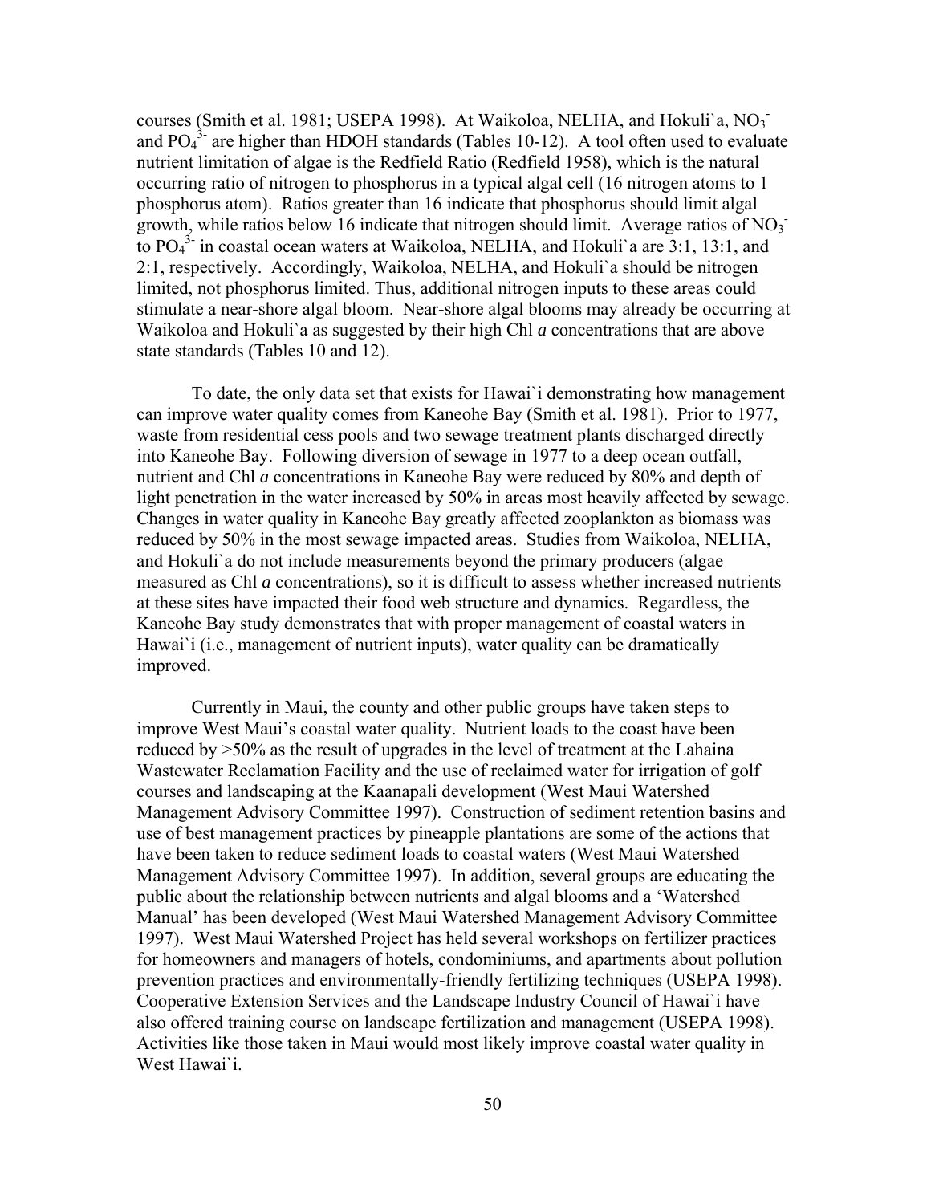courses (Smith et al. 1981; USEPA 1998). At Waikoloa, NELHA, and Hokuli`a, $NO_3^-$ and $PO_4^{3-}$ are higher than HDOH standards (Tables 10-12). A tool often used to evaluate nutrient limitation of algae is the Redfield Ratio (Redfield 1958), which is the natural occurring ratio of nitrogen to phosphorus in a typical algal cell (16 nitrogen atoms to 1 phosphorus atom). Ratios greater than 16 indicate that phosphorus should limit algal growth, while ratios below 16 indicate that nitrogen should limit. Average ratios of $NO_3^-$ to $PO_4^{3-}$ in coastal ocean waters at Waikoloa, NELHA, and Hokuli`a are 3:1, 13:1, and 2:1, respectively. Accordingly, Waikoloa, NELHA, and Hokuli`a should be nitrogen limited, not phosphorus limited. Thus, additional nitrogen inputs to these areas could stimulate a near-shore algal bloom. Near-shore algal blooms may already be occurring at Waikoloa and Hokuli`a as suggested by their high Chl *a* concentrations that are above state standards (Tables 10 and 12).

To date, the only data set that exists for Hawai`i demonstrating how management can improve water quality comes from Kaneohe Bay (Smith et al. 1981). Prior to 1977, waste from residential cess pools and two sewage treatment plants discharged directly into Kaneohe Bay. Following diversion of sewage in 1977 to a deep ocean outfall, nutrient and Chl *a* concentrations in Kaneohe Bay were reduced by 80% and depth of light penetration in the water increased by 50% in areas most heavily affected by sewage. Changes in water quality in Kaneohe Bay greatly affected zooplankton as biomass was reduced by 50% in the most sewage impacted areas. Studies from Waikoloa, NELHA, and Hokuli`a do not include measurements beyond the primary producers (algae measured as Chl *a* concentrations), so it is difficult to assess whether increased nutrients at these sites have impacted their food web structure and dynamics. Regardless, the Kaneohe Bay study demonstrates that with proper management of coastal waters in Hawai`i (i.e., management of nutrient inputs), water quality can be dramatically improved.

Currently in Maui, the county and other public groups have taken steps to improve West Maui's coastal water quality. Nutrient loads to the coast have been reduced by >50% as the result of upgrades in the level of treatment at the Lahaina Wastewater Reclamation Facility and the use of reclaimed water for irrigation of golf courses and landscaping at the Kaanapali development (West Maui Watershed Management Advisory Committee 1997). Construction of sediment retention basins and use of best management practices by pineapple plantations are some of the actions that have been taken to reduce sediment loads to coastal waters (West Maui Watershed Management Advisory Committee 1997). In addition, several groups are educating the public about the relationship between nutrients and algal blooms and a 'Watershed Manual' has been developed (West Maui Watershed Management Advisory Committee 1997). West Maui Watershed Project has held several workshops on fertilizer practices for homeowners and managers of hotels, condominiums, and apartments about pollution prevention practices and environmentally-friendly fertilizing techniques (USEPA 1998). Cooperative Extension Services and the Landscape Industry Council of Hawai`i have also offered training course on landscape fertilization and management (USEPA 1998). Activities like those taken in Maui would most likely improve coastal water quality in West Hawai`i.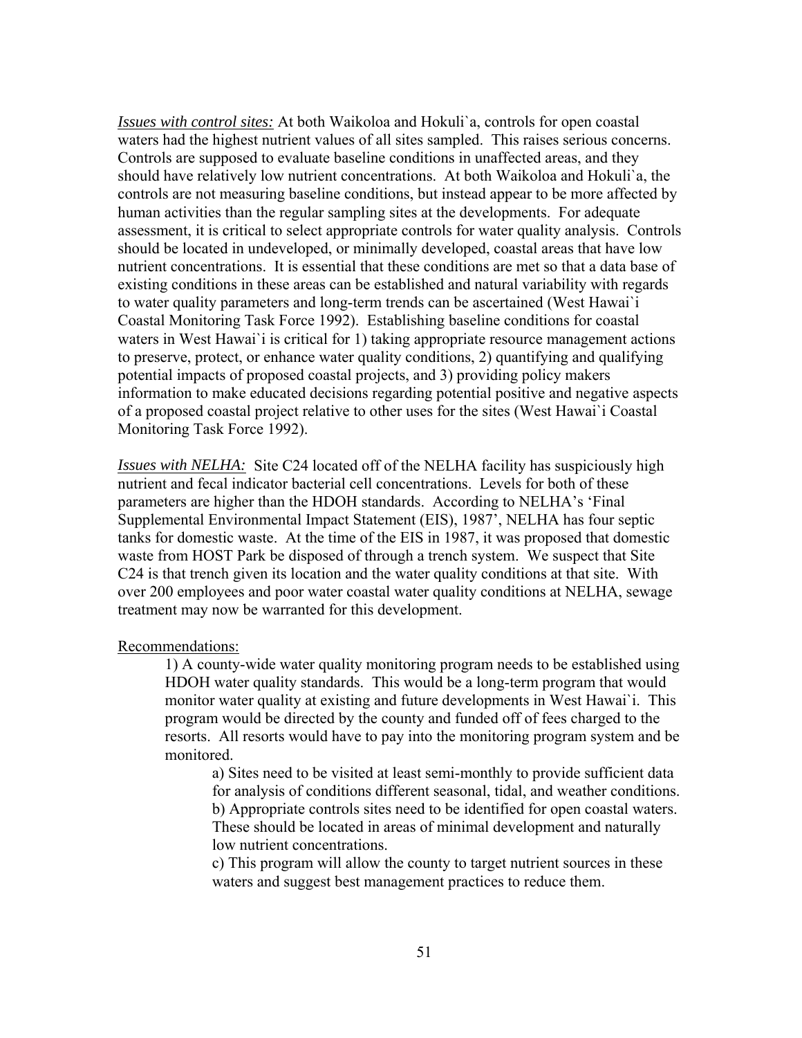*<u>Issues with control sites:</u>* At both Waikoloa and Hokuli`a, controls for open coastal waters had the highest nutrient values of all sites sampled. This raises serious concerns. Controls are supposed to evaluate baseline conditions in unaffected areas, and they should have relatively low nutrient concentrations. At both Waikoloa and Hokuli`a, the controls are not measuring baseline conditions, but instead appear to be more affected by human activities than the regular sampling sites at the developments. For adequate assessment, it is critical to select appropriate controls for water quality analysis. Controls should be located in undeveloped, or minimally developed, coastal areas that have low nutrient concentrations. It is essential that these conditions are met so that a data base of existing conditions in these areas can be established and natural variability with regards to water quality parameters and long-term trends can be ascertained (West Hawai`i Coastal Monitoring Task Force 1992). Establishing baseline conditions for coastal waters in West Hawai`i is critical for 1) taking appropriate resource management actions to preserve, protect, or enhance water quality conditions, 2) quantifying and qualifying potential impacts of proposed coastal projects, and 3) providing policy makers information to make educated decisions regarding potential positive and negative aspects of a proposed coastal project relative to other uses for the sites (West Hawai`i Coastal Monitoring Task Force 1992).

*<u>Issues with NELHA:</u>* Site C24 located off of the NELHA facility has suspiciously high nutrient and fecal indicator bacterial cell concentrations. Levels for both of these parameters are higher than the HDOH standards. According to NELHA's 'Final Supplemental Environmental Impact Statement (EIS), 1987', NELHA has four septic tanks for domestic waste. At the time of the EIS in 1987, it was proposed that domestic waste from HOST Park be disposed of through a trench system. We suspect that Site C24 is that trench given its location and the water quality conditions at that site. With over 200 employees and poor water coastal water quality conditions at NELHA, sewage treatment may now be warranted for this development.

<u>Recommendations:</u>

1) A county-wide water quality monitoring program needs to be established using HDOH water quality standards. This would be a long-term program that would monitor water quality at existing and future developments in West Hawai`i. This program would be directed by the county and funded off of fees charged to the resorts. All resorts would have to pay into the monitoring program system and be monitored.

   a) Sites need to be visited at least semi-monthly to provide sufficient data for analysis of conditions different seasonal, tidal, and weather conditions.
   b) Appropriate controls sites need to be identified for open coastal waters. These should be located in areas of minimal development and naturally low nutrient concentrations.
   c) This program will allow the county to target nutrient sources in these waters and suggest best management practices to reduce them.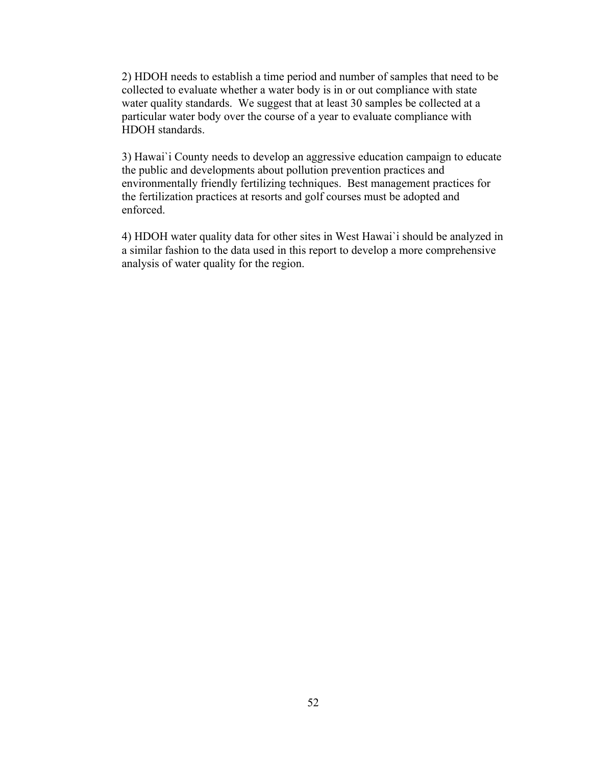2) HDOH needs to establish a time period and number of samples that need to be collected to evaluate whether a water body is in or out compliance with state water quality standards. We suggest that at least 30 samples be collected at a particular water body over the course of a year to evaluate compliance with HDOH standards.

3) Hawai`i County needs to develop an aggressive education campaign to educate the public and developments about pollution prevention practices and environmentally friendly fertilizing techniques. Best management practices for the fertilization practices at resorts and golf courses must be adopted and enforced.

4) HDOH water quality data for other sites in West Hawai`i should be analyzed in a similar fashion to the data used in this report to develop a more comprehensive analysis of water quality for the region.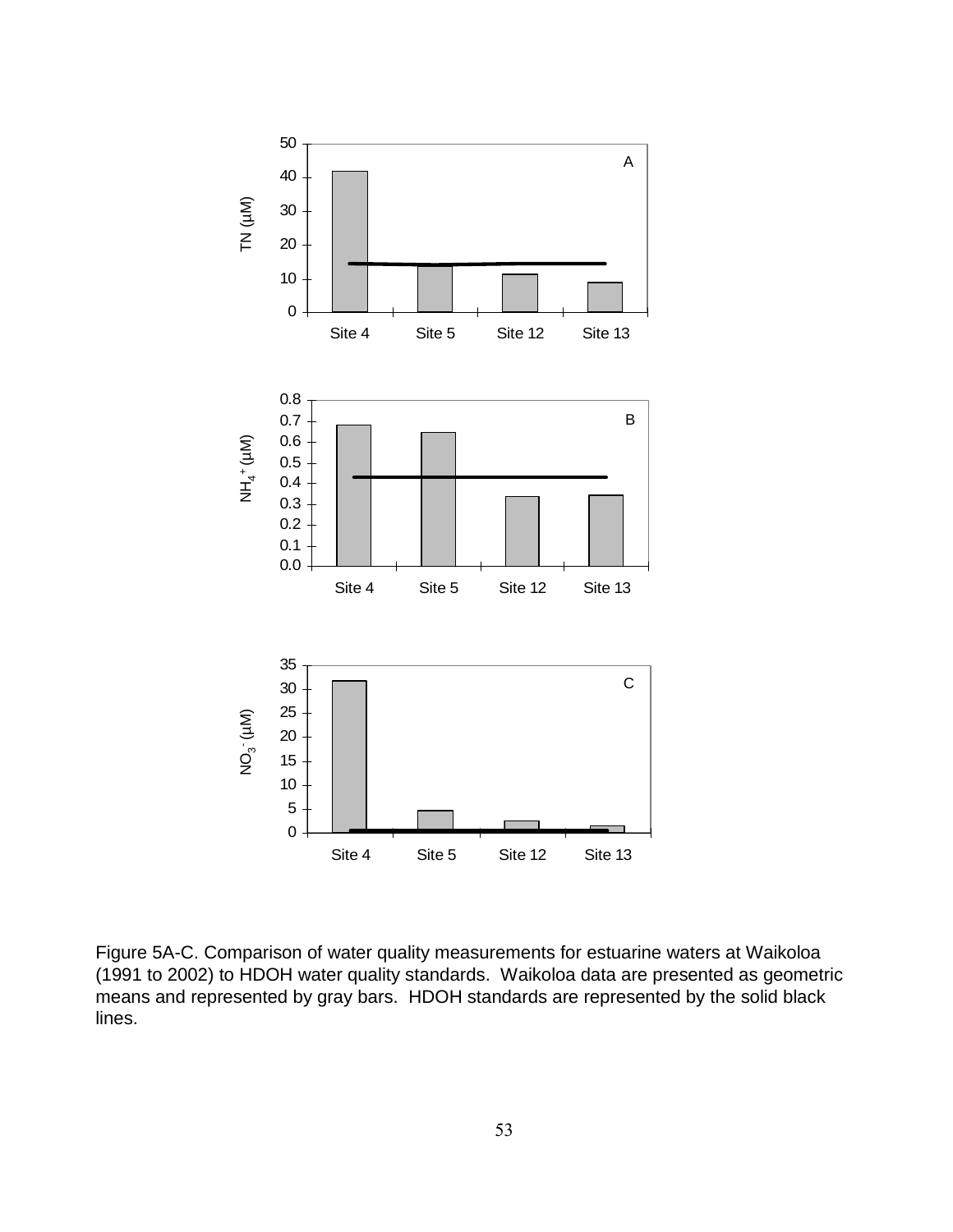Figure 5A-C. Comparison of water quality measurements for estuarine waters at Waikoloa (1991 to 2002) to HDOH water quality standards. Waikoloa data are presented as geometric means and represented by gray bars. HDOH standards are represented by the solid black lines.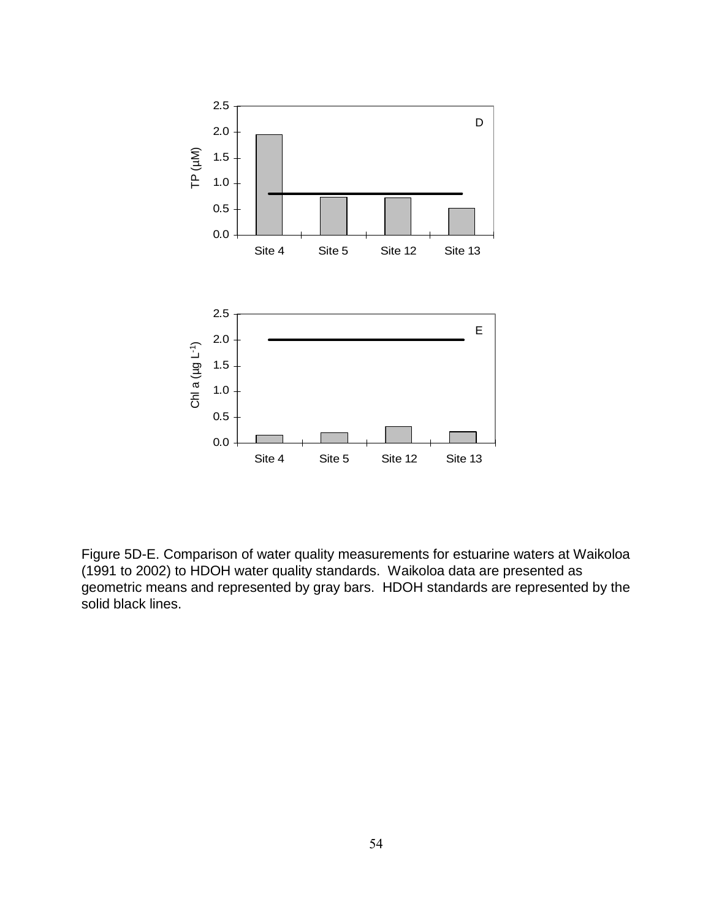Figure 5D-E. Comparison of water quality measurements for estuarine waters at Waikoloa (1991 to 2002) to HDOH water quality standards. Waikoloa data are presented as geometric means and represented by gray bars. HDOH standards are represented by the solid black lines.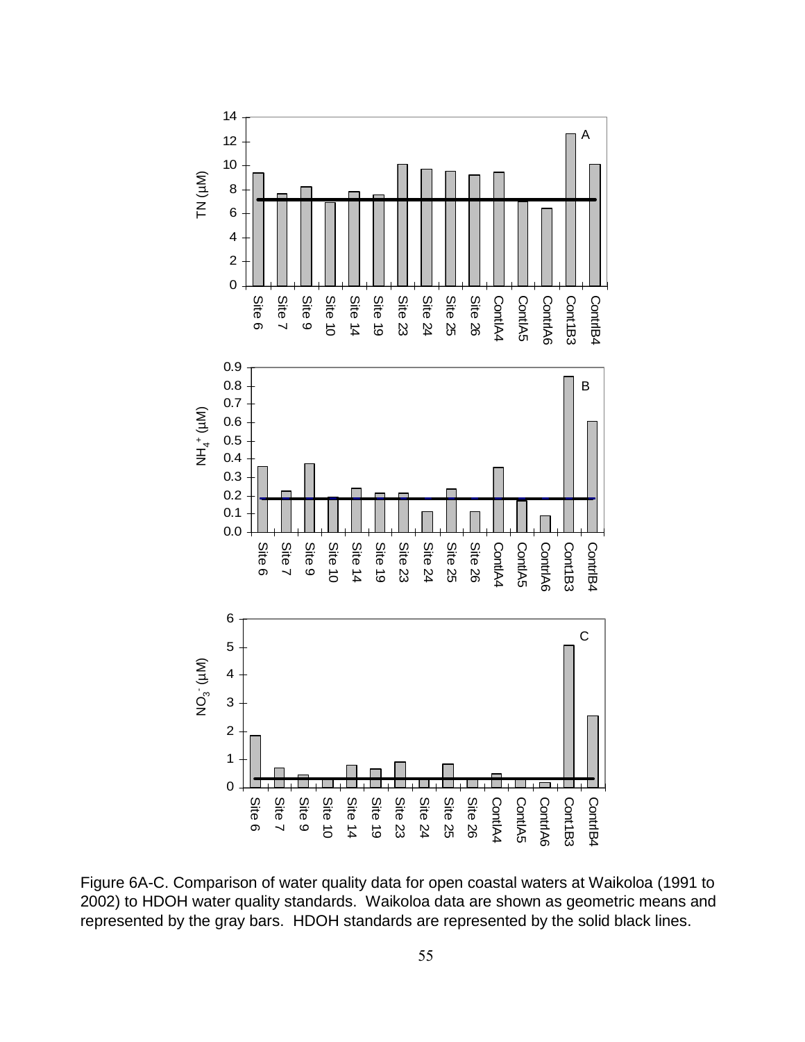Figure 6A-C. Comparison of water quality data for open coastal waters at Waikoloa (1991 to 2002) to HDOH water quality standards. Waikoloa data are shown as geometric means and represented by the gray bars. HDOH standards are represented by the solid black lines.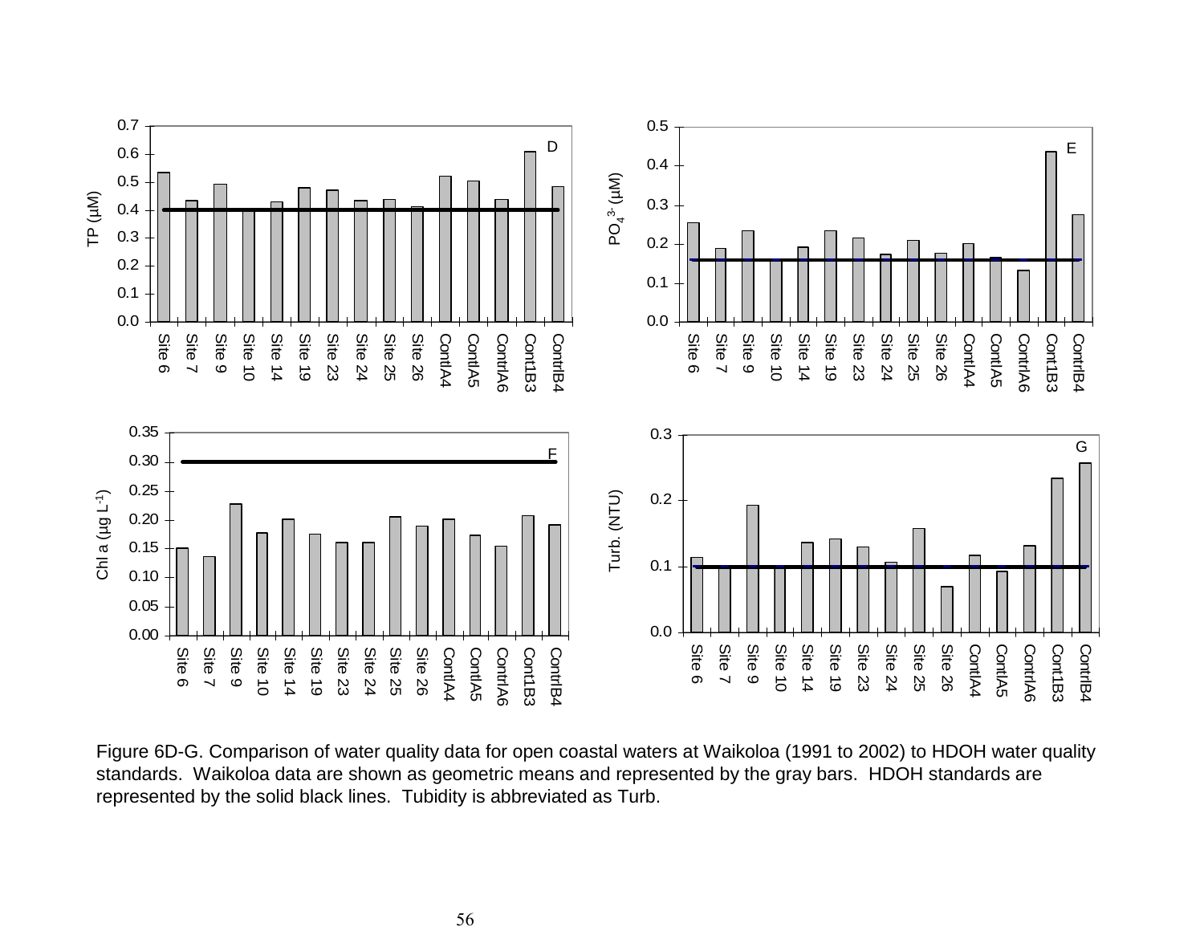Figure 6D-G. Comparison of water quality data for open coastal waters at Waikoloa (1991 to 2002) to HDOH water quality standards. Waikoloa data are shown as geometric means and represented by the gray bars. HDOH standards are represented by the solid black lines. Tubidity is abbreviated as Turb.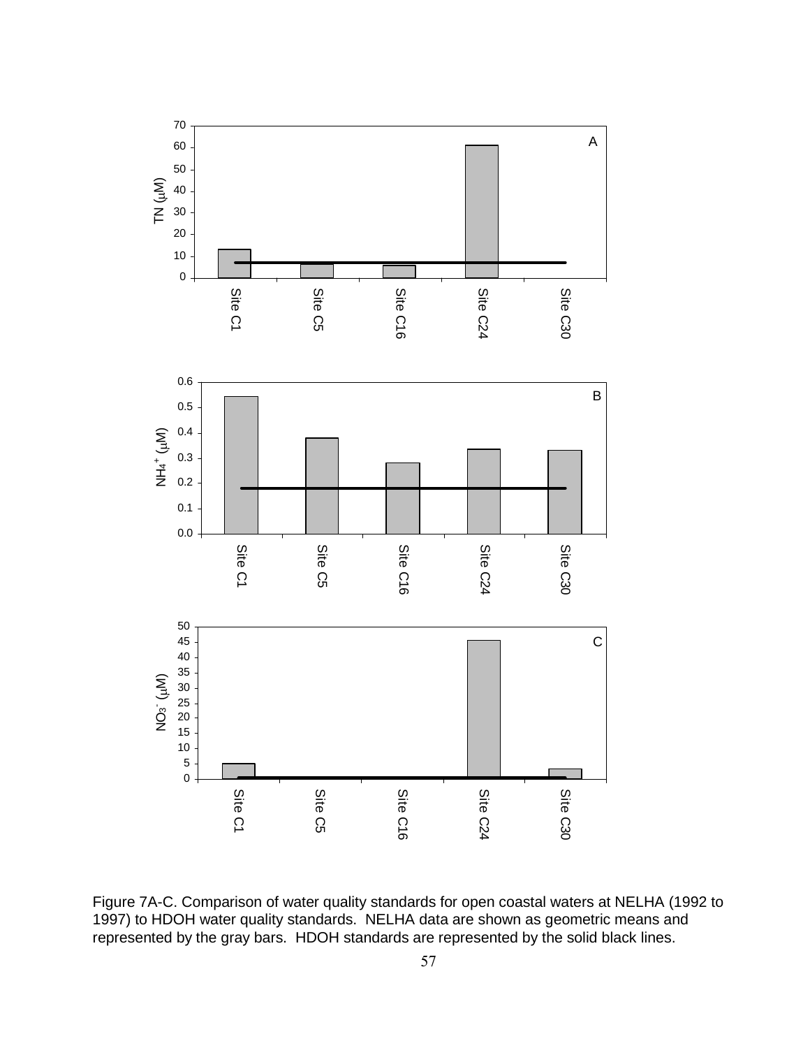Figure 7A-C. Comparison of water quality standards for open coastal waters at NELHA (1992 to 1997) to HDOH water quality standards. NELHA data are shown as geometric means and represented by the gray bars. HDOH standards are represented by the solid black lines.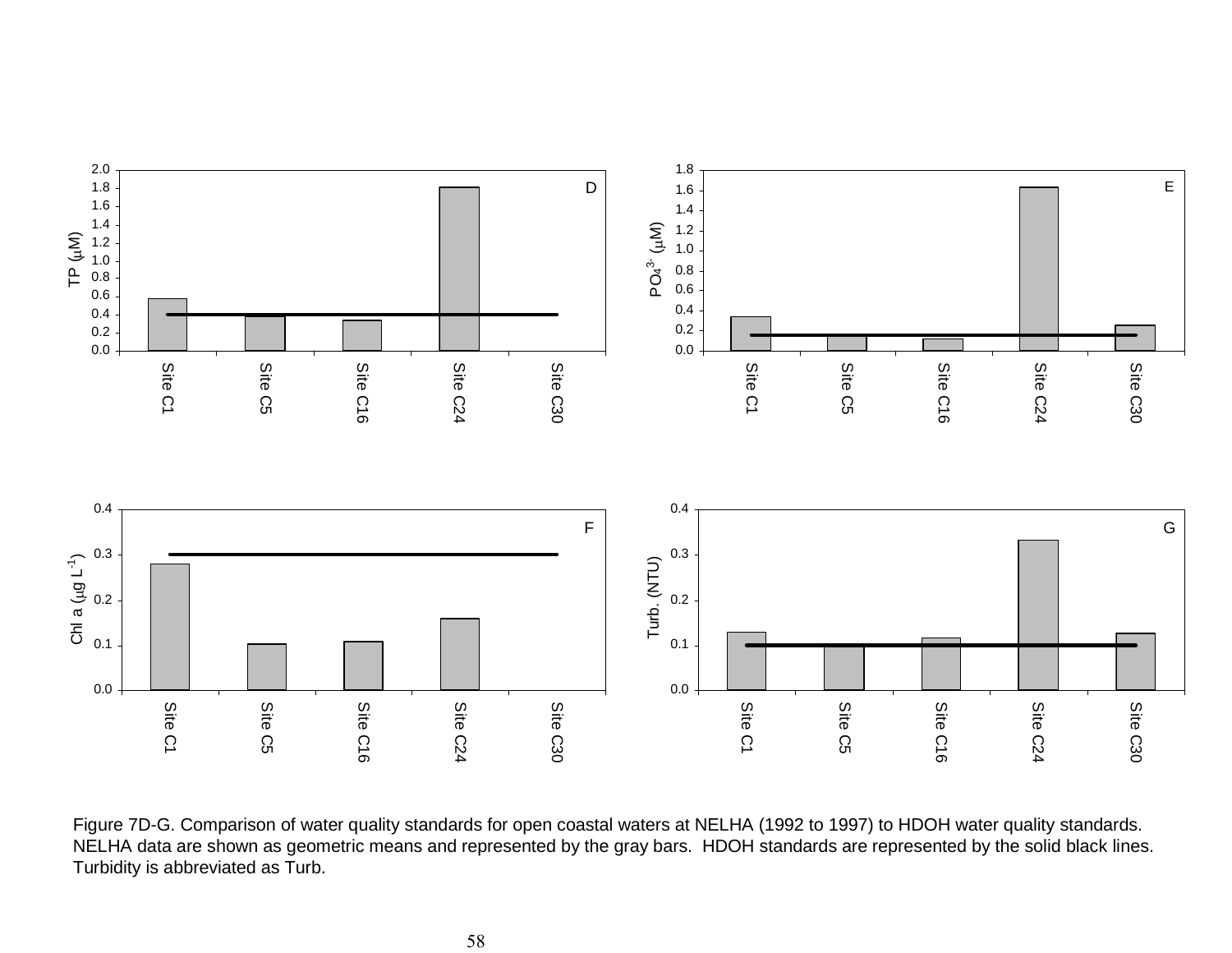Figure 7D-G. Comparison of water quality standards for open coastal waters at NELHA (1992 to 1997) to HDOH water quality standards. NELHA data are shown as geometric means and represented by the gray bars. HDOH standards are represented by the solid black lines. Turbidity is abbreviated as Turb.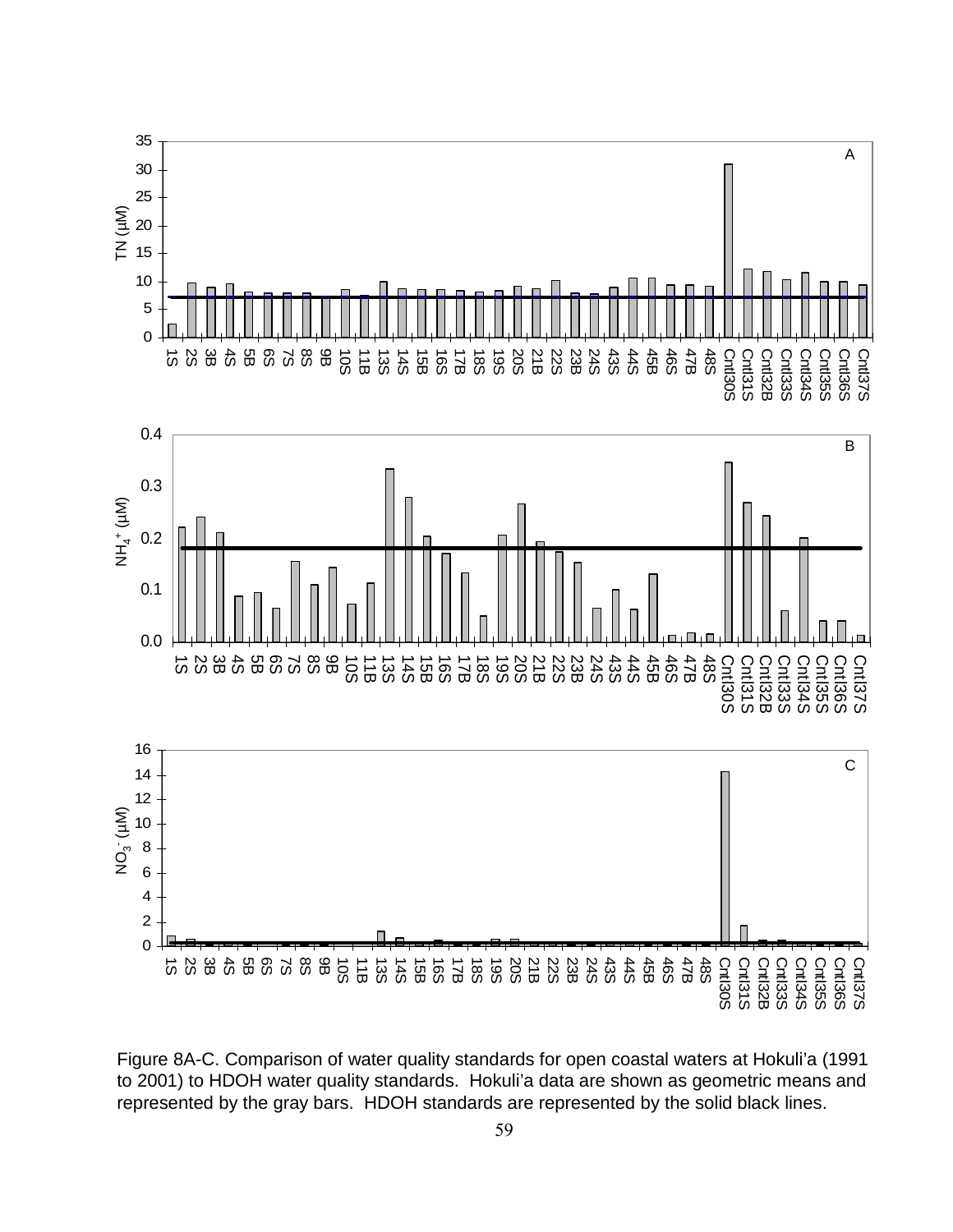Figure 8A-C. Comparison of water quality standards for open coastal waters at Hokuli'a (1991 to 2001) to HDOH water quality standards. Hokuli'a data are shown as geometric means and represented by the gray bars. HDOH standards are represented by the solid black lines.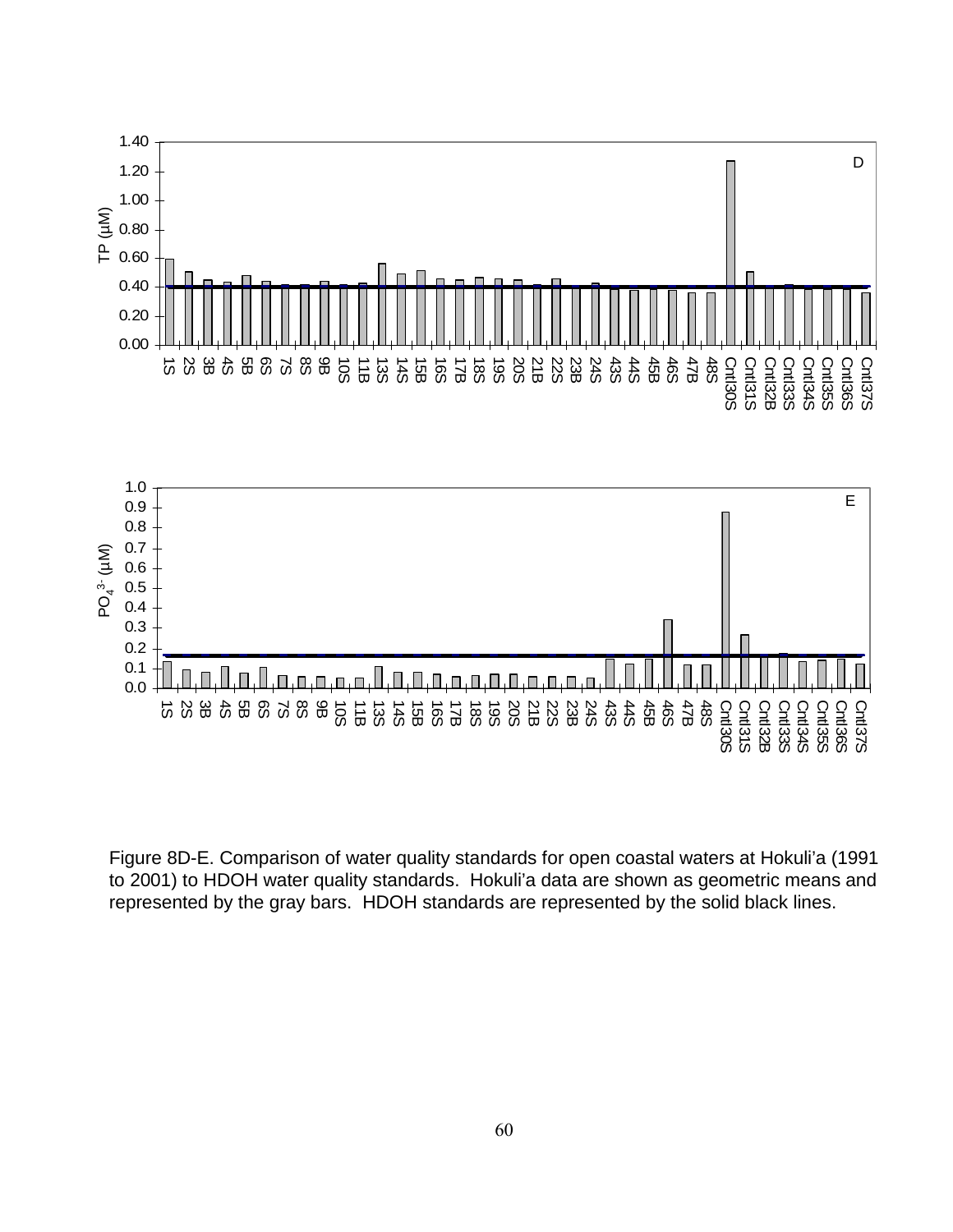Figure 8D-E. Comparison of water quality standards for open coastal waters at Hokuli'a (1991 to 2001) to HDOH water quality standards. Hokuli'a data are shown as geometric means and represented by the gray bars. HDOH standards are represented by the solid black lines.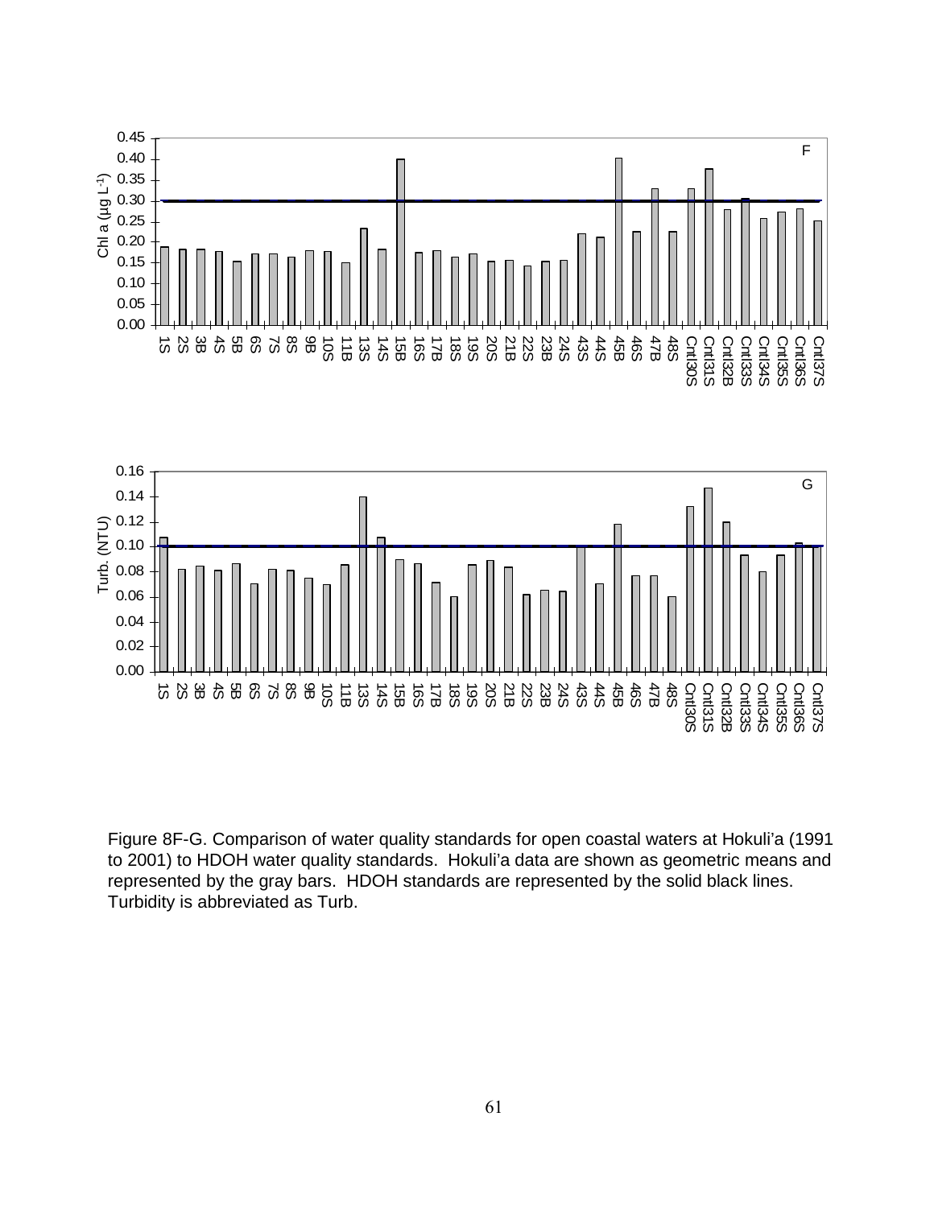Figure 8F-G. Comparison of water quality standards for open coastal waters at Hokuli'a (1991 to 2001) to HDOH water quality standards. Hokuli'a data are shown as geometric means and represented by the gray bars. HDOH standards are represented by the solid black lines. Turbidity is abbreviated as Turb.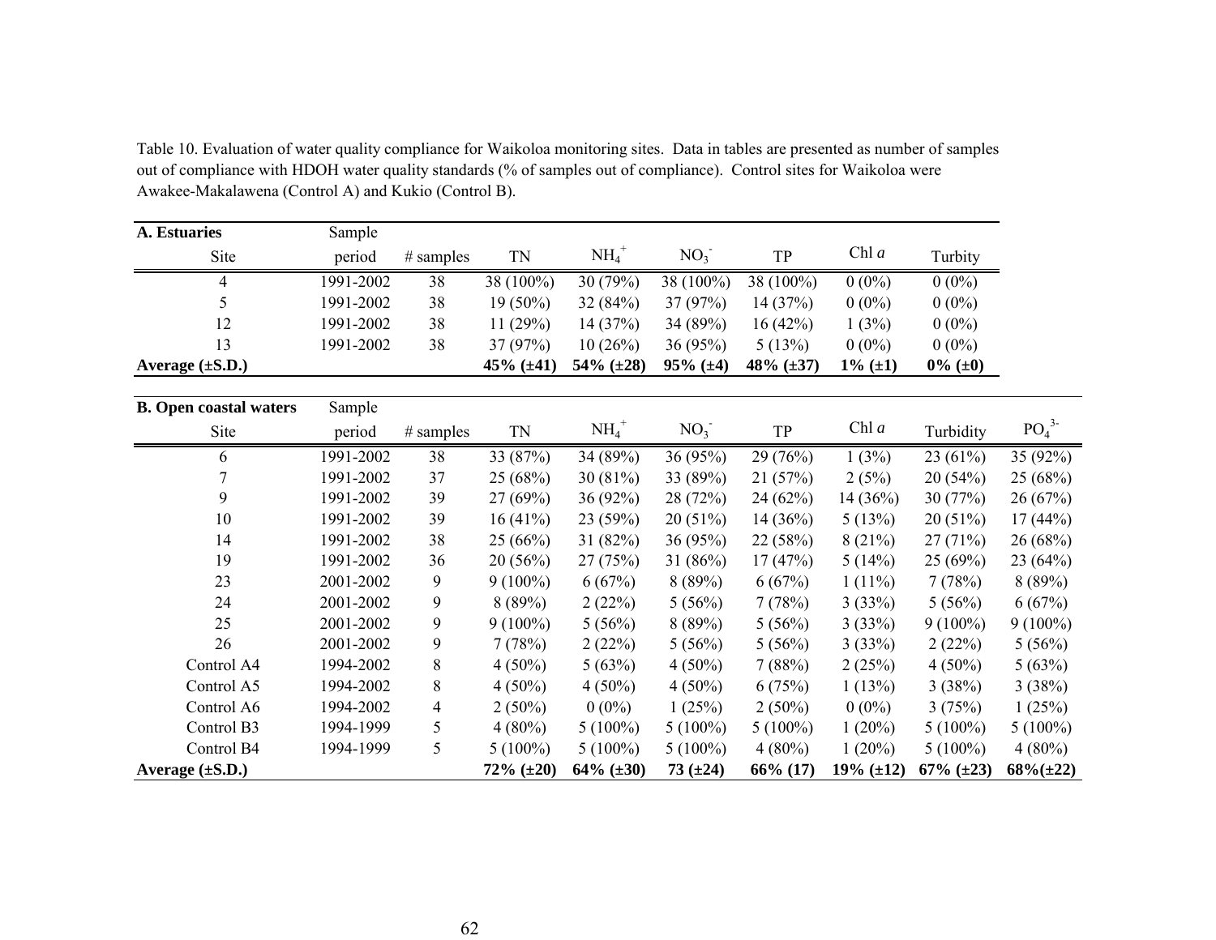Table 10. Evaluation of water quality compliance for Waikoloa monitoring sites. Data in tables are presented as number of samples out of compliance with HDOH water quality standards (% of samples out of compliance). Control sites for Waikoloa were Awakee-Makalawena (Control A) and Kukio (Control B).

| **A. Estuaries** Site | Sample period | # samples | TN | $NH_4^+$ | $NO_3^-$ | TP | Chl *a* | Turbity |
|---|---|---|---|---|---|---|---|---|
| 4 | 1991-2002 | 38 | 38 (100%) | 30 (79%) | 38 (100%) | 38 (100%) | 0 (0%) | 0 (0%) |
| 5 | 1991-2002 | 38 | 19 (50%) | 32 (84%) | 37 (97%) | 14 (37%) | 0 (0%) | 0 (0%) |
| 12 | 1991-2002 | 38 | 11 (29%) | 14 (37%) | 34 (89%) | 16 (42%) | 1 (3%) | 0 (0%) |
| 13 | 1991-2002 | 38 | 37 (97%) | 10 (26%) | 36 (95%) | 5 (13%) | 0 (0%) | 0 (0%) |
| **Average (±S.D.)** | | | **45% (±41)** | **54% (±28)** | **95% (±4)** | **48% (±37)** | **1% (±1)** | **0% (±0)** |

| **B. Open coastal waters** Site | Sample period | # samples | TN | $NH_4^+$ | $NO_3^-$ | TP | Chl *a* | Turbidity | $PO_4^{3-}$ |
|---|---|---|---|---|---|---|---|---|---|
| 6 | 1991-2002 | 38 | 33 (87%) | 34 (89%) | 36 (95%) | 29 (76%) | 1 (3%) | 23 (61%) | 35 (92%) |
| 7 | 1991-2002 | 37 | 25 (68%) | 30 (81%) | 33 (89%) | 21 (57%) | 2 (5%) | 20 (54%) | 25 (68%) |
| 9 | 1991-2002 | 39 | 27 (69%) | 36 (92%) | 28 (72%) | 24 (62%) | 14 (36%) | 30 (77%) | 26 (67%) |
| 10 | 1991-2002 | 39 | 16 (41%) | 23 (59%) | 20 (51%) | 14 (36%) | 5 (13%) | 20 (51%) | 17 (44%) |
| 14 | 1991-2002 | 38 | 25 (66%) | 31 (82%) | 36 (95%) | 22 (58%) | 8 (21%) | 27 (71%) | 26 (68%) |
| 19 | 1991-2002 | 36 | 20 (56%) | 27 (75%) | 31 (86%) | 17 (47%) | 5 (14%) | 25 (69%) | 23 (64%) |
| 23 | 2001-2002 | 9 | 9 (100%) | 6 (67%) | 8 (89%) | 6 (67%) | 1 (11%) | 7 (78%) | 8 (89%) |
| 24 | 2001-2002 | 9 | 8 (89%) | 2 (22%) | 5 (56%) | 7 (78%) | 3 (33%) | 5 (56%) | 6 (67%) |
| 25 | 2001-2002 | 9 | 9 (100%) | 5 (56%) | 8 (89%) | 5 (56%) | 3 (33%) | 9 (100%) | 9 (100%) |
| 26 | 2001-2002 | 9 | 7 (78%) | 2 (22%) | 5 (56%) | 5 (56%) | 3 (33%) | 2 (22%) | 5 (56%) |
| Control A4 | 1994-2002 | 8 | 4 (50%) | 5 (63%) | 4 (50%) | 7 (88%) | 2 (25%) | 4 (50%) | 5 (63%) |
| Control A5 | 1994-2002 | 8 | 4 (50%) | 4 (50%) | 4 (50%) | 6 (75%) | 1 (13%) | 3 (38%) | 3 (38%) |
| Control A6 | 1994-2002 | 4 | 2 (50%) | 0 (0%) | 1 (25%) | 2 (50%) | 0 (0%) | 3 (75%) | 1 (25%) |
| Control B3 | 1994-1999 | 5 | 4 (80%) | 5 (100%) | 5 (100%) | 5 (100%) | 1 (20%) | 5 (100%) | 5 (100%) |
| Control B4 | 1994-1999 | 5 | 5 (100%) | 5 (100%) | 5 (100%) | 4 (80%) | 1 (20%) | 5 (100%) | 4 (80%) |
| **Average (±S.D.)** | | | **72% (±20)** | **64% (±30)** | **73 (±24)** | **66% (17)** | **19% (±12)** | **67% (±23)** | **68%(±22)** |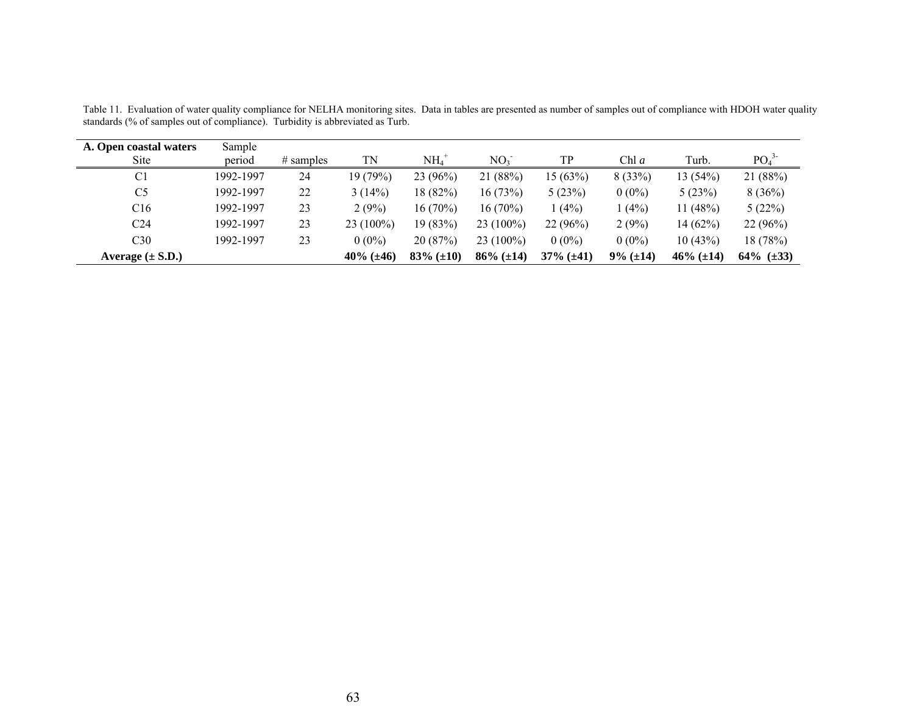Table 11. Evaluation of water quality compliance for NELHA monitoring sites. Data in tables are presented as number of samples out of compliance with HDOH water quality standards (% of samples out of compliance). Turbidity is abbreviated as Turb.

| **A. Open coastal waters** Site | Sample period | # samples | TN | $NH_4^+$ | $NO_3^-$ | TP | Chl *a* | Turb. | $PO_4^{3-}$ |
|---|---|---|---|---|---|---|---|---|---|
| C1 | 1992-1997 | 24 | 19 (79%) | 23 (96%) | 21 (88%) | 15 (63%) | 8 (33%) | 13 (54%) | 21 (88%) |
| C5 | 1992-1997 | 22 | 3 (14%) | 18 (82%) | 16 (73%) | 5 (23%) | 0 (0%) | 5 (23%) | 8 (36%) |
| C16 | 1992-1997 | 23 | 2 (9%) | 16 (70%) | 16 (70%) | 1 (4%) | 1 (4%) | 11 (48%) | 5 (22%) |
| C24 | 1992-1997 | 23 | 23 (100%) | 19 (83%) | 23 (100%) | 22 (96%) | 2 (9%) | 14 (62%) | 22 (96%) |
| C30 | 1992-1997 | 23 | 0 (0%) | 20 (87%) | 23 (100%) | 0 (0%) | 0 (0%) | 10 (43%) | 18 (78%) |
| **Average (± S.D.)** | | | **40% (±46)** | **83% (±10)** | **86% (±14)** | **37% (±41)** | **9% (±14)** | **46% (±14)** | **64% (±33)** |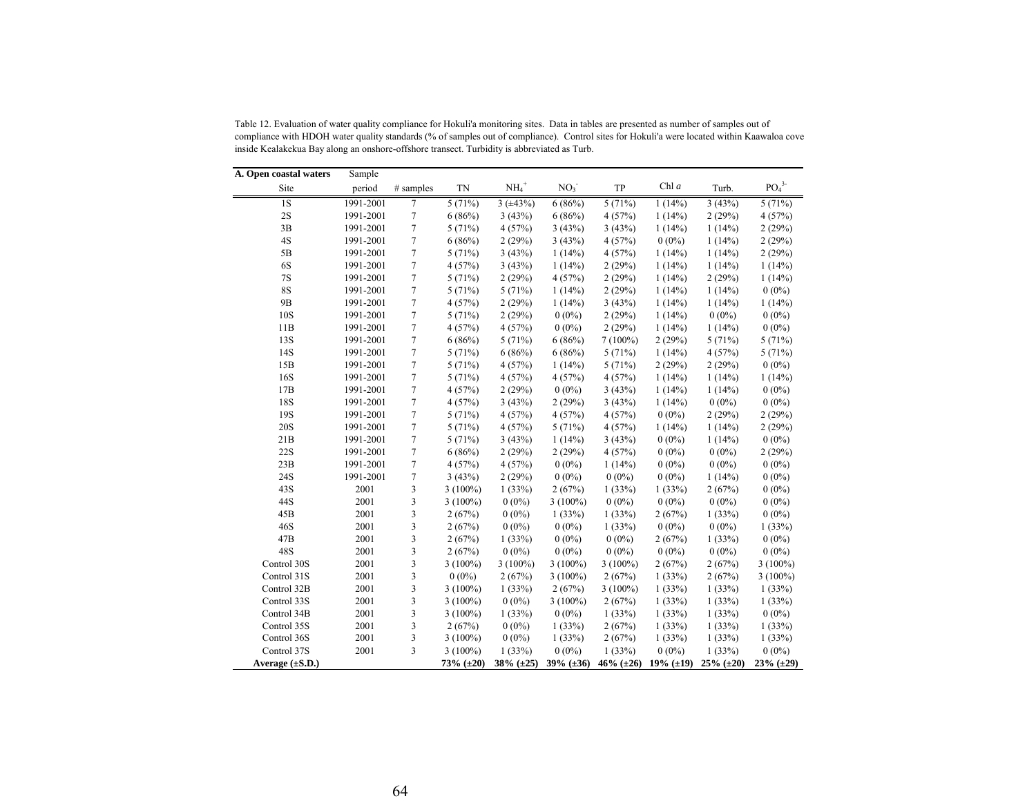Table 12. Evaluation of water quality compliance for Hokuli'a monitoring sites. Data in tables are presented as number of samples out of compliance with HDOH water quality standards (% of samples out of compliance). Control sites for Hokuli'a were located within Kaawaloa cove inside Kealakekua Bay along an onshore-offshore transect. Turbidity is abbreviated as Turb.

| **A. Open coastal waters** Site | Sample period | # samples | TN | $NH_4^+$ | $NO_3^-$ | TP | Chl *a* | Turb. | $PO_4^{3-}$ |
|---|---|---|---|---|---|---|---|---|---|
| 1S | 1991-2001 | 7 | 5 (71%) | 3 (±43%) | 6 (86%) | 5 (71%) | 1 (14%) | 3 (43%) | 5 (71%) |
| 2S | 1991-2001 | 7 | 6 (86%) | 3 (43%) | 6 (86%) | 4 (57%) | 1 (14%) | 2 (29%) | 4 (57%) |
| 3B | 1991-2001 | 7 | 5 (71%) | 4 (57%) | 3 (43%) | 3 (43%) | 1 (14%) | 1 (14%) | 2 (29%) |
| 4S | 1991-2001 | 7 | 6 (86%) | 2 (29%) | 3 (43%) | 4 (57%) | 0 (0%) | 1 (14%) | 2 (29%) |
| 5B | 1991-2001 | 7 | 5 (71%) | 3 (43%) | 1 (14%) | 4 (57%) | 1 (14%) | 1 (14%) | 2 (29%) |
| 6S | 1991-2001 | 7 | 4 (57%) | 3 (43%) | 1 (14%) | 2 (29%) | 1 (14%) | 1 (14%) | 1 (14%) |
| 7S | 1991-2001 | 7 | 5 (71%) | 2 (29%) | 4 (57%) | 2 (29%) | 1 (14%) | 2 (29%) | 1 (14%) |
| 8S | 1991-2001 | 7 | 5 (71%) | 5 (71%) | 1 (14%) | 2 (29%) | 1 (14%) | 1 (14%) | 0 (0%) |
| 9B | 1991-2001 | 7 | 4 (57%) | 2 (29%) | 1 (14%) | 3 (43%) | 1 (14%) | 1 (14%) | 1 (14%) |
| 10S | 1991-2001 | 7 | 5 (71%) | 2 (29%) | 0 (0%) | 2 (29%) | 1 (14%) | 0 (0%) | 0 (0%) |
| 11B | 1991-2001 | 7 | 4 (57%) | 4 (57%) | 0 (0%) | 2 (29%) | 1 (14%) | 1 (14%) | 0 (0%) |
| 13S | 1991-2001 | 7 | 6 (86%) | 5 (71%) | 6 (86%) | 7 (100%) | 2 (29%) | 5 (71%) | 5 (71%) |
| 14S | 1991-2001 | 7 | 5 (71%) | 6 (86%) | 6 (86%) | 5 (71%) | 1 (14%) | 4 (57%) | 5 (71%) |
| 15B | 1991-2001 | 7 | 5 (71%) | 4 (57%) | 1 (14%) | 5 (71%) | 2 (29%) | 2 (29%) | 0 (0%) |
| 16S | 1991-2001 | 7 | 5 (71%) | 4 (57%) | 4 (57%) | 4 (57%) | 1 (14%) | 1 (14%) | 1 (14%) |
| 17B | 1991-2001 | 7 | 4 (57%) | 2 (29%) | 0 (0%) | 3 (43%) | 1 (14%) | 1 (14%) | 0 (0%) |
| 18S | 1991-2001 | 7 | 4 (57%) | 3 (43%) | 2 (29%) | 3 (43%) | 1 (14%) | 0 (0%) | 0 (0%) |
| 19S | 1991-2001 | 7 | 5 (71%) | 4 (57%) | 4 (57%) | 4 (57%) | 0 (0%) | 2 (29%) | 2 (29%) |
| 20S | 1991-2001 | 7 | 5 (71%) | 4 (57%) | 5 (71%) | 4 (57%) | 1 (14%) | 1 (14%) | 2 (29%) |
| 21B | 1991-2001 | 7 | 5 (71%) | 3 (43%) | 1 (14%) | 3 (43%) | 0 (0%) | 1 (14%) | 0 (0%) |
| 22S | 1991-2001 | 7 | 6 (86%) | 2 (29%) | 2 (29%) | 4 (57%) | 0 (0%) | 0 (0%) | 2 (29%) |
| 23B | 1991-2001 | 7 | 4 (57%) | 4 (57%) | 0 (0%) | 1 (14%) | 0 (0%) | 0 (0%) | 0 (0%) |
| 24S | 1991-2001 | 7 | 3 (43%) | 2 (29%) | 0 (0%) | 0 (0%) | 0 (0%) | 1 (14%) | 0 (0%) |
| 43S | 2001 | 3 | 3 (100%) | 1 (33%) | 2 (67%) | 1 (33%) | 1 (33%) | 2 (67%) | 0 (0%) |
| 44S | 2001 | 3 | 3 (100%) | 0 (0%) | 3 (100%) | 0 (0%) | 0 (0%) | 0 (0%) | 0 (0%) |
| 45B | 2001 | 3 | 2 (67%) | 0 (0%) | 1 (33%) | 1 (33%) | 2 (67%) | 1 (33%) | 0 (0%) |
| 46S | 2001 | 3 | 2 (67%) | 0 (0%) | 0 (0%) | 1 (33%) | 0 (0%) | 0 (0%) | 1 (33%) |
| 47B | 2001 | 3 | 2 (67%) | 1 (33%) | 0 (0%) | 0 (0%) | 2 (67%) | 1 (33%) | 0 (0%) |
| 48S | 2001 | 3 | 2 (67%) | 0 (0%) | 0 (0%) | 0 (0%) | 0 (0%) | 0 (0%) | 0 (0%) |
| Control 30S | 2001 | 3 | 3 (100%) | 3 (100%) | 3 (100%) | 3 (100%) | 2 (67%) | 2 (67%) | 3 (100%) |
| Control 31S | 2001 | 3 | 0 (0%) | 2 (67%) | 3 (100%) | 2 (67%) | 1 (33%) | 2 (67%) | 3 (100%) |
| Control 32B | 2001 | 3 | 3 (100%) | 1 (33%) | 2 (67%) | 3 (100%) | 1 (33%) | 1 (33%) | 1 (33%) |
| Control 33S | 2001 | 3 | 3 (100%) | 0 (0%) | 3 (100%) | 2 (67%) | 1 (33%) | 1 (33%) | 1 (33%) |
| Control 34B | 2001 | 3 | 3 (100%) | 1 (33%) | 0 (0%) | 1 (33%) | 1 (33%) | 1 (33%) | 0 (0%) |
| Control 35S | 2001 | 3 | 2 (67%) | 0 (0%) | 1 (33%) | 2 (67%) | 1 (33%) | 1 (33%) | 1 (33%) |
| Control 36S | 2001 | 3 | 3 (100%) | 0 (0%) | 1 (33%) | 2 (67%) | 1 (33%) | 1 (33%) | 1 (33%) |
| Control 37S | 2001 | 3 | 3 (100%) | 1 (33%) | 0 (0%) | 1 (33%) | 0 (0%) | 1 (33%) | 0 (0%) |
| **Average (±S.D.)** | | | **73% (±20)** | **38% (±25)** | **39% (±36)** | **46% (±26)** | **19% (±19)** | **25% (±20)** | **23% (±29)** |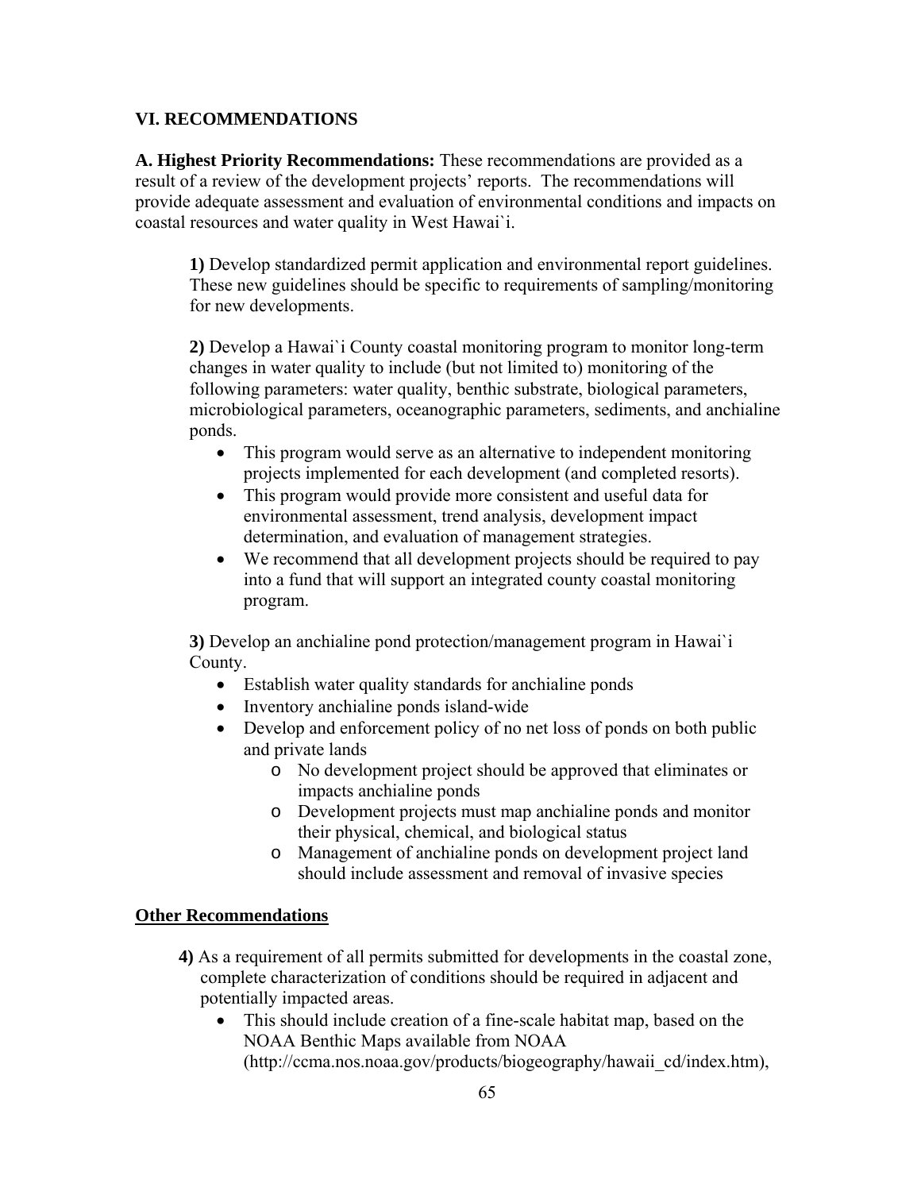## VI. RECOMMENDATIONS

**A. Highest Priority Recommendations:** These recommendations are provided as a result of a review of the development projects' reports. The recommendations will provide adequate assessment and evaluation of environmental conditions and impacts on coastal resources and water quality in West Hawai`i.

**1)** Develop standardized permit application and environmental report guidelines. These new guidelines should be specific to requirements of sampling/monitoring for new developments.

**2)** Develop a Hawai`i County coastal monitoring program to monitor long-term changes in water quality to include (but not limited to) monitoring of the following parameters: water quality, benthic substrate, biological parameters, microbiological parameters, oceanographic parameters, sediments, and anchialine ponds.

- This program would serve as an alternative to independent monitoring projects implemented for each development (and completed resorts).
- This program would provide more consistent and useful data for environmental assessment, trend analysis, development impact determination, and evaluation of management strategies.
- We recommend that all development projects should be required to pay into a fund that will support an integrated county coastal monitoring program.

**3)** Develop an anchialine pond protection/management program in Hawai`i County.

- Establish water quality standards for anchialine ponds
- Inventory anchialine ponds island-wide
- Develop and enforcement policy of no net loss of ponds on both public and private lands
  - No development project should be approved that eliminates or impacts anchialine ponds
  - Development projects must map anchialine ponds and monitor their physical, chemical, and biological status
  - Management of anchialine ponds on development project land should include assessment and removal of invasive species

**Other Recommendations**

**4)** As a requirement of all permits submitted for developments in the coastal zone, complete characterization of conditions should be required in adjacent and potentially impacted areas.

- This should include creation of a fine-scale habitat map, based on the NOAA Benthic Maps available from NOAA (http://ccma.nos.noaa.gov/products/biogeography/hawaii_cd/index.htm),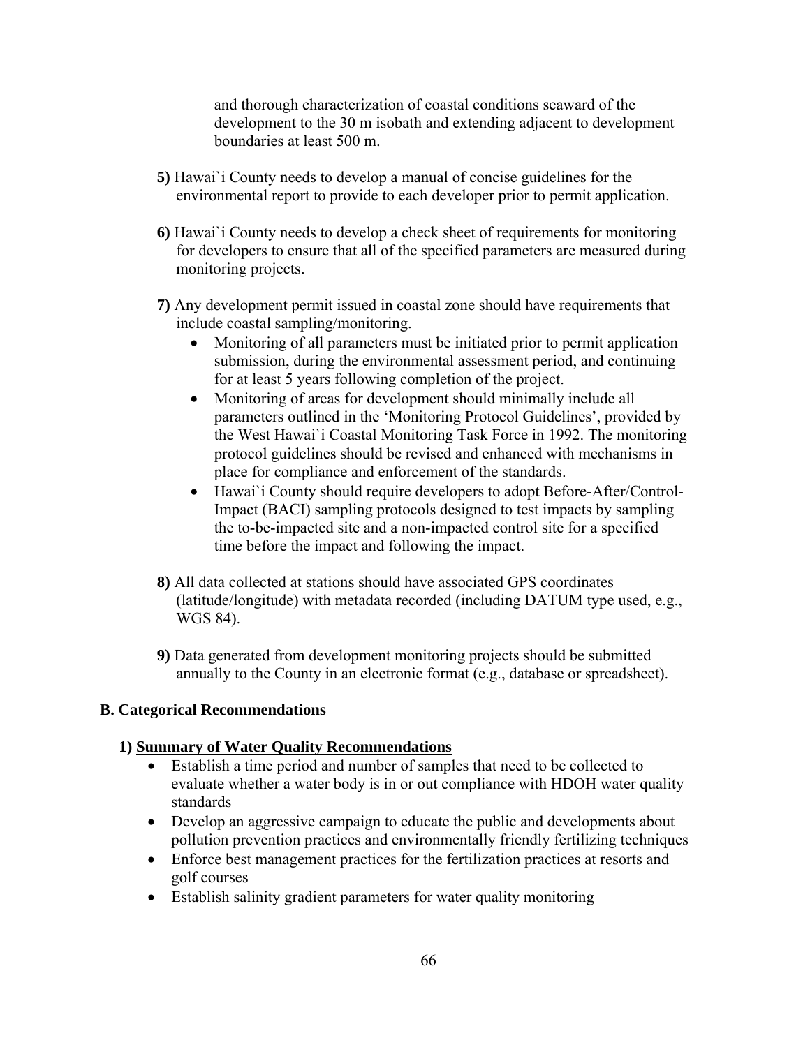and thorough characterization of coastal conditions seaward of the development to the 30 m isobath and extending adjacent to development boundaries at least 500 m.

**5)** Hawai`i County needs to develop a manual of concise guidelines for the environmental report to provide to each developer prior to permit application.

**6)** Hawai`i County needs to develop a check sheet of requirements for monitoring for developers to ensure that all of the specified parameters are measured during monitoring projects.

**7)** Any development permit issued in coastal zone should have requirements that include coastal sampling/monitoring.

- Monitoring of all parameters must be initiated prior to permit application submission, during the environmental assessment period, and continuing for at least 5 years following completion of the project.
- Monitoring of areas for development should minimally include all parameters outlined in the 'Monitoring Protocol Guidelines', provided by the West Hawai`i Coastal Monitoring Task Force in 1992. The monitoring protocol guidelines should be revised and enhanced with mechanisms in place for compliance and enforcement of the standards.
- Hawai`i County should require developers to adopt Before-After/Control-Impact (BACI) sampling protocols designed to test impacts by sampling the to-be-impacted site and a non-impacted control site for a specified time before the impact and following the impact.

**8)** All data collected at stations should have associated GPS coordinates (latitude/longitude) with metadata recorded (including DATUM type used, e.g., WGS 84).

**9)** Data generated from development monitoring projects should be submitted annually to the County in an electronic format (e.g., database or spreadsheet).

## B. Categorical Recommendations

### 1) Summary of Water Quality Recommendations

- Establish a time period and number of samples that need to be collected to evaluate whether a water body is in or out compliance with HDOH water quality standards
- Develop an aggressive campaign to educate the public and developments about pollution prevention practices and environmentally friendly fertilizing techniques
- Enforce best management practices for the fertilization practices at resorts and golf courses
- Establish salinity gradient parameters for water quality monitoring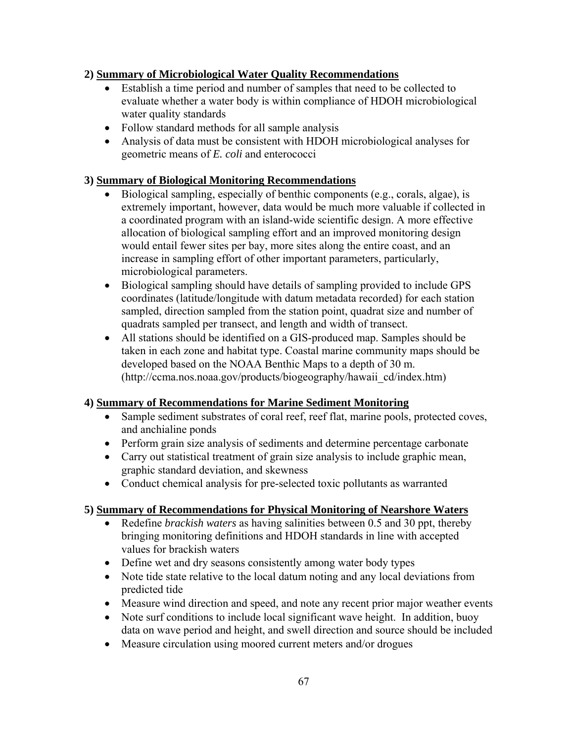### 2) <u>Summary of Microbiological Water Quality Recommendations</u>

- Establish a time period and number of samples that need to be collected to evaluate whether a water body is within compliance of HDOH microbiological water quality standards
- Follow standard methods for all sample analysis
- Analysis of data must be consistent with HDOH microbiological analyses for geometric means of *E. coli* and enterococci

### 3) <u>Summary of Biological Monitoring Recommendations</u>

- Biological sampling, especially of benthic components (e.g., corals, algae), is extremely important, however, data would be much more valuable if collected in a coordinated program with an island-wide scientific design. A more effective allocation of biological sampling effort and an improved monitoring design would entail fewer sites per bay, more sites along the entire coast, and an increase in sampling effort of other important parameters, particularly, microbiological parameters.
- Biological sampling should have details of sampling provided to include GPS coordinates (latitude/longitude with datum metadata recorded) for each station sampled, direction sampled from the station point, quadrat size and number of quadrats sampled per transect, and length and width of transect.
- All stations should be identified on a GIS-produced map. Samples should be taken in each zone and habitat type. Coastal marine community maps should be developed based on the NOAA Benthic Maps to a depth of 30 m. (http://ccma.nos.noaa.gov/products/biogeography/hawaii_cd/index.htm)

### 4) <u>Summary of Recommendations for Marine Sediment Monitoring</u>

- Sample sediment substrates of coral reef, reef flat, marine pools, protected coves, and anchialine ponds
- Perform grain size analysis of sediments and determine percentage carbonate
- Carry out statistical treatment of grain size analysis to include graphic mean, graphic standard deviation, and skewness
- Conduct chemical analysis for pre-selected toxic pollutants as warranted

### 5) <u>Summary of Recommendations for Physical Monitoring of Nearshore Waters</u>

- Redefine *brackish waters* as having salinities between 0.5 and 30 ppt, thereby bringing monitoring definitions and HDOH standards in line with accepted values for brackish waters
- Define wet and dry seasons consistently among water body types
- Note tide state relative to the local datum noting and any local deviations from predicted tide
- Measure wind direction and speed, and note any recent prior major weather events
- Note surf conditions to include local significant wave height. In addition, buoy data on wave period and height, and swell direction and source should be included
- Measure circulation using moored current meters and/or drogues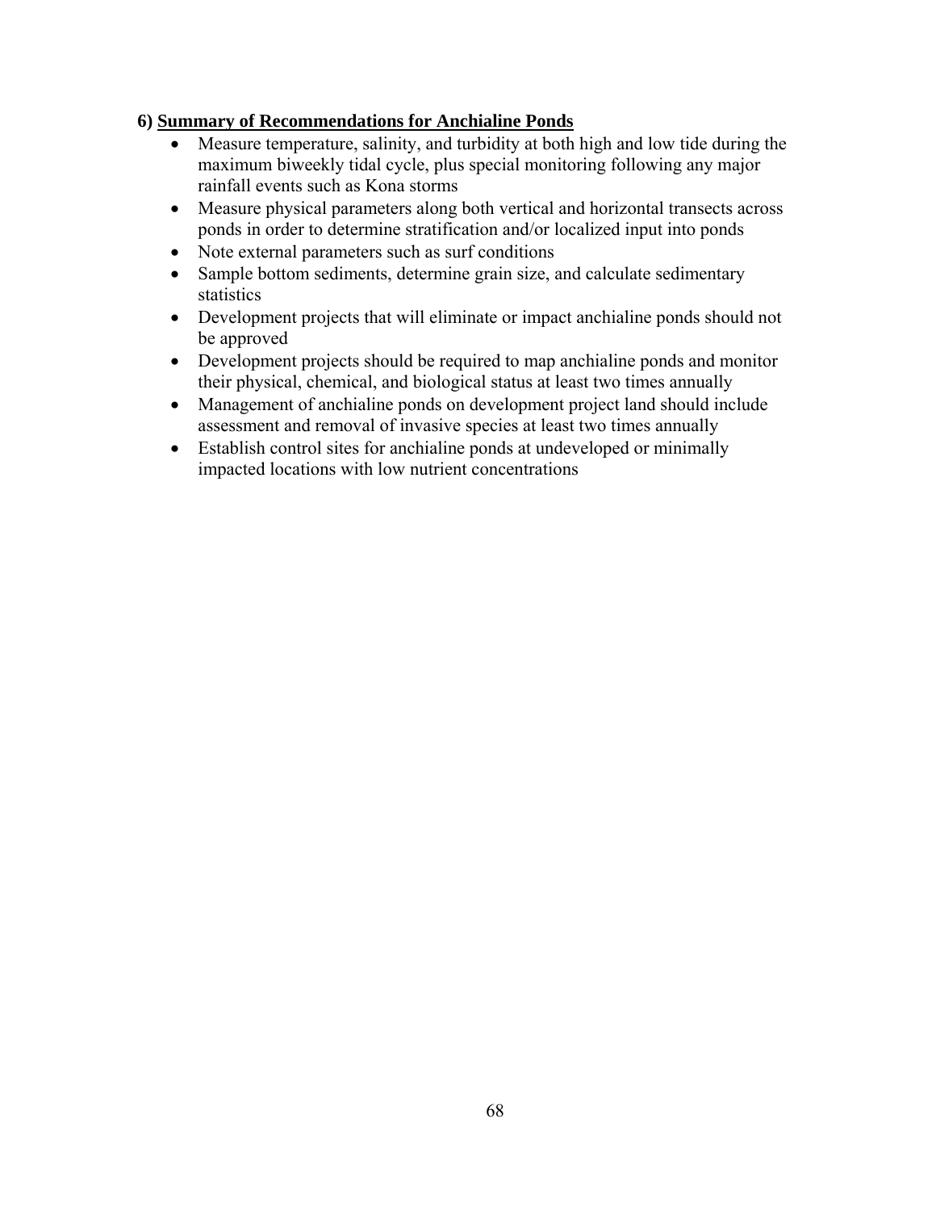## 6) Summary of Recommendations for Anchialine Ponds

- Measure temperature, salinity, and turbidity at both high and low tide during the maximum biweekly tidal cycle, plus special monitoring following any major rainfall events such as Kona storms
- Measure physical parameters along both vertical and horizontal transects across ponds in order to determine stratification and/or localized input into ponds
- Note external parameters such as surf conditions
- Sample bottom sediments, determine grain size, and calculate sedimentary statistics
- Development projects that will eliminate or impact anchialine ponds should not be approved
- Development projects should be required to map anchialine ponds and monitor their physical, chemical, and biological status at least two times annually
- Management of anchialine ponds on development project land should include assessment and removal of invasive species at least two times annually
- Establish control sites for anchialine ponds at undeveloped or minimally impacted locations with low nutrient concentrations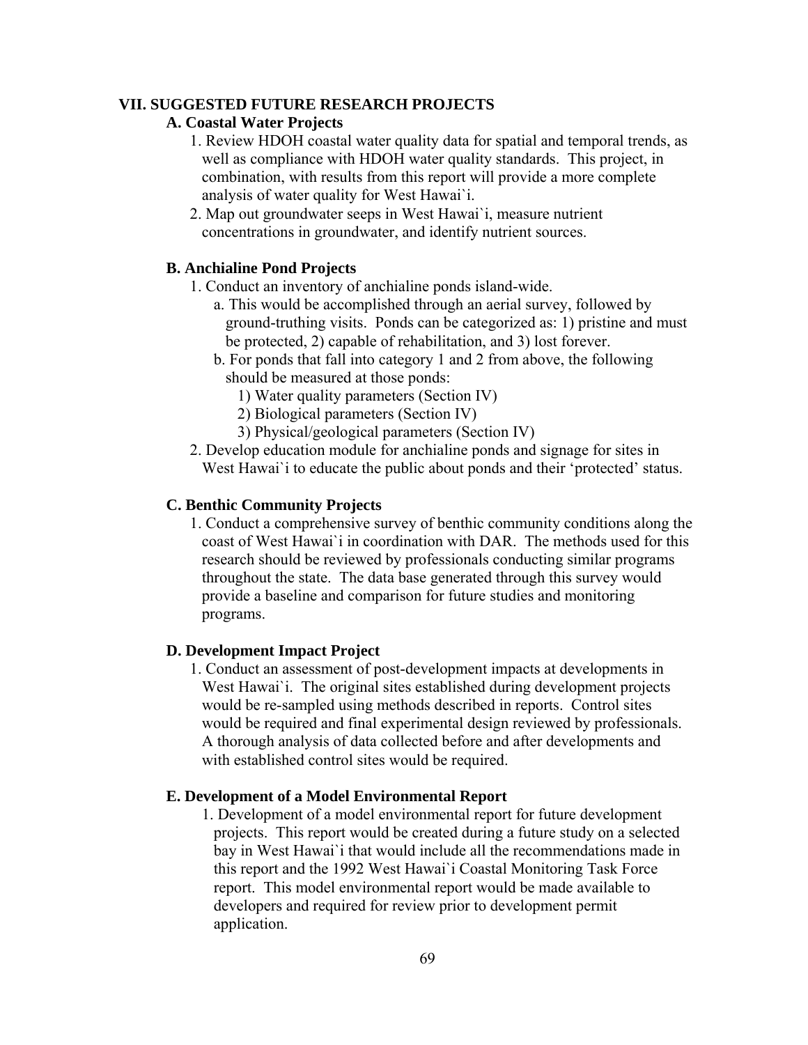## VII. SUGGESTED FUTURE RESEARCH PROJECTS

### A. Coastal Water Projects

1. Review HDOH coastal water quality data for spatial and temporal trends, as well as compliance with HDOH water quality standards. This project, in combination, with results from this report will provide a more complete analysis of water quality for West Hawai`i.
2. Map out groundwater seeps in West Hawai`i, measure nutrient concentrations in groundwater, and identify nutrient sources.

### B. Anchialine Pond Projects

1. Conduct an inventory of anchialine ponds island-wide.
   - a. This would be accomplished through an aerial survey, followed by ground-truthing visits. Ponds can be categorized as: 1) pristine and must be protected, 2) capable of rehabilitation, and 3) lost forever.
   - b. For ponds that fall into category 1 and 2 from above, the following should be measured at those ponds:
     - 1) Water quality parameters (Section IV)
     - 2) Biological parameters (Section IV)
     - 3) Physical/geological parameters (Section IV)
2. Develop education module for anchialine ponds and signage for sites in West Hawai`i to educate the public about ponds and their 'protected' status.

### C. Benthic Community Projects

1. Conduct a comprehensive survey of benthic community conditions along the coast of West Hawai`i in coordination with DAR. The methods used for this research should be reviewed by professionals conducting similar programs throughout the state. The data base generated through this survey would provide a baseline and comparison for future studies and monitoring programs.

### D. Development Impact Project

1. Conduct an assessment of post-development impacts at developments in West Hawai`i. The original sites established during development projects would be re-sampled using methods described in reports. Control sites would be required and final experimental design reviewed by professionals. A thorough analysis of data collected before and after developments and with established control sites would be required.

### E. Development of a Model Environmental Report

1. Development of a model environmental report for future development projects. This report would be created during a future study on a selected bay in West Hawai`i that would include all the recommendations made in this report and the 1992 West Hawai`i Coastal Monitoring Task Force report. This model environmental report would be made available to developers and required for review prior to development permit application.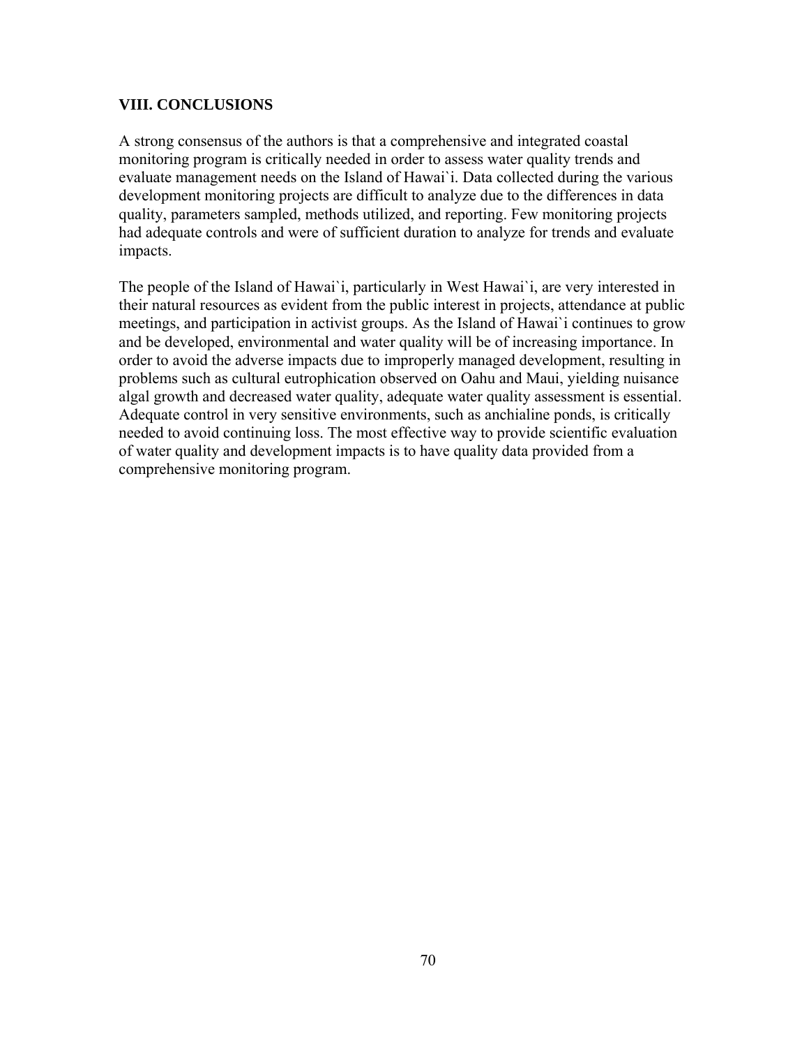## VIII. CONCLUSIONS

A strong consensus of the authors is that a comprehensive and integrated coastal monitoring program is critically needed in order to assess water quality trends and evaluate management needs on the Island of Hawai`i. Data collected during the various development monitoring projects are difficult to analyze due to the differences in data quality, parameters sampled, methods utilized, and reporting. Few monitoring projects had adequate controls and were of sufficient duration to analyze for trends and evaluate impacts.

The people of the Island of Hawai`i, particularly in West Hawai`i, are very interested in their natural resources as evident from the public interest in projects, attendance at public meetings, and participation in activist groups. As the Island of Hawai`i continues to grow and be developed, environmental and water quality will be of increasing importance. In order to avoid the adverse impacts due to improperly managed development, resulting in problems such as cultural eutrophication observed on Oahu and Maui, yielding nuisance algal growth and decreased water quality, adequate water quality assessment is essential. Adequate control in very sensitive environments, such as anchialine ponds, is critically needed to avoid continuing loss. The most effective way to provide scientific evaluation of water quality and development impacts is to have quality data provided from a comprehensive monitoring program.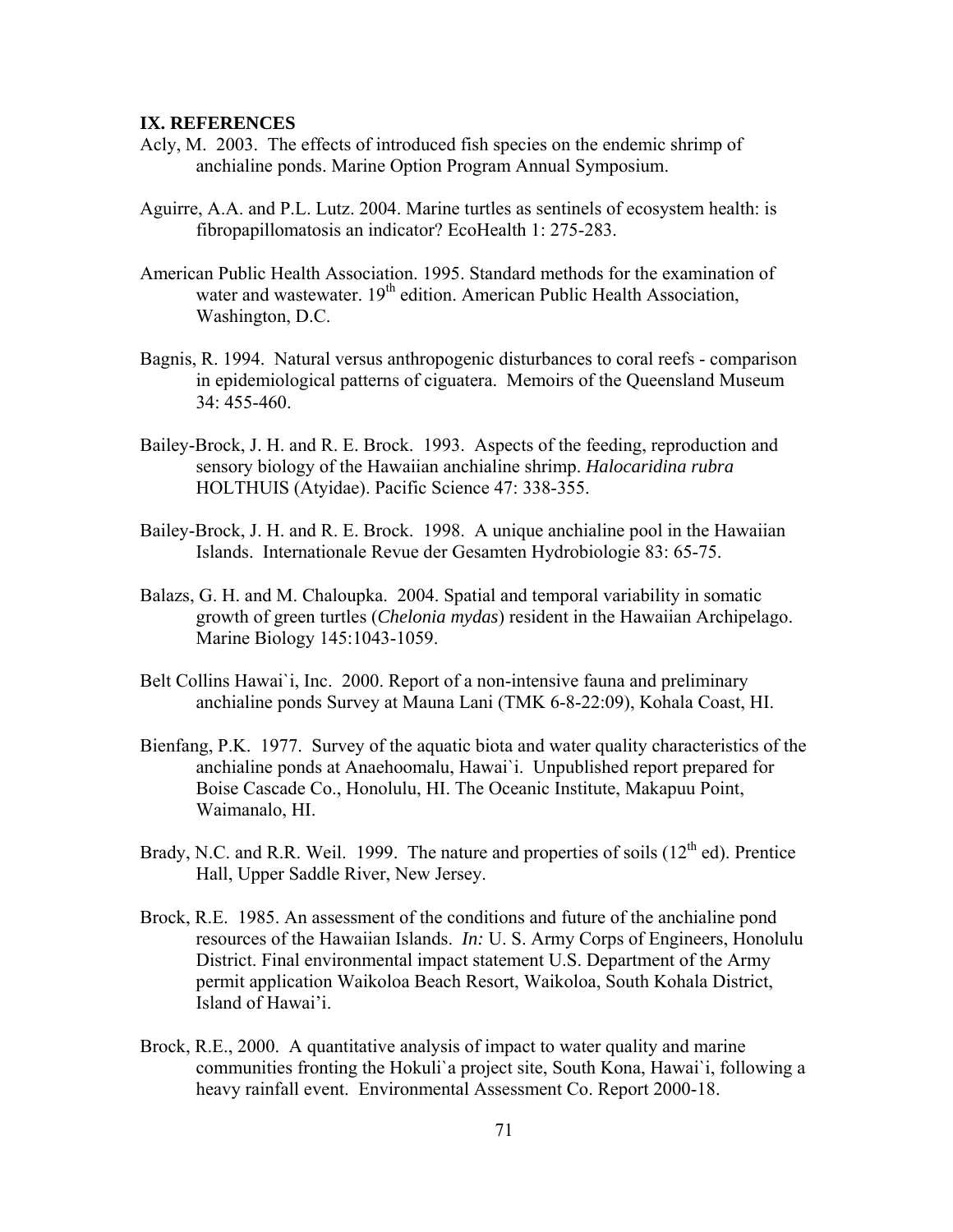## IX. REFERENCES

Acly, M. 2003. The effects of introduced fish species on the endemic shrimp of anchialine ponds. Marine Option Program Annual Symposium.

Aguirre, A.A. and P.L. Lutz. 2004. Marine turtles as sentinels of ecosystem health: is fibropapillomatosis an indicator? EcoHealth 1: 275-283.

American Public Health Association. 1995. Standard methods for the examination of water and wastewater. 19th edition. American Public Health Association, Washington, D.C.

Bagnis, R. 1994. Natural versus anthropogenic disturbances to coral reefs - comparison in epidemiological patterns of ciguatera. Memoirs of the Queensland Museum 34: 455-460.

Bailey-Brock, J. H. and R. E. Brock. 1993. Aspects of the feeding, reproduction and sensory biology of the Hawaiian anchialine shrimp. *Halocaridina rubra* HOLTHUIS (Atyidae). Pacific Science 47: 338-355.

Bailey-Brock, J. H. and R. E. Brock. 1998. A unique anchialine pool in the Hawaiian Islands. Internationale Revue der Gesamten Hydrobiologie 83: 65-75.

Balazs, G. H. and M. Chaloupka. 2004. Spatial and temporal variability in somatic growth of green turtles (*Chelonia mydas*) resident in the Hawaiian Archipelago. Marine Biology 145:1043-1059.

Belt Collins Hawai`i, Inc. 2000. Report of a non-intensive fauna and preliminary anchialine ponds Survey at Mauna Lani (TMK 6-8-22:09), Kohala Coast, HI.

Bienfang, P.K. 1977. Survey of the aquatic biota and water quality characteristics of the anchialine ponds at Anaehoomalu, Hawai`i. Unpublished report prepared for Boise Cascade Co., Honolulu, HI. The Oceanic Institute, Makapuu Point, Waimanalo, HI.

Brady, N.C. and R.R. Weil. 1999. The nature and properties of soils (12th ed). Prentice Hall, Upper Saddle River, New Jersey.

Brock, R.E. 1985. An assessment of the conditions and future of the anchialine pond resources of the Hawaiian Islands. *In:* U. S. Army Corps of Engineers, Honolulu District. Final environmental impact statement U.S. Department of the Army permit application Waikoloa Beach Resort, Waikoloa, South Kohala District, Island of Hawai'i.

Brock, R.E., 2000. A quantitative analysis of impact to water quality and marine communities fronting the Hokuli`a project site, South Kona, Hawai`i, following a heavy rainfall event. Environmental Assessment Co. Report 2000-18.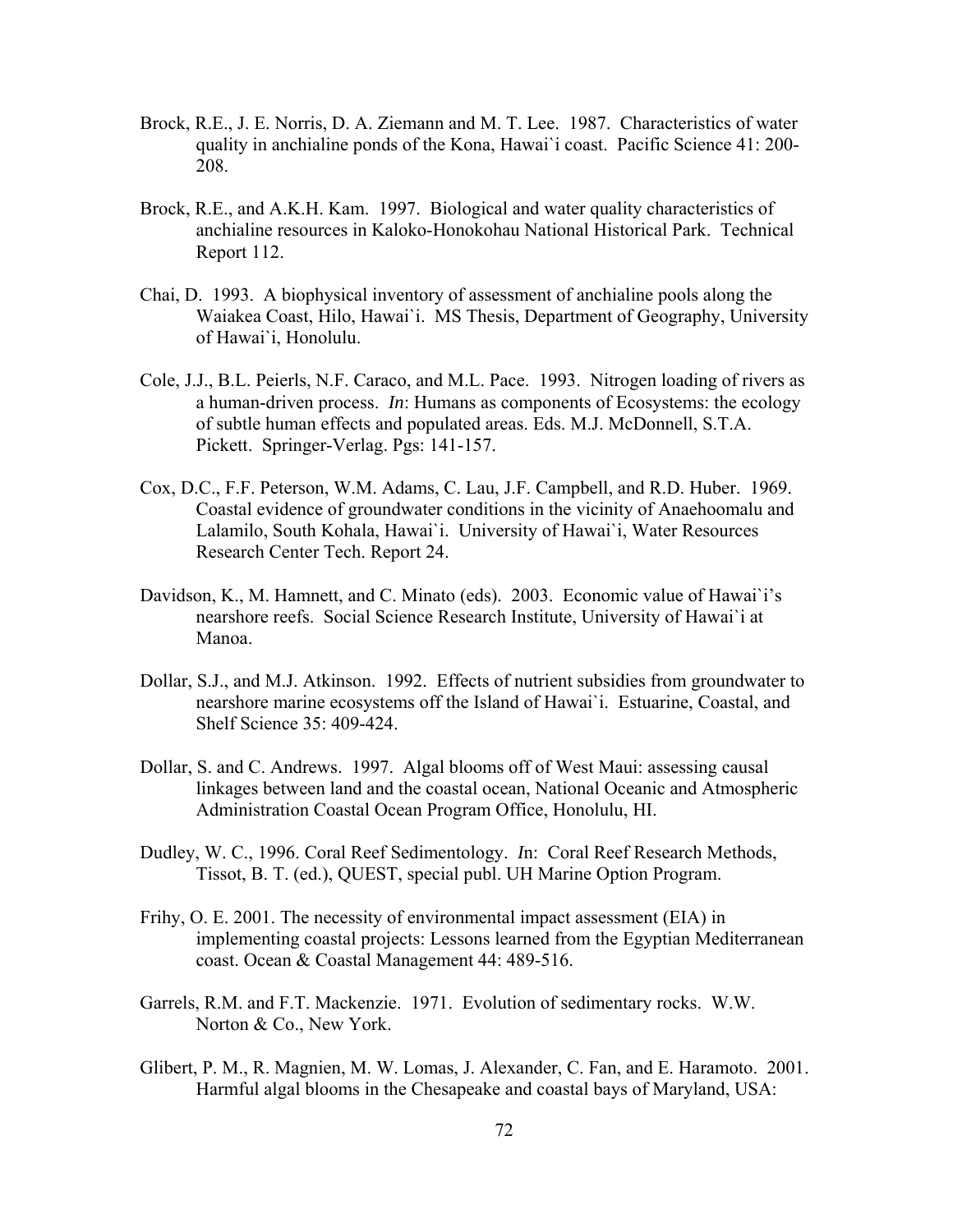Brock, R.E., J. E. Norris, D. A. Ziemann and M. T. Lee. 1987. Characteristics of water quality in anchialine ponds of the Kona, Hawai`i coast. Pacific Science 41: 200-208.

Brock, R.E., and A.K.H. Kam. 1997. Biological and water quality characteristics of anchialine resources in Kaloko-Honokohau National Historical Park. Technical Report 112.

Chai, D. 1993. A biophysical inventory of assessment of anchialine pools along the Waiakea Coast, Hilo, Hawai`i. MS Thesis, Department of Geography, University of Hawai`i, Honolulu.

Cole, J.J., B.L. Peierls, N.F. Caraco, and M.L. Pace. 1993. Nitrogen loading of rivers as a human-driven process. *In*: Humans as components of Ecosystems: the ecology of subtle human effects and populated areas. Eds. M.J. McDonnell, S.T.A. Pickett. Springer-Verlag. Pgs: 141-157.

Cox, D.C., F.F. Peterson, W.M. Adams, C. Lau, J.F. Campbell, and R.D. Huber. 1969. Coastal evidence of groundwater conditions in the vicinity of Anaehoomalu and Lalamilo, South Kohala, Hawai`i. University of Hawai`i, Water Resources Research Center Tech. Report 24.

Davidson, K., M. Hamnett, and C. Minato (eds). 2003. Economic value of Hawai`i's nearshore reefs. Social Science Research Institute, University of Hawai`i at Manoa.

Dollar, S.J., and M.J. Atkinson. 1992. Effects of nutrient subsidies from groundwater to nearshore marine ecosystems off the Island of Hawai`i. Estuarine, Coastal, and Shelf Science 35: 409-424.

Dollar, S. and C. Andrews. 1997. Algal blooms off of West Maui: assessing causal linkages between land and the coastal ocean, National Oceanic and Atmospheric Administration Coastal Ocean Program Office, Honolulu, HI.

Dudley, W. C., 1996. Coral Reef Sedimentology. *In*: Coral Reef Research Methods, Tissot, B. T. (ed.), QUEST, special publ. UH Marine Option Program.

Frihy, O. E. 2001. The necessity of environmental impact assessment (EIA) in implementing coastal projects: Lessons learned from the Egyptian Mediterranean coast. Ocean & Coastal Management 44: 489-516.

Garrels, R.M. and F.T. Mackenzie. 1971. Evolution of sedimentary rocks. W.W. Norton & Co., New York.

Glibert, P. M., R. Magnien, M. W. Lomas, J. Alexander, C. Fan, and E. Haramoto. 2001. Harmful algal blooms in the Chesapeake and coastal bays of Maryland, USA: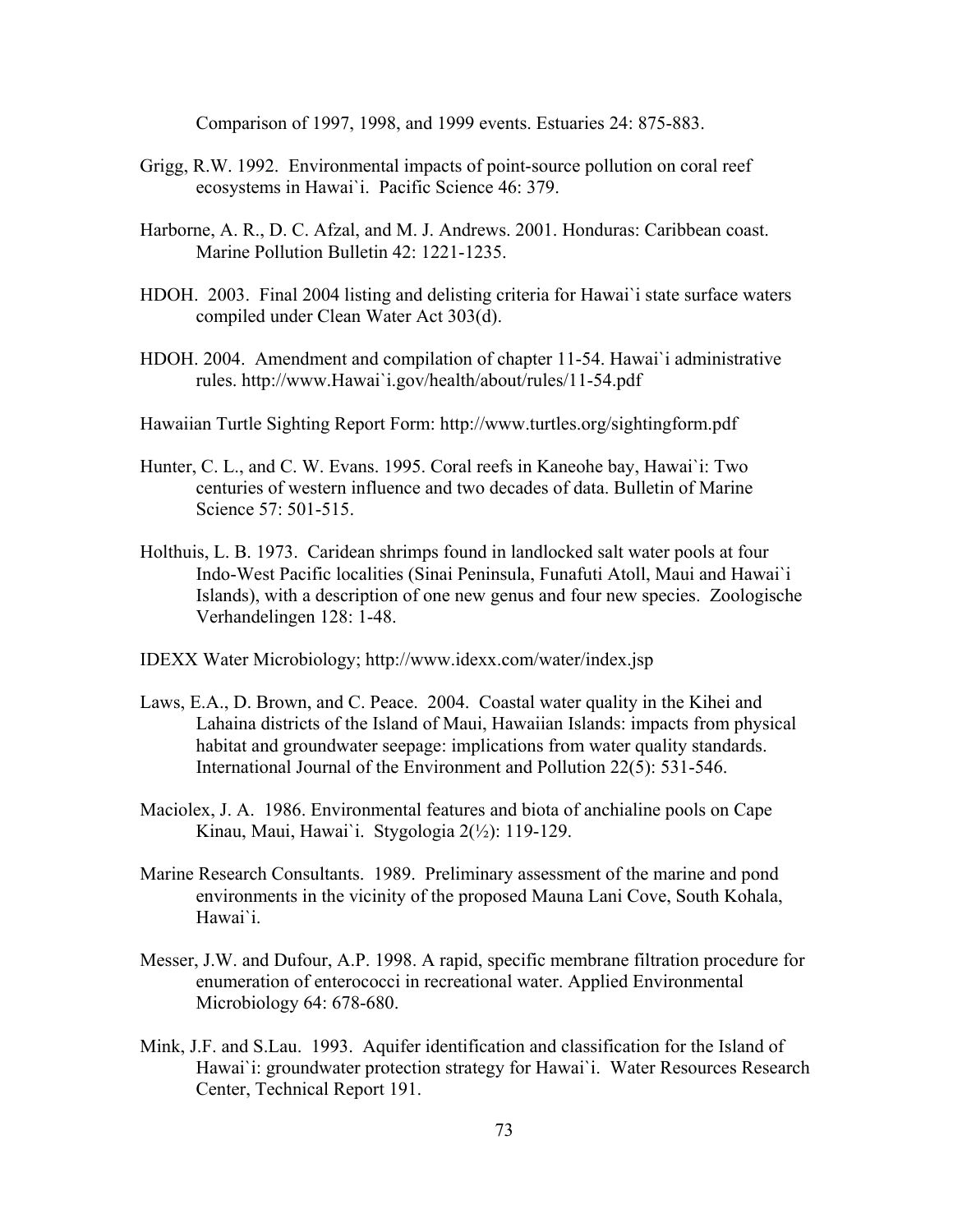Comparison of 1997, 1998, and 1999 events. Estuaries 24: 875-883.

Grigg, R.W. 1992. Environmental impacts of point-source pollution on coral reef ecosystems in Hawai`i. Pacific Science 46: 379.

Harborne, A. R., D. C. Afzal, and M. J. Andrews. 2001. Honduras: Caribbean coast. Marine Pollution Bulletin 42: 1221-1235.

HDOH. 2003. Final 2004 listing and delisting criteria for Hawai`i state surface waters compiled under Clean Water Act 303(d).

HDOH. 2004. Amendment and compilation of chapter 11-54. Hawai`i administrative rules. http://www.Hawai`i.gov/health/about/rules/11-54.pdf

Hawaiian Turtle Sighting Report Form: http://www.turtles.org/sightingform.pdf

Hunter, C. L., and C. W. Evans. 1995. Coral reefs in Kaneohe bay, Hawai`i: Two centuries of western influence and two decades of data. Bulletin of Marine Science 57: 501-515.

Holthuis, L. B. 1973. Caridean shrimps found in landlocked salt water pools at four Indo-West Pacific localities (Sinai Peninsula, Funafuti Atoll, Maui and Hawai`i Islands), with a description of one new genus and four new species. Zoologische Verhandelingen 128: 1-48.

IDEXX Water Microbiology; http://www.idexx.com/water/index.jsp

Laws, E.A., D. Brown, and C. Peace. 2004. Coastal water quality in the Kihei and Lahaina districts of the Island of Maui, Hawaiian Islands: impacts from physical habitat and groundwater seepage: implications from water quality standards. International Journal of the Environment and Pollution 22(5): 531-546.

Maciolex, J. A. 1986. Environmental features and biota of anchialine pools on Cape Kinau, Maui, Hawai`i. Stygologia 2(½): 119-129.

Marine Research Consultants. 1989. Preliminary assessment of the marine and pond environments in the vicinity of the proposed Mauna Lani Cove, South Kohala, Hawai`i.

Messer, J.W. and Dufour, A.P. 1998. A rapid, specific membrane filtration procedure for enumeration of enterococci in recreational water. Applied Environmental Microbiology 64: 678-680.

Mink, J.F. and S.Lau. 1993. Aquifer identification and classification for the Island of Hawai`i: groundwater protection strategy for Hawai`i. Water Resources Research Center, Technical Report 191.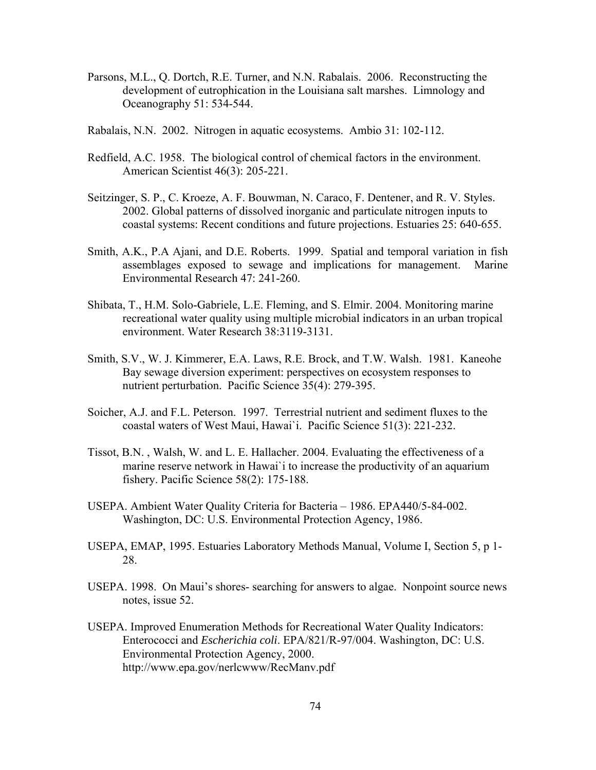Parsons, M.L., Q. Dortch, R.E. Turner, and N.N. Rabalais. 2006. Reconstructing the development of eutrophication in the Louisiana salt marshes. Limnology and Oceanography 51: 534-544.

Rabalais, N.N. 2002. Nitrogen in aquatic ecosystems. Ambio 31: 102-112.

Redfield, A.C. 1958. The biological control of chemical factors in the environment. American Scientist 46(3): 205-221.

Seitzinger, S. P., C. Kroeze, A. F. Bouwman, N. Caraco, F. Dentener, and R. V. Styles. 2002. Global patterns of dissolved inorganic and particulate nitrogen inputs to coastal systems: Recent conditions and future projections. Estuaries 25: 640-655.

Smith, A.K., P.A Ajani, and D.E. Roberts. 1999. Spatial and temporal variation in fish assemblages exposed to sewage and implications for management. Marine Environmental Research 47: 241-260.

Shibata, T., H.M. Solo-Gabriele, L.E. Fleming, and S. Elmir. 2004. Monitoring marine recreational water quality using multiple microbial indicators in an urban tropical environment. Water Research 38:3119-3131.

Smith, S.V., W. J. Kimmerer, E.A. Laws, R.E. Brock, and T.W. Walsh. 1981. Kaneohe Bay sewage diversion experiment: perspectives on ecosystem responses to nutrient perturbation. Pacific Science 35(4): 279-395.

Soicher, A.J. and F.L. Peterson. 1997. Terrestrial nutrient and sediment fluxes to the coastal waters of West Maui, Hawai`i. Pacific Science 51(3): 221-232.

Tissot, B.N. , Walsh, W. and L. E. Hallacher. 2004. Evaluating the effectiveness of a marine reserve network in Hawai`i to increase the productivity of an aquarium fishery. Pacific Science 58(2): 175-188.

USEPA. Ambient Water Quality Criteria for Bacteria – 1986. EPA440/5-84-002. Washington, DC: U.S. Environmental Protection Agency, 1986.

USEPA, EMAP, 1995. Estuaries Laboratory Methods Manual, Volume I, Section 5, p 1-28.

USEPA. 1998. On Maui's shores- searching for answers to algae. Nonpoint source news notes, issue 52.

USEPA. Improved Enumeration Methods for Recreational Water Quality Indicators: Enterococci and *Escherichia coli*. EPA/821/R-97/004. Washington, DC: U.S. Environmental Protection Agency, 2000. http://www.epa.gov/nerlcwww/RecManv.pdf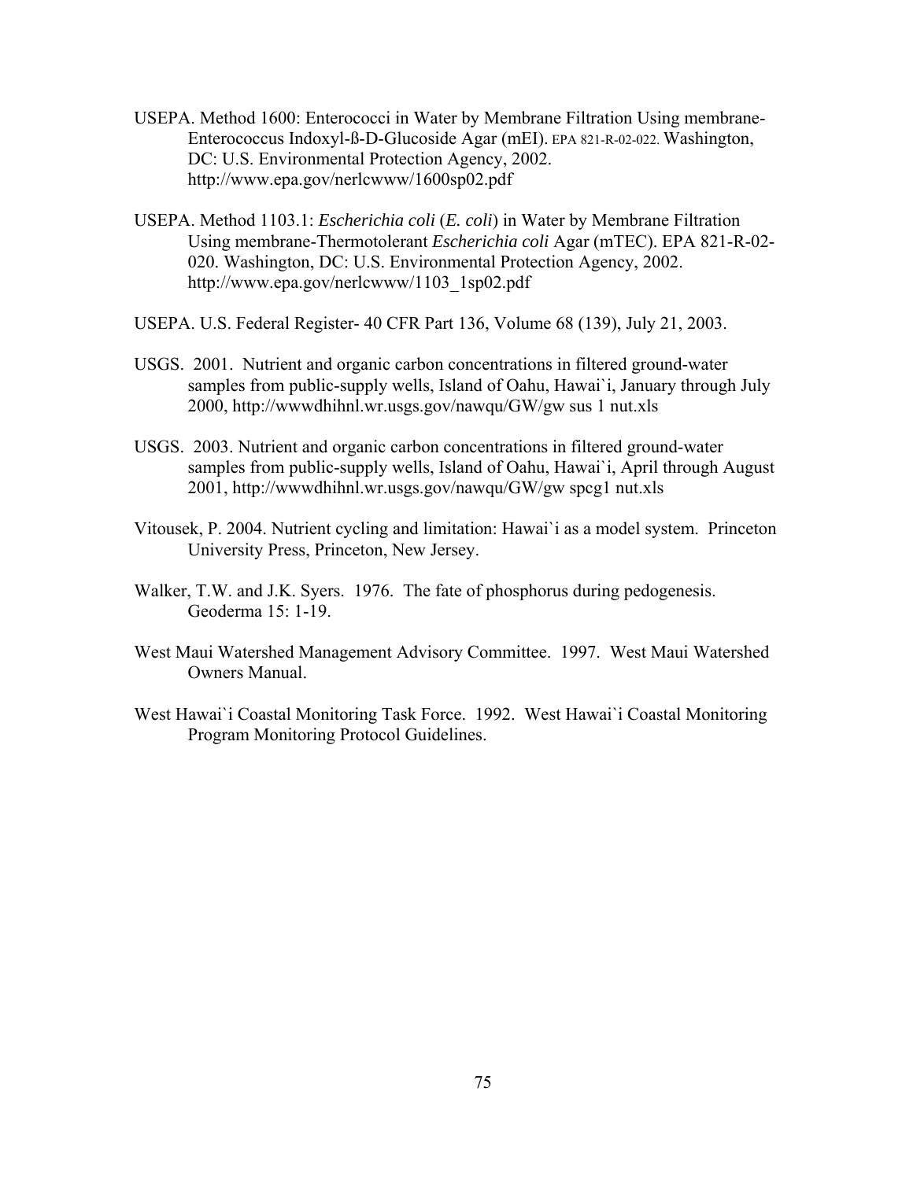USEPA. Method 1600: Enterococci in Water by Membrane Filtration Using membrane-Enterococcus Indoxyl-ß-D-Glucoside Agar (mEI). EPA 821-R-02-022. Washington, DC: U.S. Environmental Protection Agency, 2002. http://www.epa.gov/nerlcwww/1600sp02.pdf

USEPA. Method 1103.1: *Escherichia coli* (*E. coli*) in Water by Membrane Filtration Using membrane-Thermotolerant *Escherichia coli* Agar (mTEC). EPA 821-R-02-020. Washington, DC: U.S. Environmental Protection Agency, 2002. http://www.epa.gov/nerlcwww/1103_1sp02.pdf

USEPA. U.S. Federal Register- 40 CFR Part 136, Volume 68 (139), July 21, 2003.

USGS. 2001. Nutrient and organic carbon concentrations in filtered ground-water samples from public-supply wells, Island of Oahu, Hawai`i, January through July 2000, http://wwwdhihnl.wr.usgs.gov/nawqu/GW/gw sus 1 nut.xls

USGS. 2003. Nutrient and organic carbon concentrations in filtered ground-water samples from public-supply wells, Island of Oahu, Hawai`i, April through August 2001, http://wwwdhihnl.wr.usgs.gov/nawqu/GW/gw spcg1 nut.xls

Vitousek, P. 2004. Nutrient cycling and limitation: Hawai`i as a model system. Princeton University Press, Princeton, New Jersey.

Walker, T.W. and J.K. Syers. 1976. The fate of phosphorus during pedogenesis. Geoderma 15: 1-19.

West Maui Watershed Management Advisory Committee. 1997. West Maui Watershed Owners Manual.

West Hawai`i Coastal Monitoring Task Force. 1992. West Hawai`i Coastal Monitoring Program Monitoring Protocol Guidelines.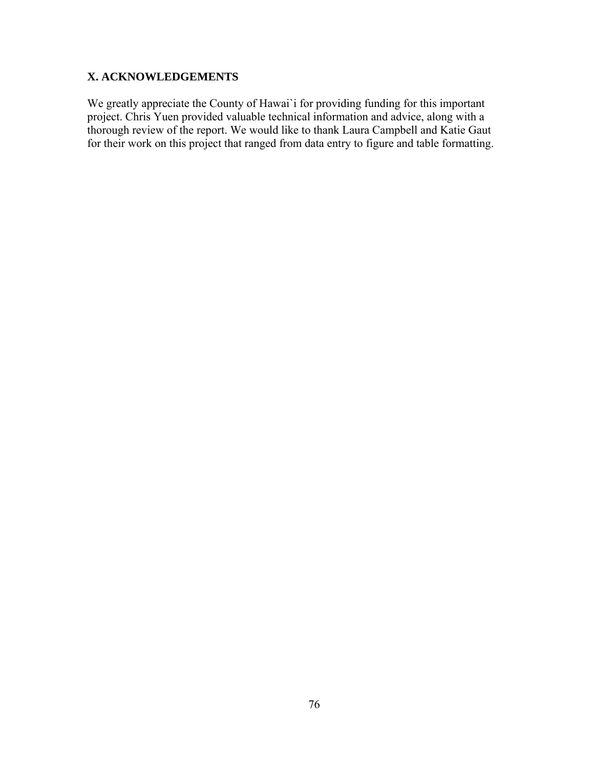## X. ACKNOWLEDGEMENTS

We greatly appreciate the County of Hawai`i for providing funding for this important project. Chris Yuen provided valuable technical information and advice, along with a thorough review of the report. We would like to thank Laura Campbell and Katie Gaut for their work on this project that ranged from data entry to figure and table formatting.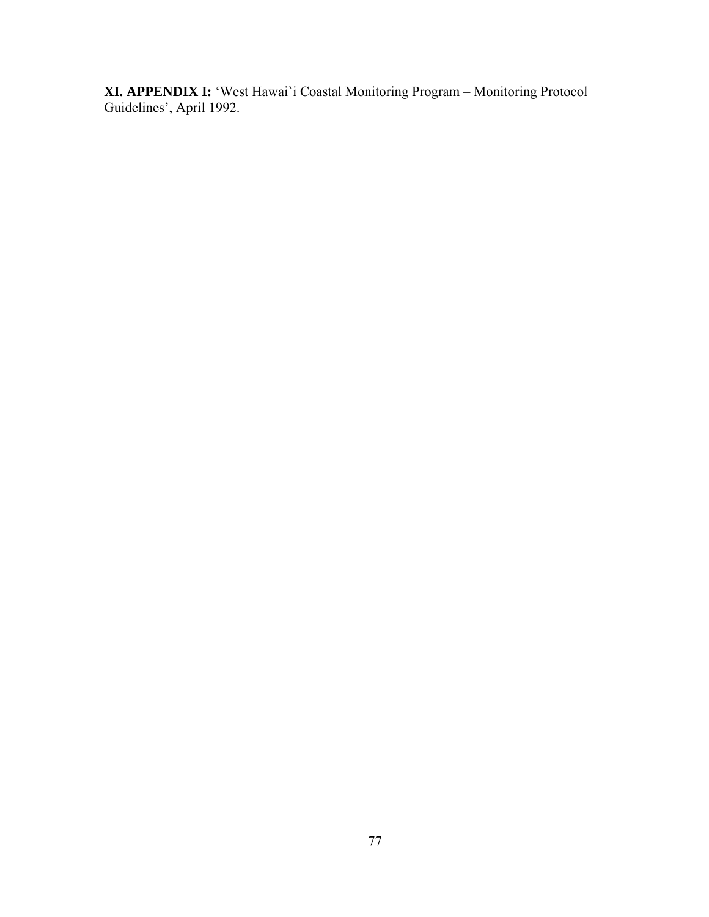**XI. APPENDIX I:** 'West Hawai`i Coastal Monitoring Program – Monitoring Protocol Guidelines', April 1992.